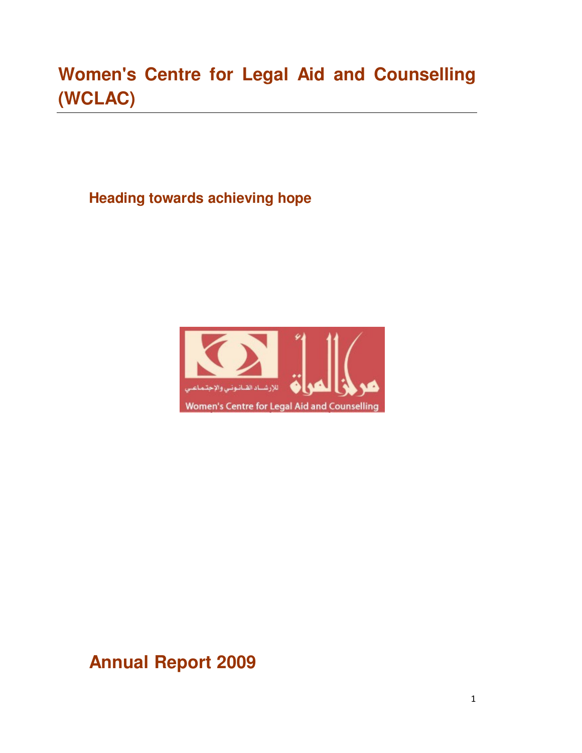# Women's Centre for Legal Aid and Counselling (WCLAC)

## Heading towards achieving hope

## Annual Report 2009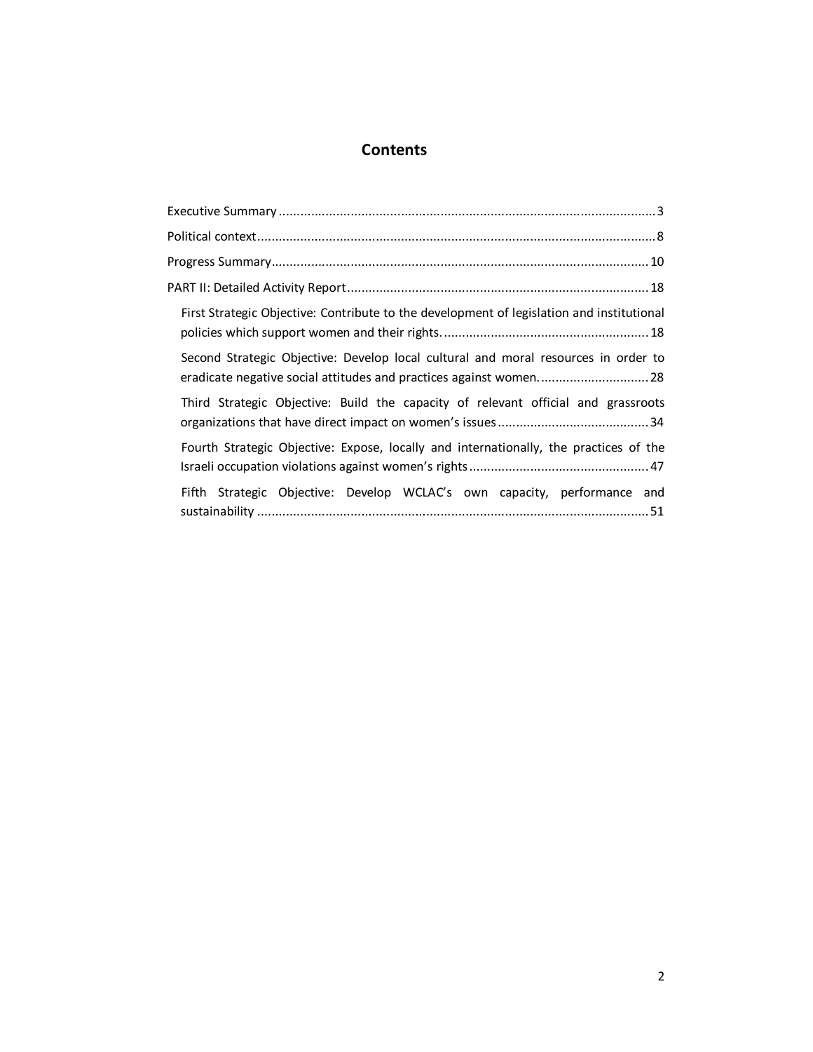# Contents

Executive Summary ........................................................................................................ 3

Political context ............................................................................................................. 8

Progress Summary ........................................................................................................ 10

PART II: Detailed Activity Report .................................................................................. 18

- First Strategic Objective: Contribute to the development of legislation and institutional policies which support women and their rights. ........................................................ 18
- Second Strategic Objective: Develop local cultural and moral resources in order to eradicate negative social attitudes and practices against women. .............................. 28
- Third Strategic Objective: Build the capacity of relevant official and grassroots organizations that have direct impact on women's issues .......................................... 34
- Fourth Strategic Objective: Expose, locally and internationally, the practices of the Israeli occupation violations against women's rights .................................................. 47
- Fifth Strategic Objective: Develop WCLAC's own capacity, performance and sustainability ............................................................................................................ 51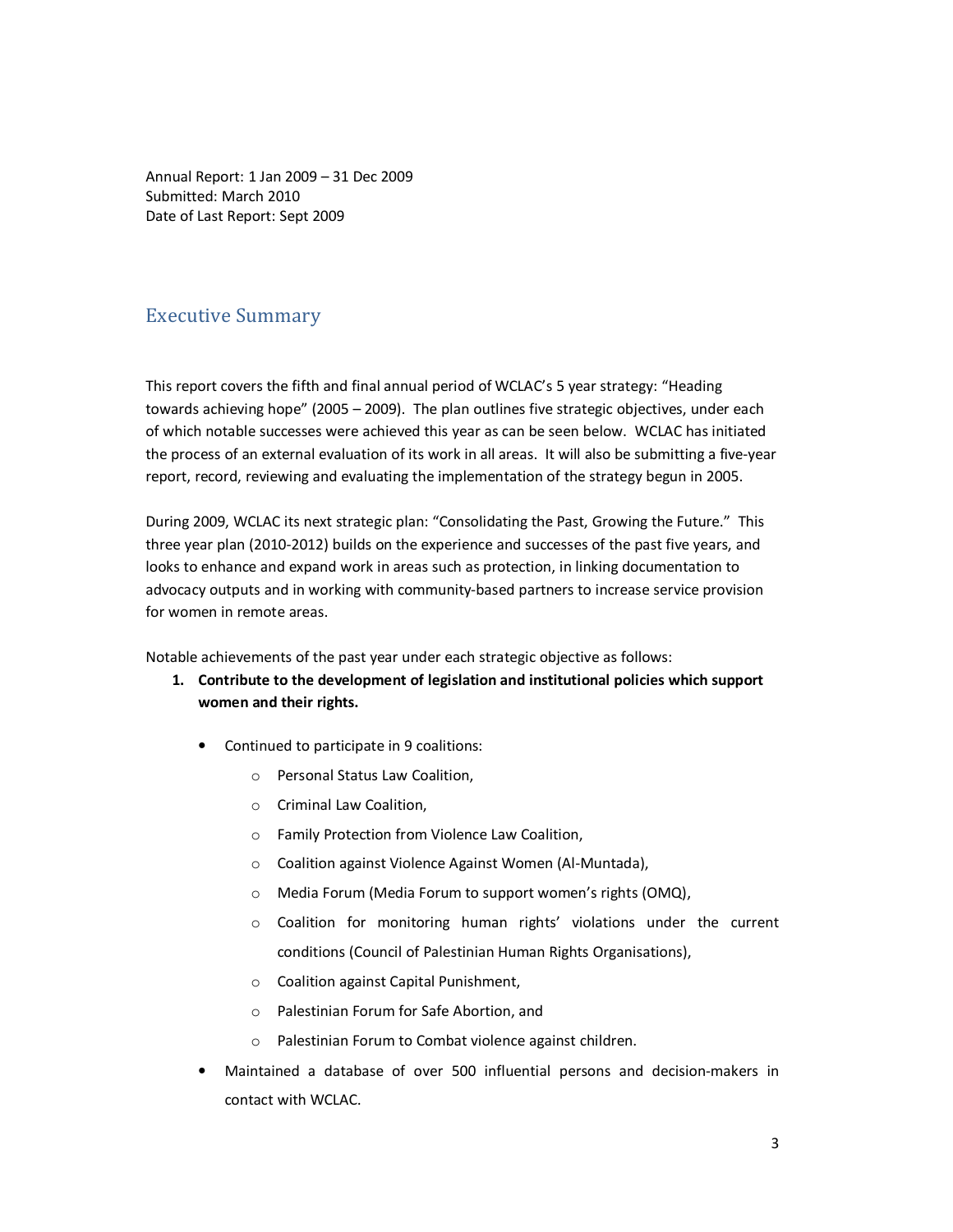Annual Report: 1 Jan 2009 – 31 Dec 2009
Submitted: March 2010
Date of Last Report: Sept 2009

## Executive Summary

This report covers the fifth and final annual period of WCLAC's 5 year strategy: "Heading towards achieving hope" (2005 – 2009). The plan outlines five strategic objectives, under each of which notable successes were achieved this year as can be seen below. WCLAC has initiated the process of an external evaluation of its work in all areas. It will also be submitting a five-year report, record, reviewing and evaluating the implementation of the strategy begun in 2005.

During 2009, WCLAC its next strategic plan: "Consolidating the Past, Growing the Future." This three year plan (2010-2012) builds on the experience and successes of the past five years, and looks to enhance and expand work in areas such as protection, in linking documentation to advocacy outputs and in working with community-based partners to increase service provision for women in remote areas.

Notable achievements of the past year under each strategic objective as follows:

1. **Contribute to the development of legislation and institutional policies which support women and their rights.**
   - Continued to participate in 9 coalitions:
     - Personal Status Law Coalition,
     - Criminal Law Coalition,
     - Family Protection from Violence Law Coalition,
     - Coalition against Violence Against Women (Al-Muntada),
     - Media Forum (Media Forum to support women's rights (OMQ),
     - Coalition for monitoring human rights' violations under the current conditions (Council of Palestinian Human Rights Organisations),
     - Coalition against Capital Punishment,
     - Palestinian Forum for Safe Abortion, and
     - Palestinian Forum to Combat violence against children.
   - Maintained a database of over 500 influential persons and decision-makers in contact with WCLAC.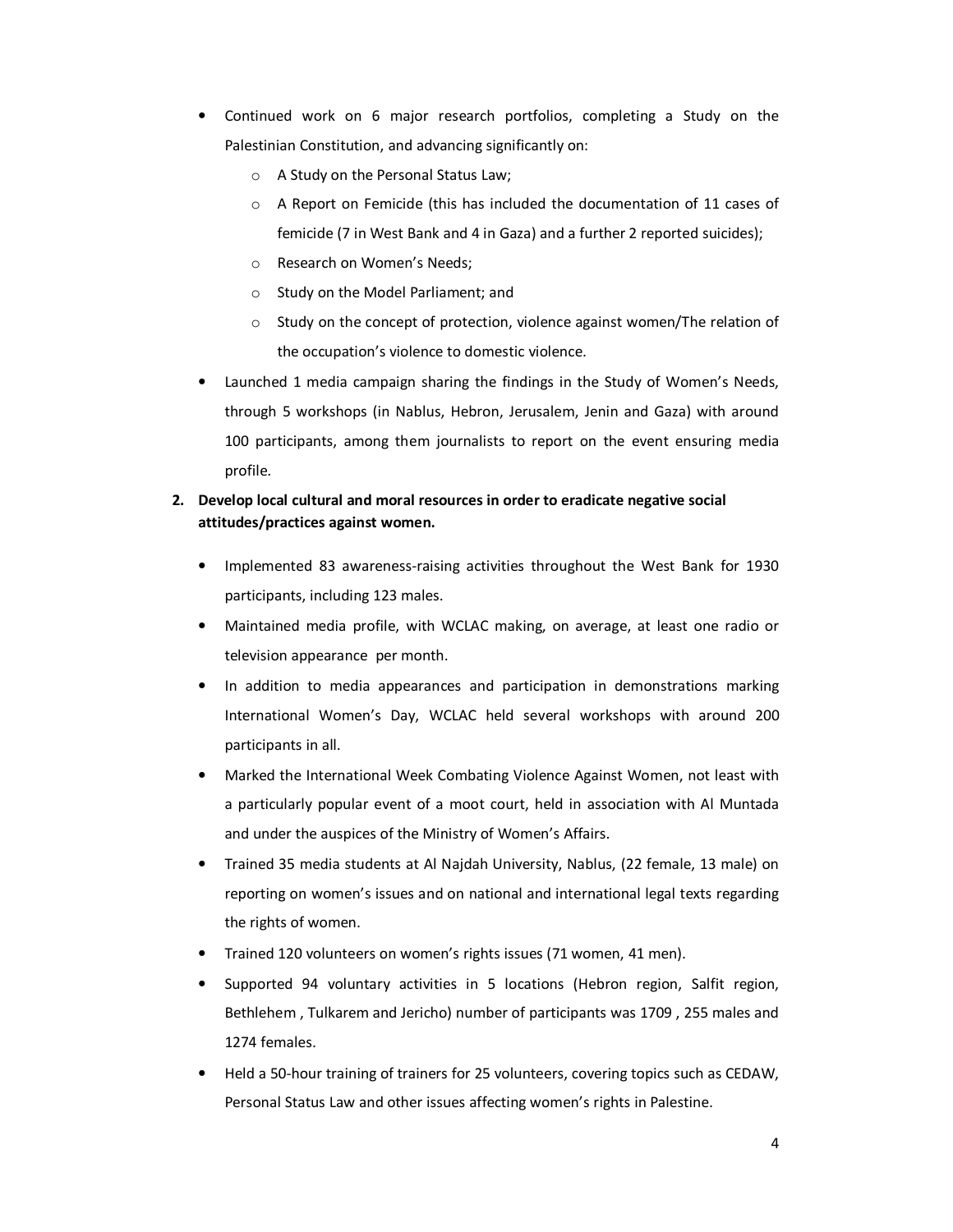- Continued work on 6 major research portfolios, completing a Study on the Palestinian Constitution, and advancing significantly on:
    - A Study on the Personal Status Law;
    - A Report on Femicide (this has included the documentation of 11 cases of femicide (7 in West Bank and 4 in Gaza) and a further 2 reported suicides);
    - Research on Women's Needs;
    - Study on the Model Parliament; and
    - Study on the concept of protection, violence against women/The relation of the occupation's violence to domestic violence.
- Launched 1 media campaign sharing the findings in the Study of Women's Needs, through 5 workshops (in Nablus, Hebron, Jerusalem, Jenin and Gaza) with around 100 participants, among them journalists to report on the event ensuring media profile.

**2. Develop local cultural and moral resources in order to eradicate negative social attitudes/practices against women.**

- Implemented 83 awareness-raising activities throughout the West Bank for 1930 participants, including 123 males.
- Maintained media profile, with WCLAC making, on average, at least one radio or television appearance per month.
- In addition to media appearances and participation in demonstrations marking International Women's Day, WCLAC held several workshops with around 200 participants in all.
- Marked the International Week Combating Violence Against Women, not least with a particularly popular event of a moot court, held in association with Al Muntada and under the auspices of the Ministry of Women's Affairs.
- Trained 35 media students at Al Najdah University, Nablus, (22 female, 13 male) on reporting on women's issues and on national and international legal texts regarding the rights of women.
- Trained 120 volunteers on women's rights issues (71 women, 41 men).
- Supported 94 voluntary activities in 5 locations (Hebron region, Salfit region, Bethlehem , Tulkarem and Jericho) number of participants was 1709 , 255 males and 1274 females.
- Held a 50-hour training of trainers for 25 volunteers, covering topics such as CEDAW, Personal Status Law and other issues affecting women's rights in Palestine.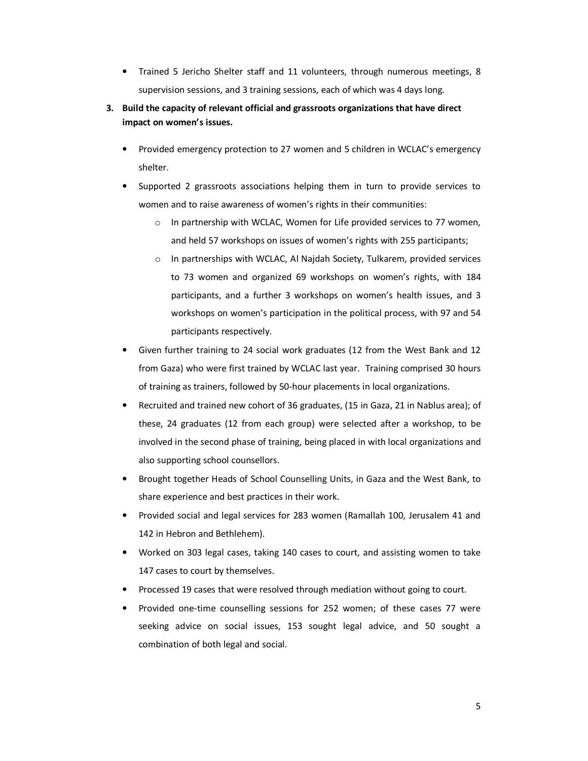- Trained 5 Jericho Shelter staff and 11 volunteers, through numerous meetings, 8 supervision sessions, and 3 training sessions, each of which was 4 days long.

3. **Build the capacity of relevant official and grassroots organizations that have direct impact on women's issues.**

    - Provided emergency protection to 27 women and 5 children in WCLAC's emergency shelter.
    - Supported 2 grassroots associations helping them in turn to provide services to women and to raise awareness of women's rights in their communities:
        - In partnership with WCLAC, Women for Life provided services to 77 women, and held 57 workshops on issues of women's rights with 255 participants;
        - In partnerships with WCLAC, Al Najdah Society, Tulkarem, provided services to 73 women and organized 69 workshops on women's rights, with 184 participants, and a further 3 workshops on women's health issues, and 3 workshops on women's participation in the political process, with 97 and 54 participants respectively.
    - Given further training to 24 social work graduates (12 from the West Bank and 12 from Gaza) who were first trained by WCLAC last year. Training comprised 30 hours of training as trainers, followed by 50-hour placements in local organizations.
    - Recruited and trained new cohort of 36 graduates, (15 in Gaza, 21 in Nablus area); of these, 24 graduates (12 from each group) were selected after a workshop, to be involved in the second phase of training, being placed in with local organizations and also supporting school counsellors.
    - Brought together Heads of School Counselling Units, in Gaza and the West Bank, to share experience and best practices in their work.
    - Provided social and legal services for 283 women (Ramallah 100, Jerusalem 41 and 142 in Hebron and Bethlehem).
    - Worked on 303 legal cases, taking 140 cases to court, and assisting women to take 147 cases to court by themselves.
    - Processed 19 cases that were resolved through mediation without going to court.
    - Provided one-time counselling sessions for 252 women; of these cases 77 were seeking advice on social issues, 153 sought legal advice, and 50 sought a combination of both legal and social.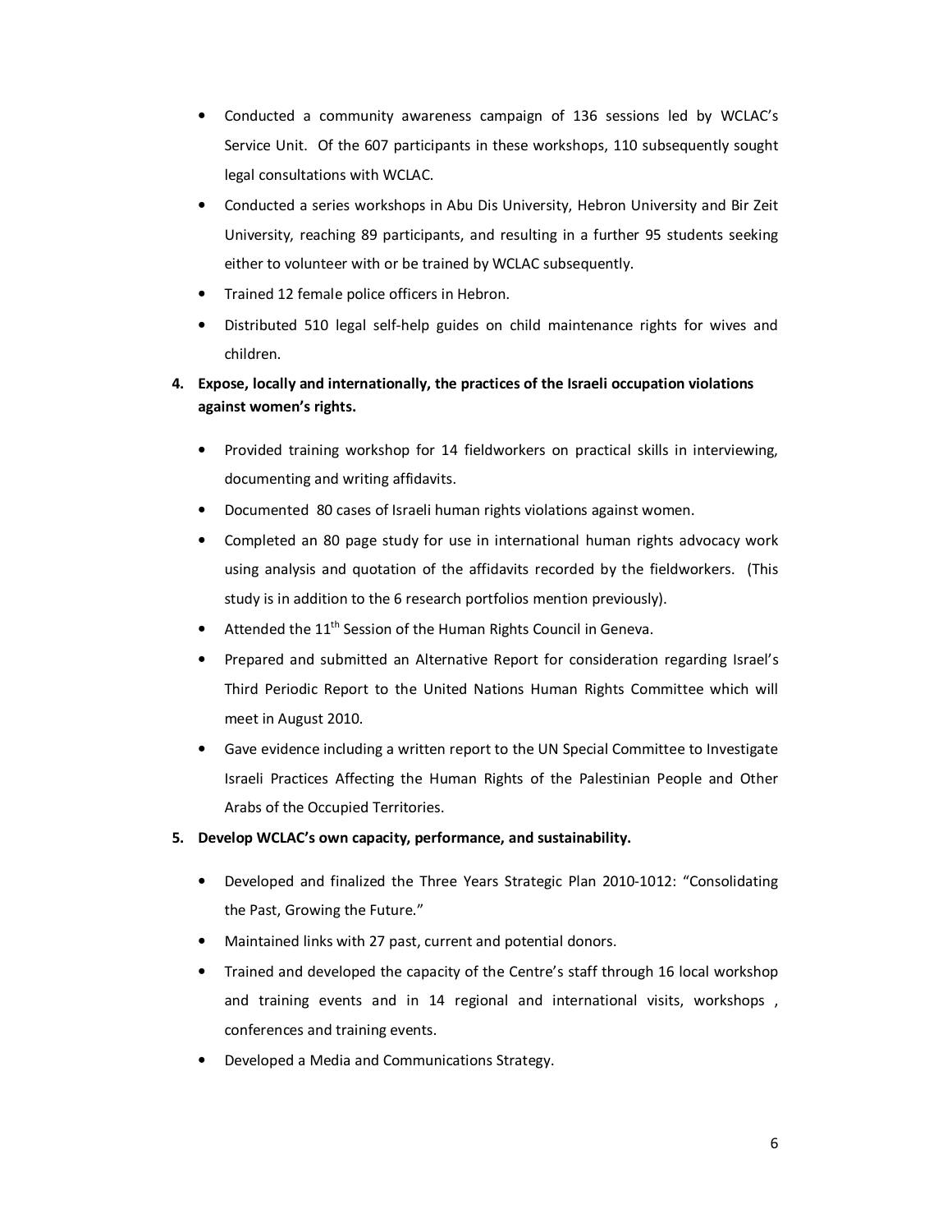- Conducted a community awareness campaign of 136 sessions led by WCLAC's Service Unit. Of the 607 participants in these workshops, 110 subsequently sought legal consultations with WCLAC.
- Conducted a series workshops in Abu Dis University, Hebron University and Bir Zeit University, reaching 89 participants, and resulting in a further 95 students seeking either to volunteer with or be trained by WCLAC subsequently.
- Trained 12 female police officers in Hebron.
- Distributed 510 legal self-help guides on child maintenance rights for wives and children.

4. **Expose, locally and internationally, the practices of the Israeli occupation violations against women's rights.**

   - Provided training workshop for 14 fieldworkers on practical skills in interviewing, documenting and writing affidavits.
   - Documented 80 cases of Israeli human rights violations against women.
   - Completed an 80 page study for use in international human rights advocacy work using analysis and quotation of the affidavits recorded by the fieldworkers. (This study is in addition to the 6 research portfolios mention previously).
   - Attended the 11th Session of the Human Rights Council in Geneva.
   - Prepared and submitted an Alternative Report for consideration regarding Israel's Third Periodic Report to the United Nations Human Rights Committee which will meet in August 2010.
   - Gave evidence including a written report to the UN Special Committee to Investigate Israeli Practices Affecting the Human Rights of the Palestinian People and Other Arabs of the Occupied Territories.

5. **Develop WCLAC's own capacity, performance, and sustainability.**

   - Developed and finalized the Three Years Strategic Plan 2010-1012: "Consolidating the Past, Growing the Future."
   - Maintained links with 27 past, current and potential donors.
   - Trained and developed the capacity of the Centre's staff through 16 local workshop and training events and in 14 regional and international visits, workshops , conferences and training events.
   - Developed a Media and Communications Strategy.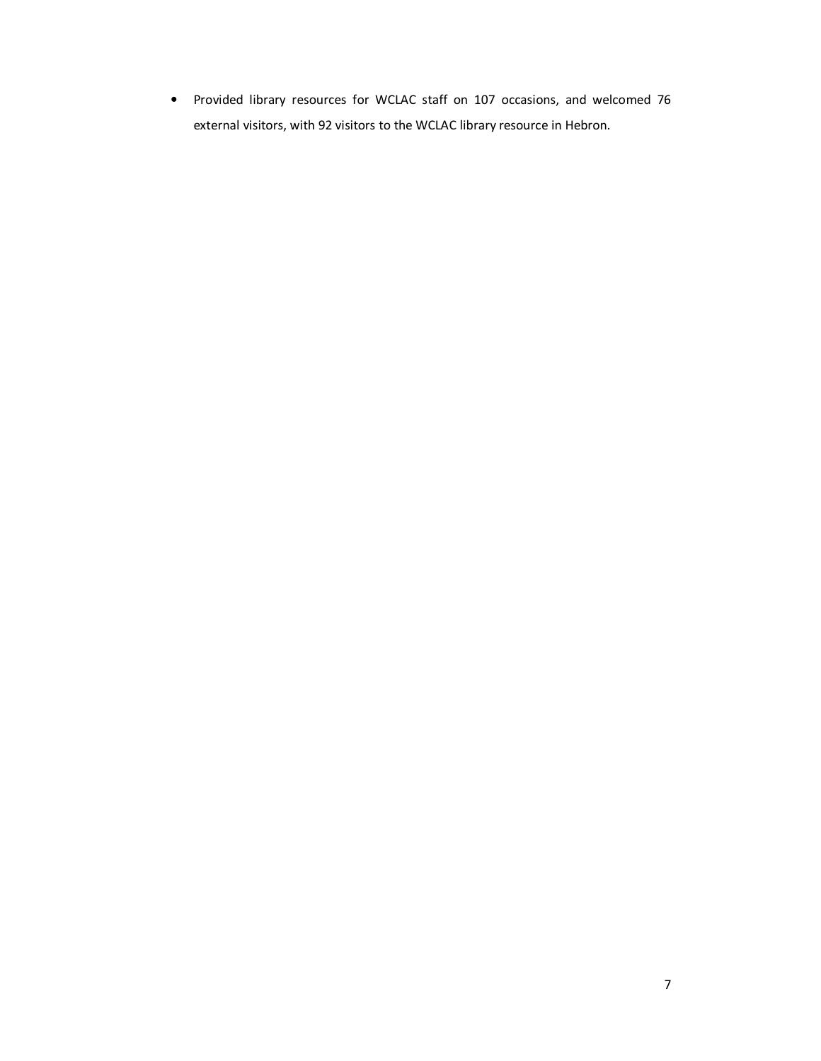- Provided library resources for WCLAC staff on 107 occasions, and welcomed 76 external visitors, with 92 visitors to the WCLAC library resource in Hebron.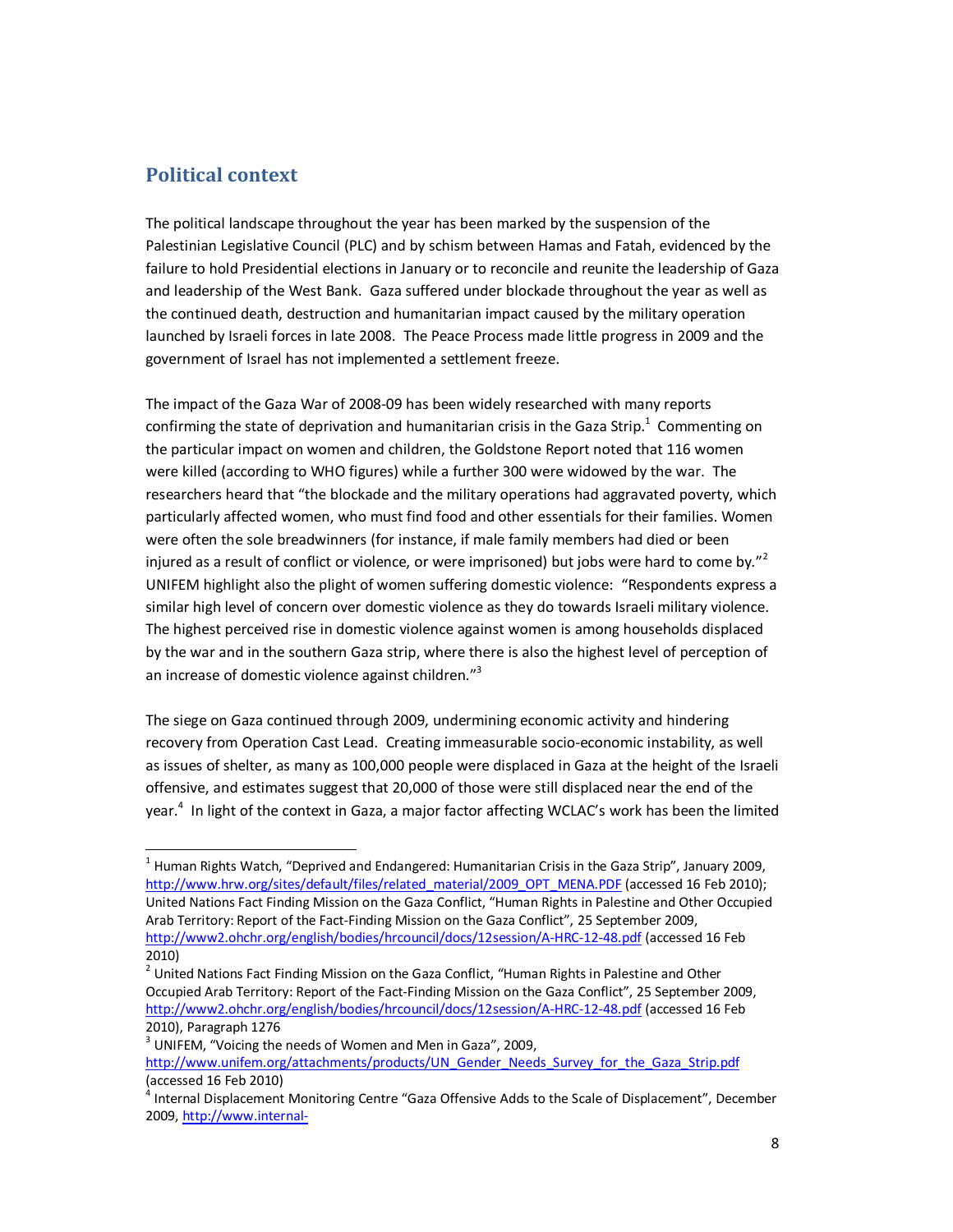## Political context

The political landscape throughout the year has been marked by the suspension of the Palestinian Legislative Council (PLC) and by schism between Hamas and Fatah, evidenced by the failure to hold Presidential elections in January or to reconcile and reunite the leadership of Gaza and leadership of the West Bank. Gaza suffered under blockade throughout the year as well as the continued death, destruction and humanitarian impact caused by the military operation launched by Israeli forces in late 2008. The Peace Process made little progress in 2009 and the government of Israel has not implemented a settlement freeze.

The impact of the Gaza War of 2008-09 has been widely researched with many reports confirming the state of deprivation and humanitarian crisis in the Gaza Strip.[1] Commenting on the particular impact on women and children, the Goldstone Report noted that 116 women were killed (according to WHO figures) while a further 300 were widowed by the war. The researchers heard that "the blockade and the military operations had aggravated poverty, which particularly affected women, who must find food and other essentials for their families. Women were often the sole breadwinners (for instance, if male family members had died or been injured as a result of conflict or violence, or were imprisoned) but jobs were hard to come by."[2] UNIFEM highlight also the plight of women suffering domestic violence: "Respondents express a similar high level of concern over domestic violence as they do towards Israeli military violence. The highest perceived rise in domestic violence against women is among households displaced by the war and in the southern Gaza strip, where there is also the highest level of perception of an increase of domestic violence against children."[3]

The siege on Gaza continued through 2009, undermining economic activity and hindering recovery from Operation Cast Lead. Creating immeasurable socio-economic instability, as well as issues of shelter, as many as 100,000 people were displaced in Gaza at the height of the Israeli offensive, and estimates suggest that 20,000 of those were still displaced near the end of the year.[4] In light of the context in Gaza, a major factor affecting WCLAC's work has been the limited

---

[1] Human Rights Watch, "Deprived and Endangered: Humanitarian Crisis in the Gaza Strip", January 2009, http://www.hrw.org/sites/default/files/related_material/2009_OPT_MENA.PDF (accessed 16 Feb 2010); United Nations Fact Finding Mission on the Gaza Conflict, "Human Rights in Palestine and Other Occupied Arab Territory: Report of the Fact-Finding Mission on the Gaza Conflict", 25 September 2009, http://www2.ohchr.org/english/bodies/hrcouncil/docs/12session/A-HRC-12-48.pdf (accessed 16 Feb 2010)

[2] United Nations Fact Finding Mission on the Gaza Conflict, "Human Rights in Palestine and Other Occupied Arab Territory: Report of the Fact-Finding Mission on the Gaza Conflict", 25 September 2009, http://www2.ohchr.org/english/bodies/hrcouncil/docs/12session/A-HRC-12-48.pdf (accessed 16 Feb 2010), Paragraph 1276

[3] UNIFEM, "Voicing the needs of Women and Men in Gaza", 2009, http://www.unifem.org/attachments/products/UN_Gender_Needs_Survey_for_the_Gaza_Strip.pdf (accessed 16 Feb 2010)

[4] Internal Displacement Monitoring Centre "Gaza Offensive Adds to the Scale of Displacement", December 2009, http://www.internal-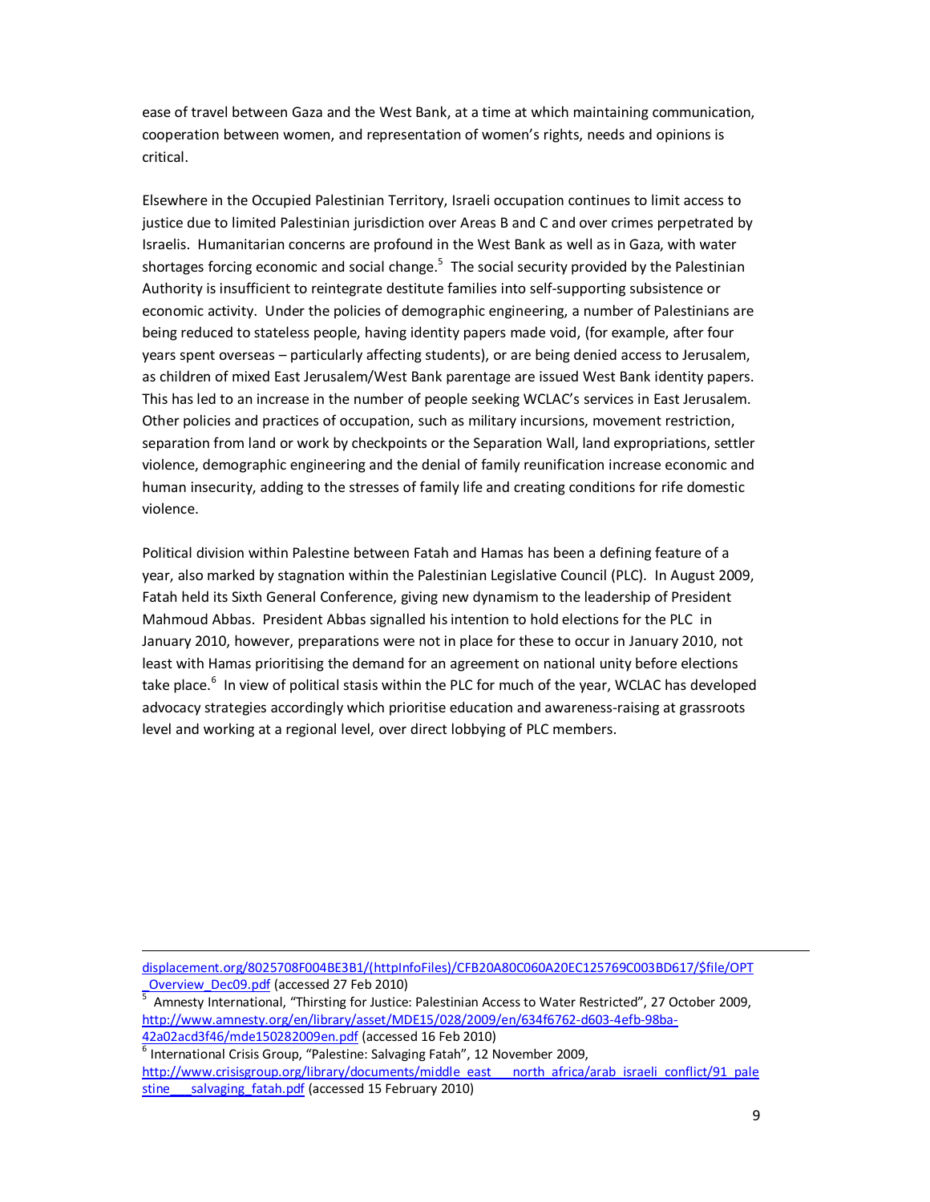ease of travel between Gaza and the West Bank, at a time at which maintaining communication, cooperation between women, and representation of women's rights, needs and opinions is critical.

Elsewhere in the Occupied Palestinian Territory, Israeli occupation continues to limit access to justice due to limited Palestinian jurisdiction over Areas B and C and over crimes perpetrated by Israelis. Humanitarian concerns are profound in the West Bank as well as in Gaza, with water shortages forcing economic and social change.[5] The social security provided by the Palestinian Authority is insufficient to reintegrate destitute families into self-supporting subsistence or economic activity. Under the policies of demographic engineering, a number of Palestinians are being reduced to stateless people, having identity papers made void, (for example, after four years spent overseas – particularly affecting students), or are being denied access to Jerusalem, as children of mixed East Jerusalem/West Bank parentage are issued West Bank identity papers. This has led to an increase in the number of people seeking WCLAC's services in East Jerusalem. Other policies and practices of occupation, such as military incursions, movement restriction, separation from land or work by checkpoints or the Separation Wall, land expropriations, settler violence, demographic engineering and the denial of family reunification increase economic and human insecurity, adding to the stresses of family life and creating conditions for rife domestic violence.

Political division within Palestine between Fatah and Hamas has been a defining feature of a year, also marked by stagnation within the Palestinian Legislative Council (PLC). In August 2009, Fatah held its Sixth General Conference, giving new dynamism to the leadership of President Mahmoud Abbas. President Abbas signalled his intention to hold elections for the PLC in January 2010, however, preparations were not in place for these to occur in January 2010, not least with Hamas prioritising the demand for an agreement on national unity before elections take place.[6] In view of political stasis within the PLC for much of the year, WCLAC has developed advocacy strategies accordingly which prioritise education and awareness-raising at grassroots level and working at a regional level, over direct lobbying of PLC members.

---

displacement.org/8025708F004BE3B1/(httpInfoFiles)/CFB20A80C060A20EC125769C003BD617/$file/OPT_Overview_Dec09.pdf (accessed 27 Feb 2010)

[5] Amnesty International, "Thirsting for Justice: Palestinian Access to Water Restricted", 27 October 2009, http://www.amnesty.org/en/library/asset/MDE15/028/2009/en/634f6762-d603-4efb-98ba-42a02acd3f46/mde150282009en.pdf (accessed 16 Feb 2010)

[6] International Crisis Group, "Palestine: Salvaging Fatah", 12 November 2009, http://www.crisisgroup.org/library/documents/middle_east___north_africa/arab_israeli_conflict/91_palestine___salvaging_fatah.pdf (accessed 15 February 2010)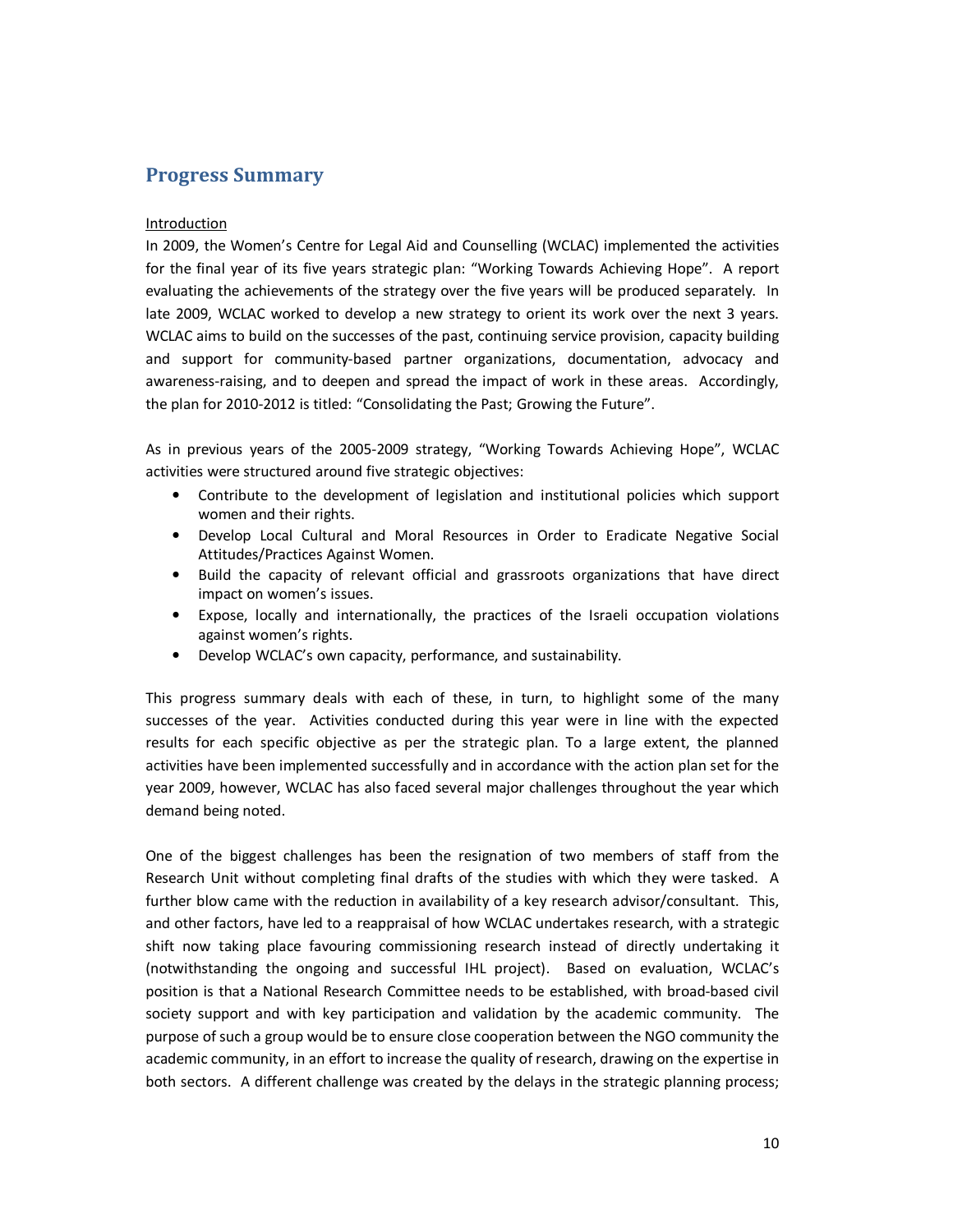## Progress Summary

Introduction

In 2009, the Women's Centre for Legal Aid and Counselling (WCLAC) implemented the activities for the final year of its five years strategic plan: "Working Towards Achieving Hope". A report evaluating the achievements of the strategy over the five years will be produced separately. In late 2009, WCLAC worked to develop a new strategy to orient its work over the next 3 years. WCLAC aims to build on the successes of the past, continuing service provision, capacity building and support for community-based partner organizations, documentation, advocacy and awareness-raising, and to deepen and spread the impact of work in these areas. Accordingly, the plan for 2010-2012 is titled: "Consolidating the Past; Growing the Future".

As in previous years of the 2005-2009 strategy, "Working Towards Achieving Hope", WCLAC activities were structured around five strategic objectives:

- Contribute to the development of legislation and institutional policies which support women and their rights.
- Develop Local Cultural and Moral Resources in Order to Eradicate Negative Social Attitudes/Practices Against Women.
- Build the capacity of relevant official and grassroots organizations that have direct impact on women's issues.
- Expose, locally and internationally, the practices of the Israeli occupation violations against women's rights.
- Develop WCLAC's own capacity, performance, and sustainability.

This progress summary deals with each of these, in turn, to highlight some of the many successes of the year. Activities conducted during this year were in line with the expected results for each specific objective as per the strategic plan. To a large extent, the planned activities have been implemented successfully and in accordance with the action plan set for the year 2009, however, WCLAC has also faced several major challenges throughout the year which demand being noted.

One of the biggest challenges has been the resignation of two members of staff from the Research Unit without completing final drafts of the studies with which they were tasked. A further blow came with the reduction in availability of a key research advisor/consultant. This, and other factors, have led to a reappraisal of how WCLAC undertakes research, with a strategic shift now taking place favouring commissioning research instead of directly undertaking it (notwithstanding the ongoing and successful IHL project). Based on evaluation, WCLAC's position is that a National Research Committee needs to be established, with broad-based civil society support and with key participation and validation by the academic community. The purpose of such a group would be to ensure close cooperation between the NGO community the academic community, in an effort to increase the quality of research, drawing on the expertise in both sectors. A different challenge was created by the delays in the strategic planning process;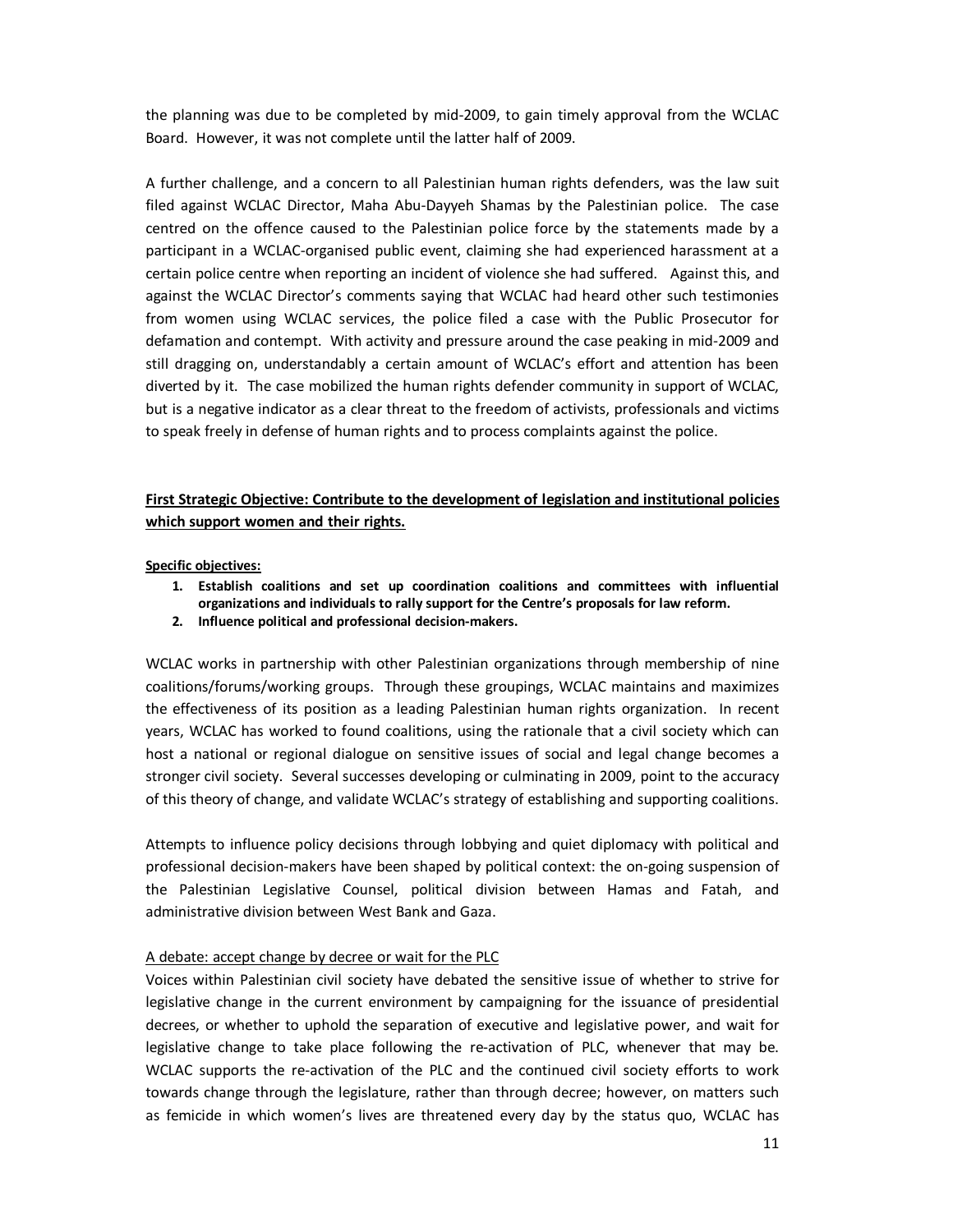the planning was due to be completed by mid-2009, to gain timely approval from the WCLAC Board. However, it was not complete until the latter half of 2009.

A further challenge, and a concern to all Palestinian human rights defenders, was the law suit filed against WCLAC Director, Maha Abu-Dayyeh Shamas by the Palestinian police. The case centred on the offence caused to the Palestinian police force by the statements made by a participant in a WCLAC-organised public event, claiming she had experienced harassment at a certain police centre when reporting an incident of violence she had suffered. Against this, and against the WCLAC Director's comments saying that WCLAC had heard other such testimonies from women using WCLAC services, the police filed a case with the Public Prosecutor for defamation and contempt. With activity and pressure around the case peaking in mid-2009 and still dragging on, understandably a certain amount of WCLAC's effort and attention has been diverted by it. The case mobilized the human rights defender community in support of WCLAC, but is a negative indicator as a clear threat to the freedom of activists, professionals and victims to speak freely in defense of human rights and to process complaints against the police.

## First Strategic Objective: Contribute to the development of legislation and institutional policies which support women and their rights.

**Specific objectives:**

1. **Establish coalitions and set up coordination coalitions and committees with influential organizations and individuals to rally support for the Centre's proposals for law reform.**
2. **Influence political and professional decision-makers.**

WCLAC works in partnership with other Palestinian organizations through membership of nine coalitions/forums/working groups. Through these groupings, WCLAC maintains and maximizes the effectiveness of its position as a leading Palestinian human rights organization. In recent years, WCLAC has worked to found coalitions, using the rationale that a civil society which can host a national or regional dialogue on sensitive issues of social and legal change becomes a stronger civil society. Several successes developing or culminating in 2009, point to the accuracy of this theory of change, and validate WCLAC's strategy of establishing and supporting coalitions.

Attempts to influence policy decisions through lobbying and quiet diplomacy with political and professional decision-makers have been shaped by political context: the on-going suspension of the Palestinian Legislative Counsel, political division between Hamas and Fatah, and administrative division between West Bank and Gaza.

### A debate: accept change by decree or wait for the PLC

Voices within Palestinian civil society have debated the sensitive issue of whether to strive for legislative change in the current environment by campaigning for the issuance of presidential decrees, or whether to uphold the separation of executive and legislative power, and wait for legislative change to take place following the re-activation of PLC, whenever that may be. WCLAC supports the re-activation of the PLC and the continued civil society efforts to work towards change through the legislature, rather than through decree; however, on matters such as femicide in which women's lives are threatened every day by the status quo, WCLAC has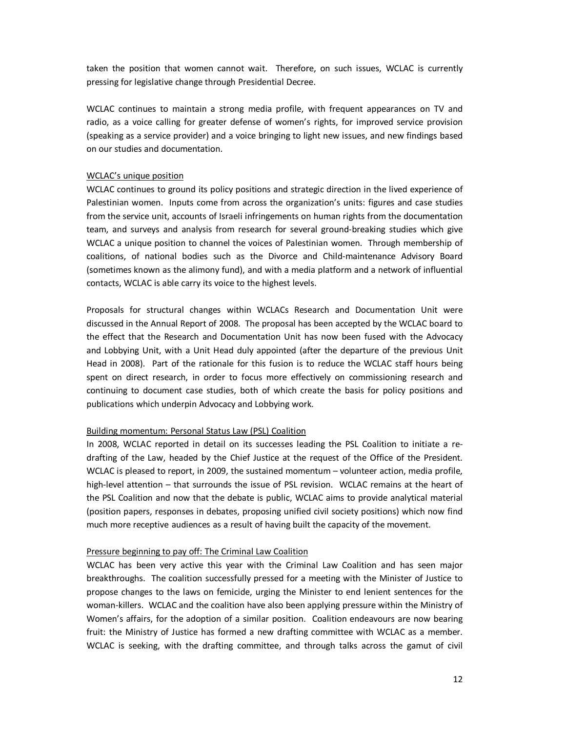taken the position that women cannot wait. Therefore, on such issues, WCLAC is currently pressing for legislative change through Presidential Decree.

WCLAC continues to maintain a strong media profile, with frequent appearances on TV and radio, as a voice calling for greater defense of women's rights, for improved service provision (speaking as a service provider) and a voice bringing to light new issues, and new findings based on our studies and documentation.

<u>WCLAC's unique position</u>

WCLAC continues to ground its policy positions and strategic direction in the lived experience of Palestinian women. Inputs come from across the organization's units: figures and case studies from the service unit, accounts of Israeli infringements on human rights from the documentation team, and surveys and analysis from research for several ground-breaking studies which give WCLAC a unique position to channel the voices of Palestinian women. Through membership of coalitions, of national bodies such as the Divorce and Child-maintenance Advisory Board (sometimes known as the alimony fund), and with a media platform and a network of influential contacts, WCLAC is able carry its voice to the highest levels.

Proposals for structural changes within WCLACs Research and Documentation Unit were discussed in the Annual Report of 2008. The proposal has been accepted by the WCLAC board to the effect that the Research and Documentation Unit has now been fused with the Advocacy and Lobbying Unit, with a Unit Head duly appointed (after the departure of the previous Unit Head in 2008). Part of the rationale for this fusion is to reduce the WCLAC staff hours being spent on direct research, in order to focus more effectively on commissioning research and continuing to document case studies, both of which create the basis for policy positions and publications which underpin Advocacy and Lobbying work.

<u>Building momentum: Personal Status Law (PSL) Coalition</u>

In 2008, WCLAC reported in detail on its successes leading the PSL Coalition to initiate a re-drafting of the Law, headed by the Chief Justice at the request of the Office of the President. WCLAC is pleased to report, in 2009, the sustained momentum – volunteer action, media profile, high-level attention – that surrounds the issue of PSL revision. WCLAC remains at the heart of the PSL Coalition and now that the debate is public, WCLAC aims to provide analytical material (position papers, responses in debates, proposing unified civil society positions) which now find much more receptive audiences as a result of having built the capacity of the movement.

<u>Pressure beginning to pay off: The Criminal Law Coalition</u>

WCLAC has been very active this year with the Criminal Law Coalition and has seen major breakthroughs. The coalition successfully pressed for a meeting with the Minister of Justice to propose changes to the laws on femicide, urging the Minister to end lenient sentences for the woman-killers. WCLAC and the coalition have also been applying pressure within the Ministry of Women's affairs, for the adoption of a similar position. Coalition endeavours are now bearing fruit: the Ministry of Justice has formed a new drafting committee with WCLAC as a member. WCLAC is seeking, with the drafting committee, and through talks across the gamut of civil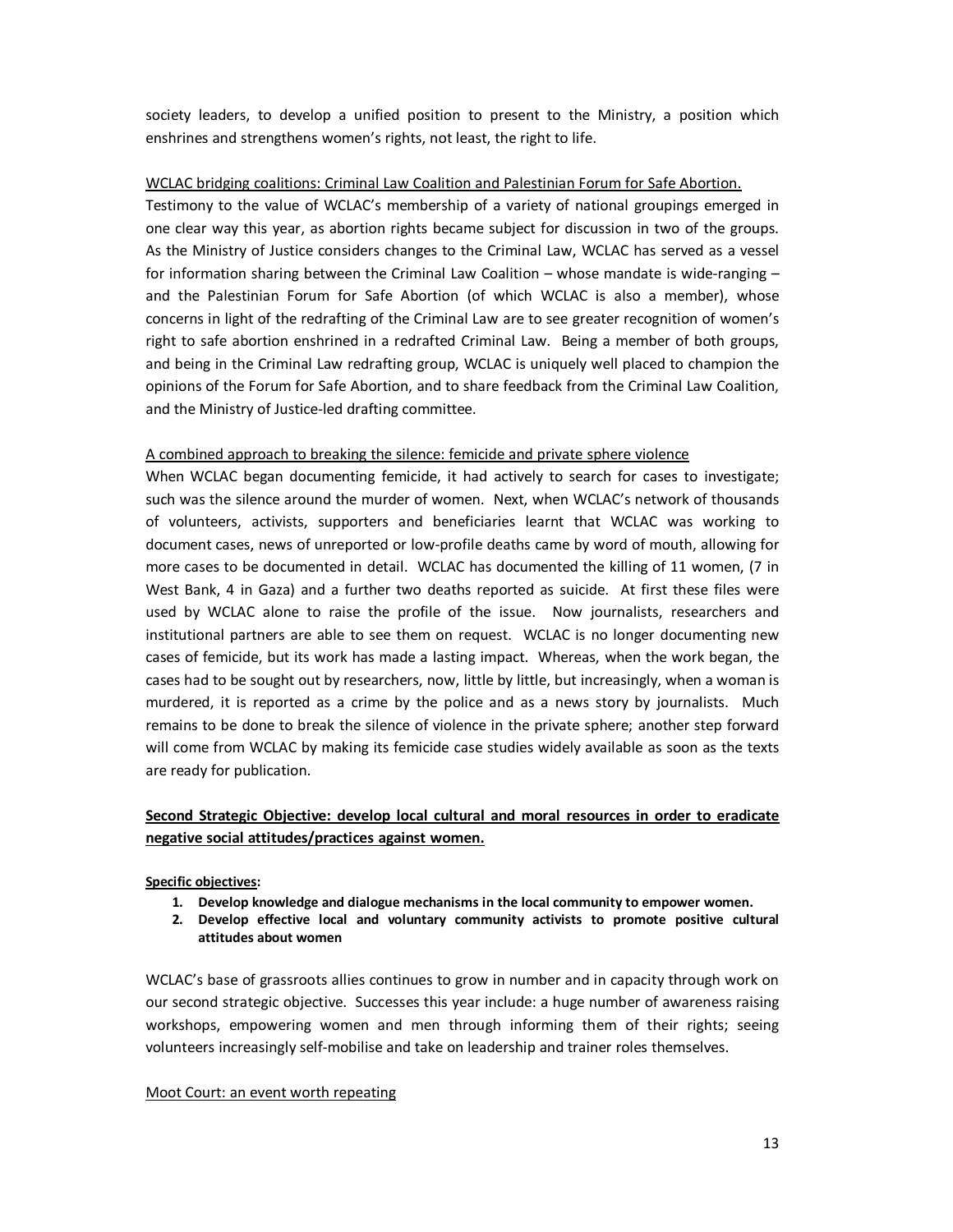society leaders, to develop a unified position to present to the Ministry, a position which enshrines and strengthens women's rights, not least, the right to life.

<u>WCLAC bridging coalitions: Criminal Law Coalition and Palestinian Forum for Safe Abortion.</u>

Testimony to the value of WCLAC's membership of a variety of national groupings emerged in one clear way this year, as abortion rights became subject for discussion in two of the groups. As the Ministry of Justice considers changes to the Criminal Law, WCLAC has served as a vessel for information sharing between the Criminal Law Coalition – whose mandate is wide-ranging – and the Palestinian Forum for Safe Abortion (of which WCLAC is also a member), whose concerns in light of the redrafting of the Criminal Law are to see greater recognition of women's right to safe abortion enshrined in a redrafted Criminal Law. Being a member of both groups, and being in the Criminal Law redrafting group, WCLAC is uniquely well placed to champion the opinions of the Forum for Safe Abortion, and to share feedback from the Criminal Law Coalition, and the Ministry of Justice-led drafting committee.

<u>A combined approach to breaking the silence: femicide and private sphere violence</u>

When WCLAC began documenting femicide, it had actively to search for cases to investigate; such was the silence around the murder of women. Next, when WCLAC's network of thousands of volunteers, activists, supporters and beneficiaries learnt that WCLAC was working to document cases, news of unreported or low-profile deaths came by word of mouth, allowing for more cases to be documented in detail. WCLAC has documented the killing of 11 women, (7 in West Bank, 4 in Gaza) and a further two deaths reported as suicide. At first these files were used by WCLAC alone to raise the profile of the issue. Now journalists, researchers and institutional partners are able to see them on request. WCLAC is no longer documenting new cases of femicide, but its work has made a lasting impact. Whereas, when the work began, the cases had to be sought out by researchers, now, little by little, but increasingly, when a woman is murdered, it is reported as a crime by the police and as a news story by journalists. Much remains to be done to break the silence of violence in the private sphere; another step forward will come from WCLAC by making its femicide case studies widely available as soon as the texts are ready for publication.

## <u>Second Strategic Objective: develop local cultural and moral resources in order to eradicate negative social attitudes/practices against women.</u>

**<u>Specific objectives</u>:**

1. **Develop knowledge and dialogue mechanisms in the local community to empower women.**
2. **Develop effective local and voluntary community activists to promote positive cultural attitudes about women**

WCLAC's base of grassroots allies continues to grow in number and in capacity through work on our second strategic objective. Successes this year include: a huge number of awareness raising workshops, empowering women and men through informing them of their rights; seeing volunteers increasingly self-mobilise and take on leadership and trainer roles themselves.

<u>Moot Court: an event worth repeating</u>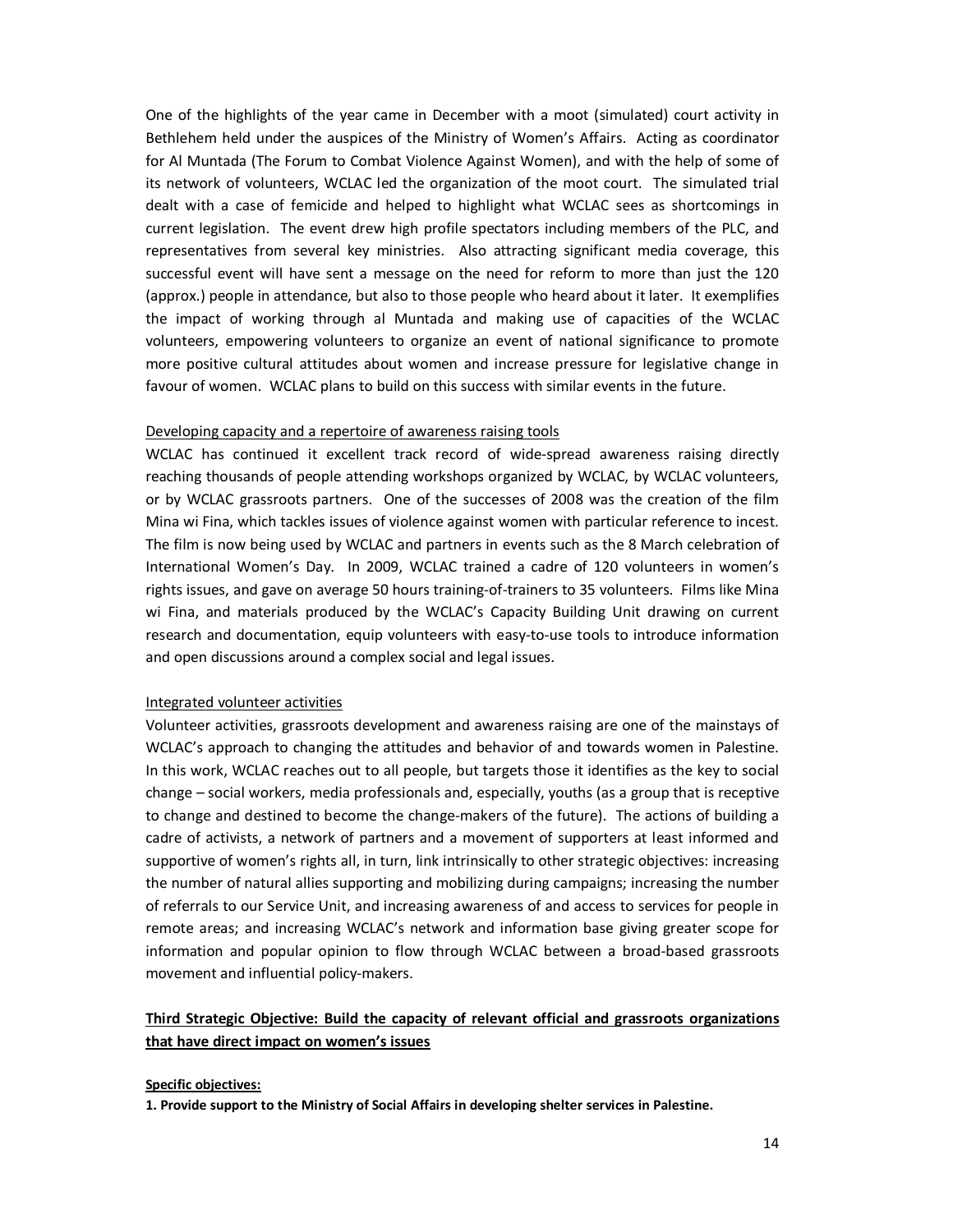One of the highlights of the year came in December with a moot (simulated) court activity in Bethlehem held under the auspices of the Ministry of Women's Affairs. Acting as coordinator for Al Muntada (The Forum to Combat Violence Against Women), and with the help of some of its network of volunteers, WCLAC led the organization of the moot court. The simulated trial dealt with a case of femicide and helped to highlight what WCLAC sees as shortcomings in current legislation. The event drew high profile spectators including members of the PLC, and representatives from several key ministries. Also attracting significant media coverage, this successful event will have sent a message on the need for reform to more than just the 120 (approx.) people in attendance, but also to those people who heard about it later. It exemplifies the impact of working through al Muntada and making use of capacities of the WCLAC volunteers, empowering volunteers to organize an event of national significance to promote more positive cultural attitudes about women and increase pressure for legislative change in favour of women. WCLAC plans to build on this success with similar events in the future.

<u>Developing capacity and a repertoire of awareness raising tools</u>

WCLAC has continued it excellent track record of wide-spread awareness raising directly reaching thousands of people attending workshops organized by WCLAC, by WCLAC volunteers, or by WCLAC grassroots partners. One of the successes of 2008 was the creation of the film Mina wi Fina, which tackles issues of violence against women with particular reference to incest. The film is now being used by WCLAC and partners in events such as the 8 March celebration of International Women's Day. In 2009, WCLAC trained a cadre of 120 volunteers in women's rights issues, and gave on average 50 hours training-of-trainers to 35 volunteers. Films like Mina wi Fina, and materials produced by the WCLAC's Capacity Building Unit drawing on current research and documentation, equip volunteers with easy-to-use tools to introduce information and open discussions around a complex social and legal issues.

<u>Integrated volunteer activities</u>

Volunteer activities, grassroots development and awareness raising are one of the mainstays of WCLAC's approach to changing the attitudes and behavior of and towards women in Palestine. In this work, WCLAC reaches out to all people, but targets those it identifies as the key to social change – social workers, media professionals and, especially, youths (as a group that is receptive to change and destined to become the change-makers of the future). The actions of building a cadre of activists, a network of partners and a movement of supporters at least informed and supportive of women's rights all, in turn, link intrinsically to other strategic objectives: increasing the number of natural allies supporting and mobilizing during campaigns; increasing the number of referrals to our Service Unit, and increasing awareness of and access to services for people in remote areas; and increasing WCLAC's network and information base giving greater scope for information and popular opinion to flow through WCLAC between a broad-based grassroots movement and influential policy-makers.

## Third Strategic Objective: Build the capacity of relevant official and grassroots organizations that have direct impact on women's issues

**Specific objectives:**

**1. Provide support to the Ministry of Social Affairs in developing shelter services in Palestine.**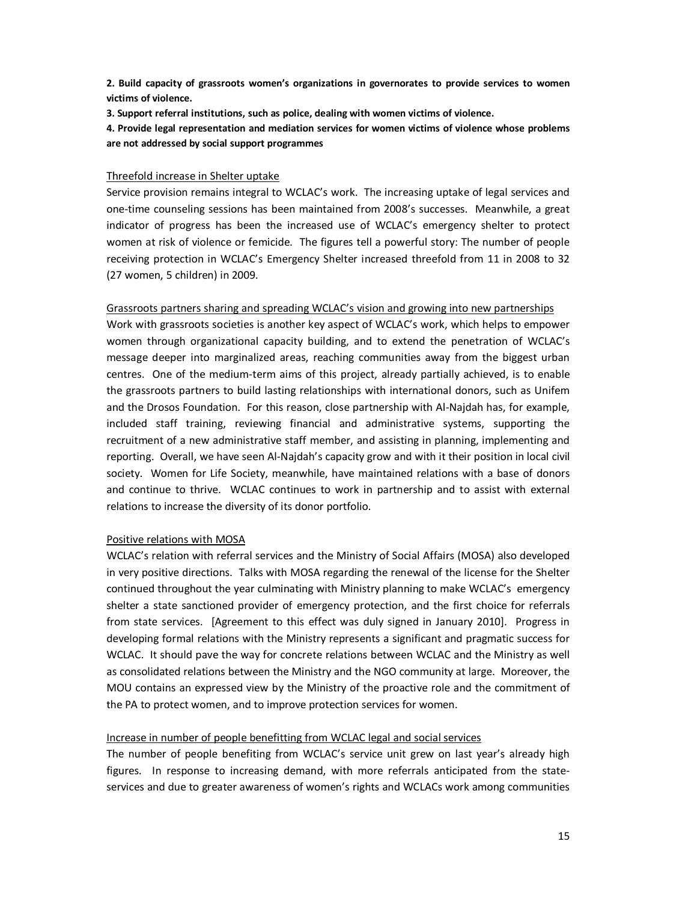**2. Build capacity of grassroots women's organizations in governorates to provide services to women victims of violence.**

**3. Support referral institutions, such as police, dealing with women victims of violence.**

**4. Provide legal representation and mediation services for women victims of violence whose problems are not addressed by social support programmes**

<u>Threefold increase in Shelter uptake</u>

Service provision remains integral to WCLAC's work. The increasing uptake of legal services and one-time counseling sessions has been maintained from 2008's successes. Meanwhile, a great indicator of progress has been the increased use of WCLAC's emergency shelter to protect women at risk of violence or femicide. The figures tell a powerful story: The number of people receiving protection in WCLAC's Emergency Shelter increased threefold from 11 in 2008 to 32 (27 women, 5 children) in 2009.

<u>Grassroots partners sharing and spreading WCLAC's vision and growing into new partnerships</u>

Work with grassroots societies is another key aspect of WCLAC's work, which helps to empower women through organizational capacity building, and to extend the penetration of WCLAC's message deeper into marginalized areas, reaching communities away from the biggest urban centres. One of the medium-term aims of this project, already partially achieved, is to enable the grassroots partners to build lasting relationships with international donors, such as Unifem and the Drosos Foundation. For this reason, close partnership with Al-Najdah has, for example, included staff training, reviewing financial and administrative systems, supporting the recruitment of a new administrative staff member, and assisting in planning, implementing and reporting. Overall, we have seen Al-Najdah's capacity grow and with it their position in local civil society. Women for Life Society, meanwhile, have maintained relations with a base of donors and continue to thrive. WCLAC continues to work in partnership and to assist with external relations to increase the diversity of its donor portfolio.

<u>Positive relations with MOSA</u>

WCLAC's relation with referral services and the Ministry of Social Affairs (MOSA) also developed in very positive directions. Talks with MOSA regarding the renewal of the license for the Shelter continued throughout the year culminating with Ministry planning to make WCLAC's emergency shelter a state sanctioned provider of emergency protection, and the first choice for referrals from state services. [Agreement to this effect was duly signed in January 2010]. Progress in developing formal relations with the Ministry represents a significant and pragmatic success for WCLAC. It should pave the way for concrete relations between WCLAC and the Ministry as well as consolidated relations between the Ministry and the NGO community at large. Moreover, the MOU contains an expressed view by the Ministry of the proactive role and the commitment of the PA to protect women, and to improve protection services for women.

<u>Increase in number of people benefitting from WCLAC legal and social services</u>

The number of people benefiting from WCLAC's service unit grew on last year's already high figures. In response to increasing demand, with more referrals anticipated from the state-services and due to greater awareness of women's rights and WCLACs work among communities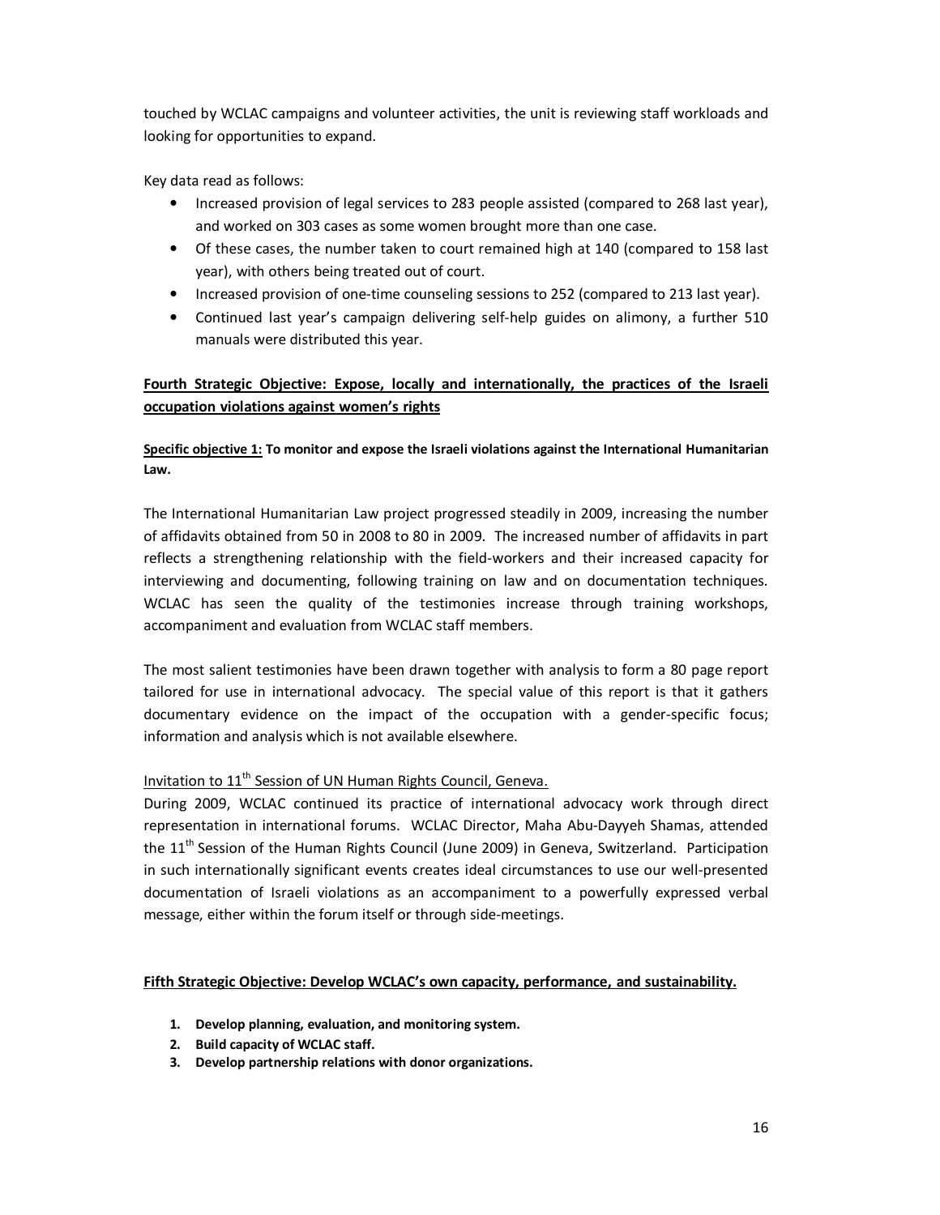touched by WCLAC campaigns and volunteer activities, the unit is reviewing staff workloads and looking for opportunities to expand.

Key data read as follows:

- Increased provision of legal services to 283 people assisted (compared to 268 last year), and worked on 303 cases as some women brought more than one case.
- Of these cases, the number taken to court remained high at 140 (compared to 158 last year), with others being treated out of court.
- Increased provision of one-time counseling sessions to 252 (compared to 213 last year).
- Continued last year's campaign delivering self-help guides on alimony, a further 510 manuals were distributed this year.

## Fourth Strategic Objective: Expose, locally and internationally, the practices of the Israeli occupation violations against women's rights

**Specific objective 1: To monitor and expose the Israeli violations against the International Humanitarian Law.**

The International Humanitarian Law project progressed steadily in 2009, increasing the number of affidavits obtained from 50 in 2008 to 80 in 2009. The increased number of affidavits in part reflects a strengthening relationship with the field-workers and their increased capacity for interviewing and documenting, following training on law and on documentation techniques. WCLAC has seen the quality of the testimonies increase through training workshops, accompaniment and evaluation from WCLAC staff members.

The most salient testimonies have been drawn together with analysis to form a 80 page report tailored for use in international advocacy. The special value of this report is that it gathers documentary evidence on the impact of the occupation with a gender-specific focus; information and analysis which is not available elsewhere.

Invitation to 11th Session of UN Human Rights Council, Geneva.

During 2009, WCLAC continued its practice of international advocacy work through direct representation in international forums. WCLAC Director, Maha Abu-Dayyeh Shamas, attended the 11th Session of the Human Rights Council (June 2009) in Geneva, Switzerland. Participation in such internationally significant events creates ideal circumstances to use our well-presented documentation of Israeli violations as an accompaniment to a powerfully expressed verbal message, either within the forum itself or through side-meetings.

## Fifth Strategic Objective: Develop WCLAC's own capacity, performance, and sustainability.

1. **Develop planning, evaluation, and monitoring system.**
2. **Build capacity of WCLAC staff.**
3. **Develop partnership relations with donor organizations.**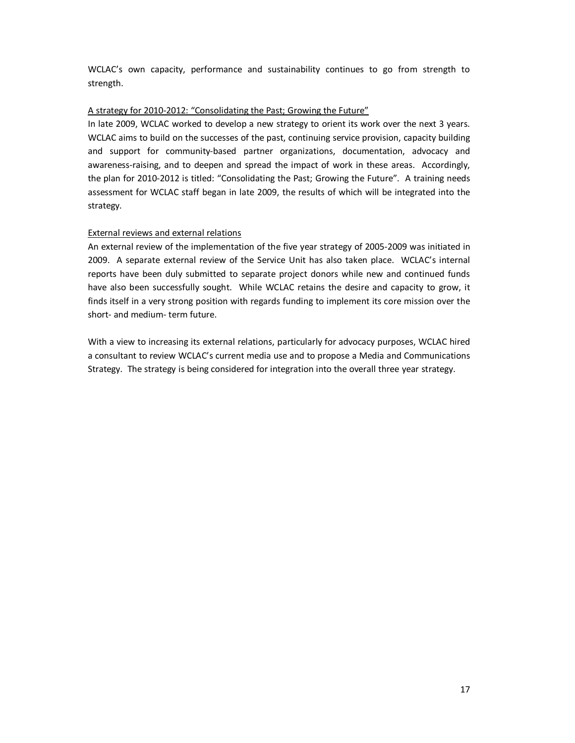WCLAC's own capacity, performance and sustainability continues to go from strength to strength.

<u>A strategy for 2010-2012: "Consolidating the Past; Growing the Future"</u>

In late 2009, WCLAC worked to develop a new strategy to orient its work over the next 3 years. WCLAC aims to build on the successes of the past, continuing service provision, capacity building and support for community-based partner organizations, documentation, advocacy and awareness-raising, and to deepen and spread the impact of work in these areas. Accordingly, the plan for 2010-2012 is titled: "Consolidating the Past; Growing the Future". A training needs assessment for WCLAC staff began in late 2009, the results of which will be integrated into the strategy.

<u>External reviews and external relations</u>

An external review of the implementation of the five year strategy of 2005-2009 was initiated in 2009. A separate external review of the Service Unit has also taken place. WCLAC's internal reports have been duly submitted to separate project donors while new and continued funds have also been successfully sought. While WCLAC retains the desire and capacity to grow, it finds itself in a very strong position with regards funding to implement its core mission over the short- and medium- term future.

With a view to increasing its external relations, particularly for advocacy purposes, WCLAC hired a consultant to review WCLAC's current media use and to propose a Media and Communications Strategy. The strategy is being considered for integration into the overall three year strategy.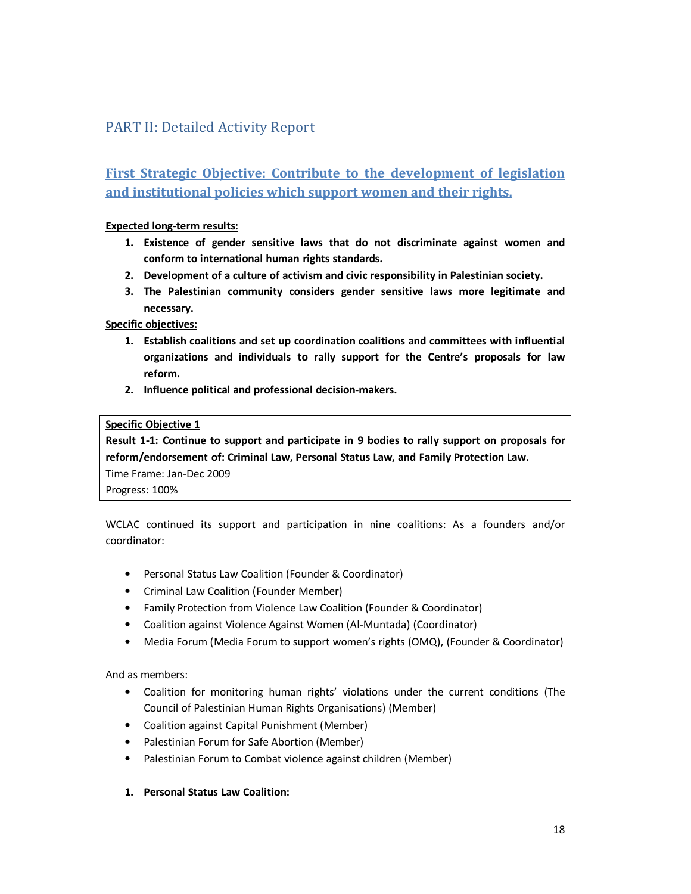## PART II: Detailed Activity Report

### First Strategic Objective: Contribute to the development of legislation and institutional policies which support women and their rights.

**Expected long-term results:**

1. **Existence of gender sensitive laws that do not discriminate against women and conform to international human rights standards.**
2. **Development of a culture of activism and civic responsibility in Palestinian society.**
3. **The Palestinian community considers gender sensitive laws more legitimate and necessary.**

**Specific objectives:**

1. **Establish coalitions and set up coordination coalitions and committees with influential organizations and individuals to rally support for the Centre's proposals for law reform.**
2. **Influence political and professional decision-makers.**

| **Specific Objective 1** |
|---|
| **Result 1-1: Continue to support and participate in 9 bodies to rally support on proposals for reform/endorsement of: Criminal Law, Personal Status Law, and Family Protection Law.** |
| Time Frame: Jan-Dec 2009 |
| Progress: 100% |

WCLAC continued its support and participation in nine coalitions: As a founders and/or coordinator:

- Personal Status Law Coalition (Founder & Coordinator)
- Criminal Law Coalition (Founder Member)
- Family Protection from Violence Law Coalition (Founder & Coordinator)
- Coalition against Violence Against Women (Al-Muntada) (Coordinator)
- Media Forum (Media Forum to support women's rights (OMQ), (Founder & Coordinator)

And as members:

- Coalition for monitoring human rights' violations under the current conditions (The Council of Palestinian Human Rights Organisations) (Member)
- Coalition against Capital Punishment (Member)
- Palestinian Forum for Safe Abortion (Member)
- Palestinian Forum to Combat violence against children (Member)

1. **Personal Status Law Coalition:**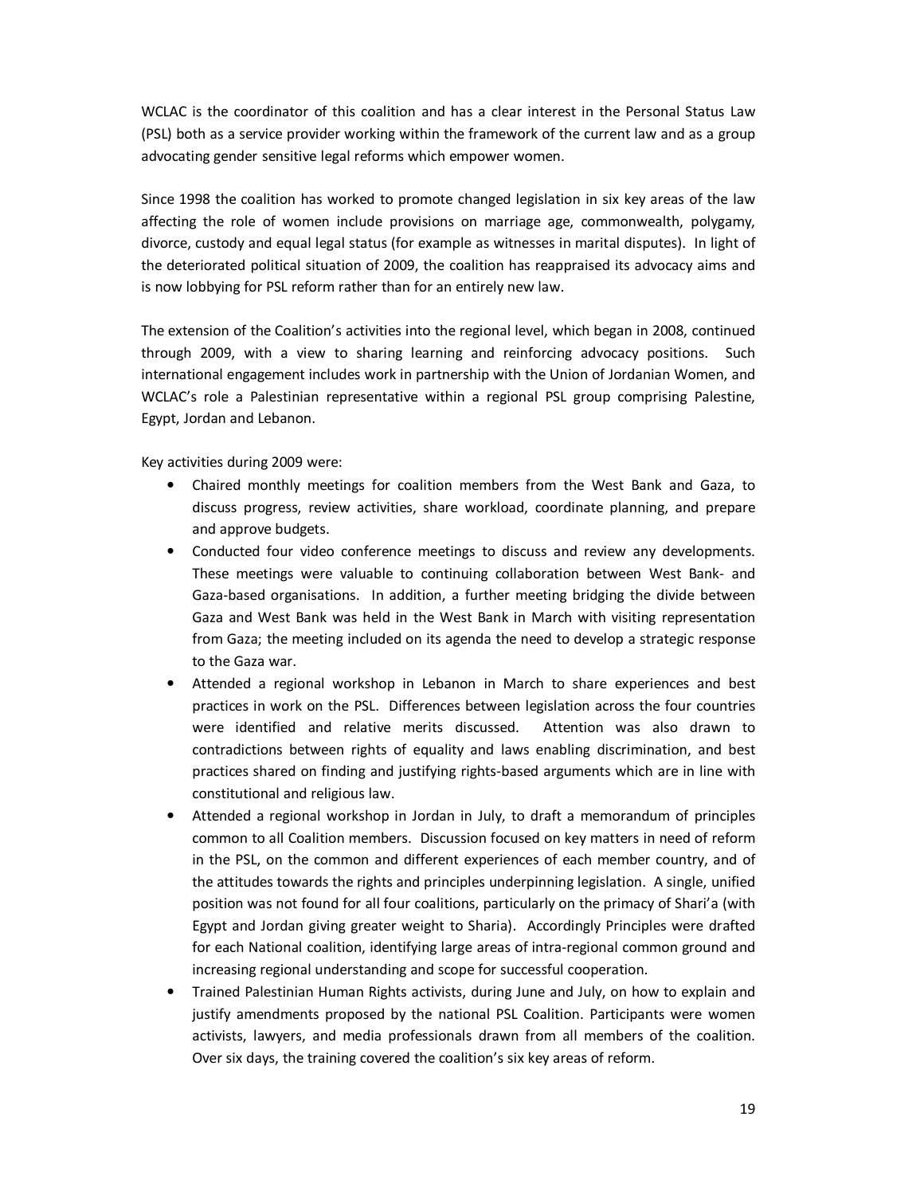WCLAC is the coordinator of this coalition and has a clear interest in the Personal Status Law (PSL) both as a service provider working within the framework of the current law and as a group advocating gender sensitive legal reforms which empower women.

Since 1998 the coalition has worked to promote changed legislation in six key areas of the law affecting the role of women include provisions on marriage age, commonwealth, polygamy, divorce, custody and equal legal status (for example as witnesses in marital disputes). In light of the deteriorated political situation of 2009, the coalition has reappraised its advocacy aims and is now lobbying for PSL reform rather than for an entirely new law.

The extension of the Coalition's activities into the regional level, which began in 2008, continued through 2009, with a view to sharing learning and reinforcing advocacy positions. Such international engagement includes work in partnership with the Union of Jordanian Women, and WCLAC's role a Palestinian representative within a regional PSL group comprising Palestine, Egypt, Jordan and Lebanon.

Key activities during 2009 were:

- Chaired monthly meetings for coalition members from the West Bank and Gaza, to discuss progress, review activities, share workload, coordinate planning, and prepare and approve budgets.
- Conducted four video conference meetings to discuss and review any developments. These meetings were valuable to continuing collaboration between West Bank- and Gaza-based organisations. In addition, a further meeting bridging the divide between Gaza and West Bank was held in the West Bank in March with visiting representation from Gaza; the meeting included on its agenda the need to develop a strategic response to the Gaza war.
- Attended a regional workshop in Lebanon in March to share experiences and best practices in work on the PSL. Differences between legislation across the four countries were identified and relative merits discussed. Attention was also drawn to contradictions between rights of equality and laws enabling discrimination, and best practices shared on finding and justifying rights-based arguments which are in line with constitutional and religious law.
- Attended a regional workshop in Jordan in July, to draft a memorandum of principles common to all Coalition members. Discussion focused on key matters in need of reform in the PSL, on the common and different experiences of each member country, and of the attitudes towards the rights and principles underpinning legislation. A single, unified position was not found for all four coalitions, particularly on the primacy of Shari'a (with Egypt and Jordan giving greater weight to Sharia). Accordingly Principles were drafted for each National coalition, identifying large areas of intra-regional common ground and increasing regional understanding and scope for successful cooperation.
- Trained Palestinian Human Rights activists, during June and July, on how to explain and justify amendments proposed by the national PSL Coalition. Participants were women activists, lawyers, and media professionals drawn from all members of the coalition. Over six days, the training covered the coalition's six key areas of reform.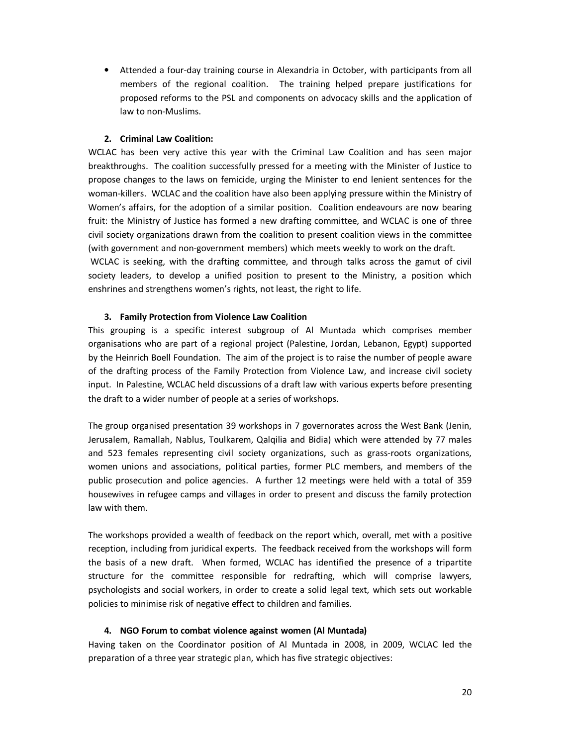- Attended a four-day training course in Alexandria in October, with participants from all members of the regional coalition. The training helped prepare justifications for proposed reforms to the PSL and components on advocacy skills and the application of law to non-Muslims.

**2. Criminal Law Coalition:**

WCLAC has been very active this year with the Criminal Law Coalition and has seen major breakthroughs. The coalition successfully pressed for a meeting with the Minister of Justice to propose changes to the laws on femicide, urging the Minister to end lenient sentences for the woman-killers. WCLAC and the coalition have also been applying pressure within the Ministry of Women's affairs, for the adoption of a similar position. Coalition endeavours are now bearing fruit: the Ministry of Justice has formed a new drafting committee, and WCLAC is one of three civil society organizations drawn from the coalition to present coalition views in the committee (with government and non-government members) which meets weekly to work on the draft.

WCLAC is seeking, with the drafting committee, and through talks across the gamut of civil society leaders, to develop a unified position to present to the Ministry, a position which enshrines and strengthens women's rights, not least, the right to life.

**3. Family Protection from Violence Law Coalition**

This grouping is a specific interest subgroup of Al Muntada which comprises member organisations who are part of a regional project (Palestine, Jordan, Lebanon, Egypt) supported by the Heinrich Boell Foundation. The aim of the project is to raise the number of people aware of the drafting process of the Family Protection from Violence Law, and increase civil society input. In Palestine, WCLAC held discussions of a draft law with various experts before presenting the draft to a wider number of people at a series of workshops.

The group organised presentation 39 workshops in 7 governorates across the West Bank (Jenin, Jerusalem, Ramallah, Nablus, Toulkarem, Qalqilia and Bidia) which were attended by 77 males and 523 females representing civil society organizations, such as grass-roots organizations, women unions and associations, political parties, former PLC members, and members of the public prosecution and police agencies. A further 12 meetings were held with a total of 359 housewives in refugee camps and villages in order to present and discuss the family protection law with them.

The workshops provided a wealth of feedback on the report which, overall, met with a positive reception, including from juridical experts. The feedback received from the workshops will form the basis of a new draft. When formed, WCLAC has identified the presence of a tripartite structure for the committee responsible for redrafting, which will comprise lawyers, psychologists and social workers, in order to create a solid legal text, which sets out workable policies to minimise risk of negative effect to children and families.

**4. NGO Forum to combat violence against women (Al Muntada)**

Having taken on the Coordinator position of Al Muntada in 2008, in 2009, WCLAC led the preparation of a three year strategic plan, which has five strategic objectives: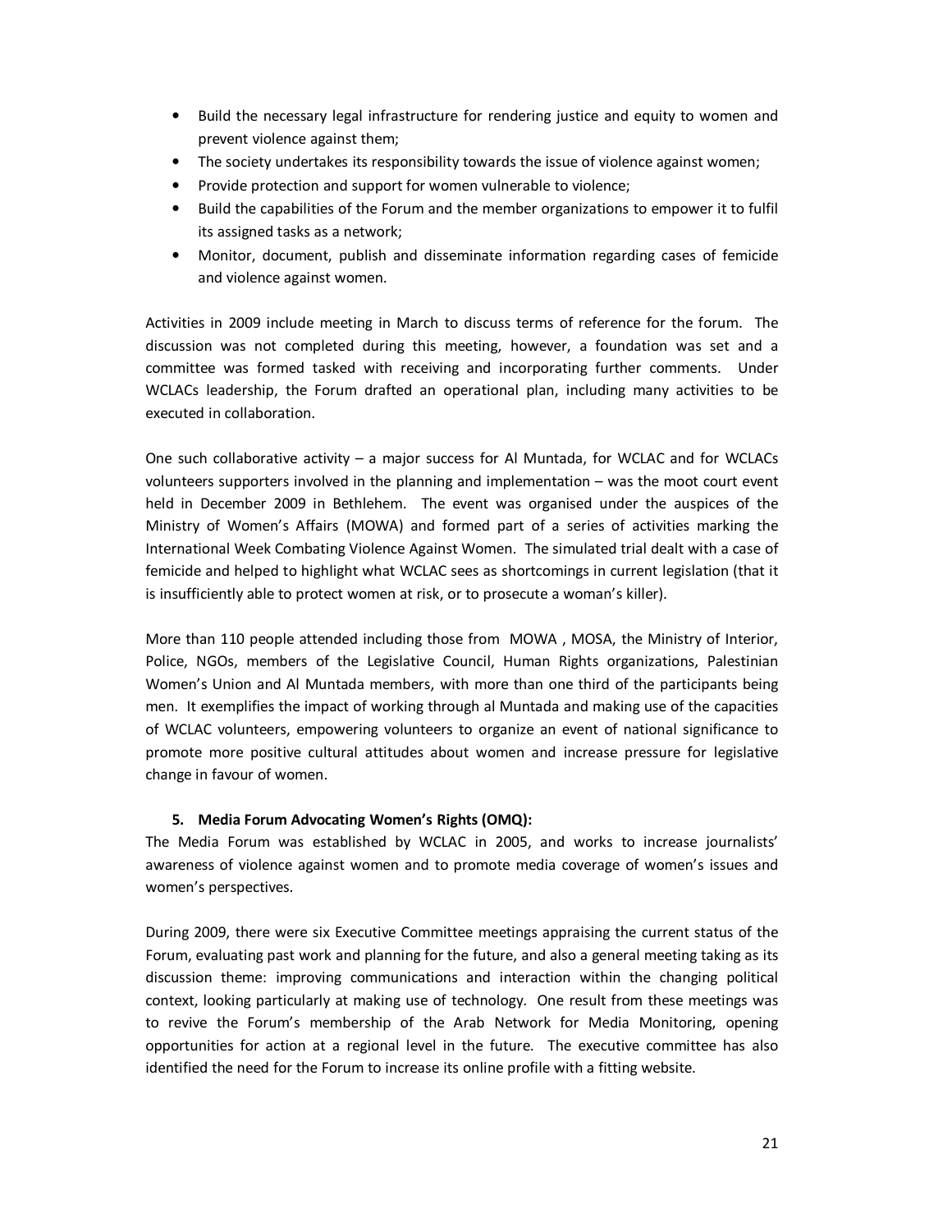- Build the necessary legal infrastructure for rendering justice and equity to women and prevent violence against them;
- The society undertakes its responsibility towards the issue of violence against women;
- Provide protection and support for women vulnerable to violence;
- Build the capabilities of the Forum and the member organizations to empower it to fulfil its assigned tasks as a network;
- Monitor, document, publish and disseminate information regarding cases of femicide and violence against women.

Activities in 2009 include meeting in March to discuss terms of reference for the forum. The discussion was not completed during this meeting, however, a foundation was set and a committee was formed tasked with receiving and incorporating further comments. Under WCLACs leadership, the Forum drafted an operational plan, including many activities to be executed in collaboration.

One such collaborative activity – a major success for Al Muntada, for WCLAC and for WCLACs volunteers supporters involved in the planning and implementation – was the moot court event held in December 2009 in Bethlehem. The event was organised under the auspices of the Ministry of Women's Affairs (MOWA) and formed part of a series of activities marking the International Week Combating Violence Against Women. The simulated trial dealt with a case of femicide and helped to highlight what WCLAC sees as shortcomings in current legislation (that it is insufficiently able to protect women at risk, or to prosecute a woman's killer).

More than 110 people attended including those from MOWA , MOSA, the Ministry of Interior, Police, NGOs, members of the Legislative Council, Human Rights organizations, Palestinian Women's Union and Al Muntada members, with more than one third of the participants being men. It exemplifies the impact of working through al Muntada and making use of the capacities of WCLAC volunteers, empowering volunteers to organize an event of national significance to promote more positive cultural attitudes about women and increase pressure for legislative change in favour of women.

**5. Media Forum Advocating Women's Rights (OMQ):**

The Media Forum was established by WCLAC in 2005, and works to increase journalists' awareness of violence against women and to promote media coverage of women's issues and women's perspectives.

During 2009, there were six Executive Committee meetings appraising the current status of the Forum, evaluating past work and planning for the future, and also a general meeting taking as its discussion theme: improving communications and interaction within the changing political context, looking particularly at making use of technology. One result from these meetings was to revive the Forum's membership of the Arab Network for Media Monitoring, opening opportunities for action at a regional level in the future. The executive committee has also identified the need for the Forum to increase its online profile with a fitting website.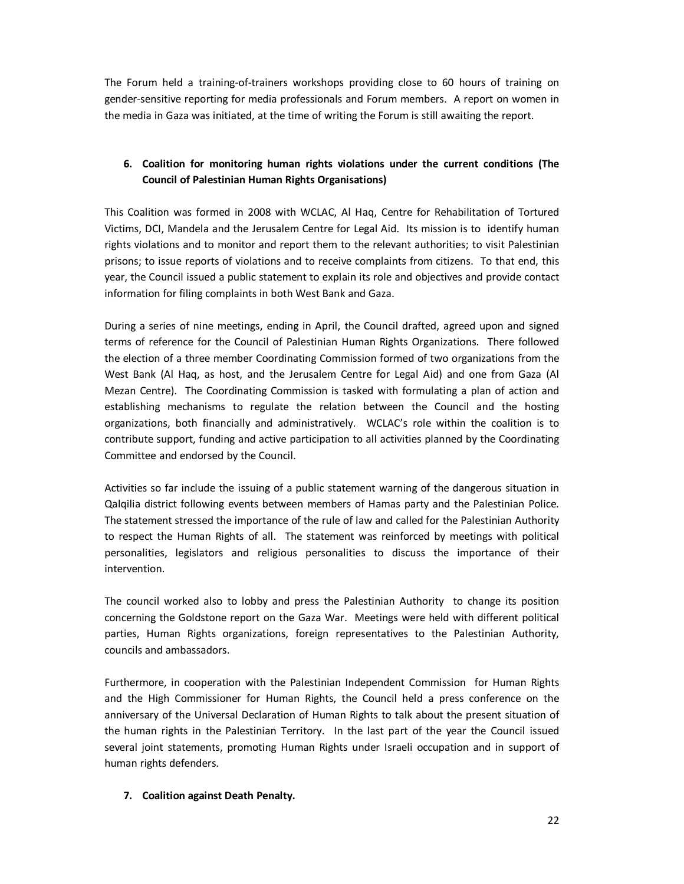The Forum held a training-of-trainers workshops providing close to 60 hours of training on gender-sensitive reporting for media professionals and Forum members. A report on women in the media in Gaza was initiated, at the time of writing the Forum is still awaiting the report.

6. **Coalition for monitoring human rights violations under the current conditions (The Council of Palestinian Human Rights Organisations)**

This Coalition was formed in 2008 with WCLAC, Al Haq, Centre for Rehabilitation of Tortured Victims, DCI, Mandela and the Jerusalem Centre for Legal Aid. Its mission is to identify human rights violations and to monitor and report them to the relevant authorities; to visit Palestinian prisons; to issue reports of violations and to receive complaints from citizens. To that end, this year, the Council issued a public statement to explain its role and objectives and provide contact information for filing complaints in both West Bank and Gaza.

During a series of nine meetings, ending in April, the Council drafted, agreed upon and signed terms of reference for the Council of Palestinian Human Rights Organizations. There followed the election of a three member Coordinating Commission formed of two organizations from the West Bank (Al Haq, as host, and the Jerusalem Centre for Legal Aid) and one from Gaza (Al Mezan Centre). The Coordinating Commission is tasked with formulating a plan of action and establishing mechanisms to regulate the relation between the Council and the hosting organizations, both financially and administratively. WCLAC's role within the coalition is to contribute support, funding and active participation to all activities planned by the Coordinating Committee and endorsed by the Council.

Activities so far include the issuing of a public statement warning of the dangerous situation in Qalqilia district following events between members of Hamas party and the Palestinian Police. The statement stressed the importance of the rule of law and called for the Palestinian Authority to respect the Human Rights of all. The statement was reinforced by meetings with political personalities, legislators and religious personalities to discuss the importance of their intervention.

The council worked also to lobby and press the Palestinian Authority to change its position concerning the Goldstone report on the Gaza War. Meetings were held with different political parties, Human Rights organizations, foreign representatives to the Palestinian Authority, councils and ambassadors.

Furthermore, in cooperation with the Palestinian Independent Commission for Human Rights and the High Commissioner for Human Rights, the Council held a press conference on the anniversary of the Universal Declaration of Human Rights to talk about the present situation of the human rights in the Palestinian Territory. In the last part of the year the Council issued several joint statements, promoting Human Rights under Israeli occupation and in support of human rights defenders.

7. **Coalition against Death Penalty.**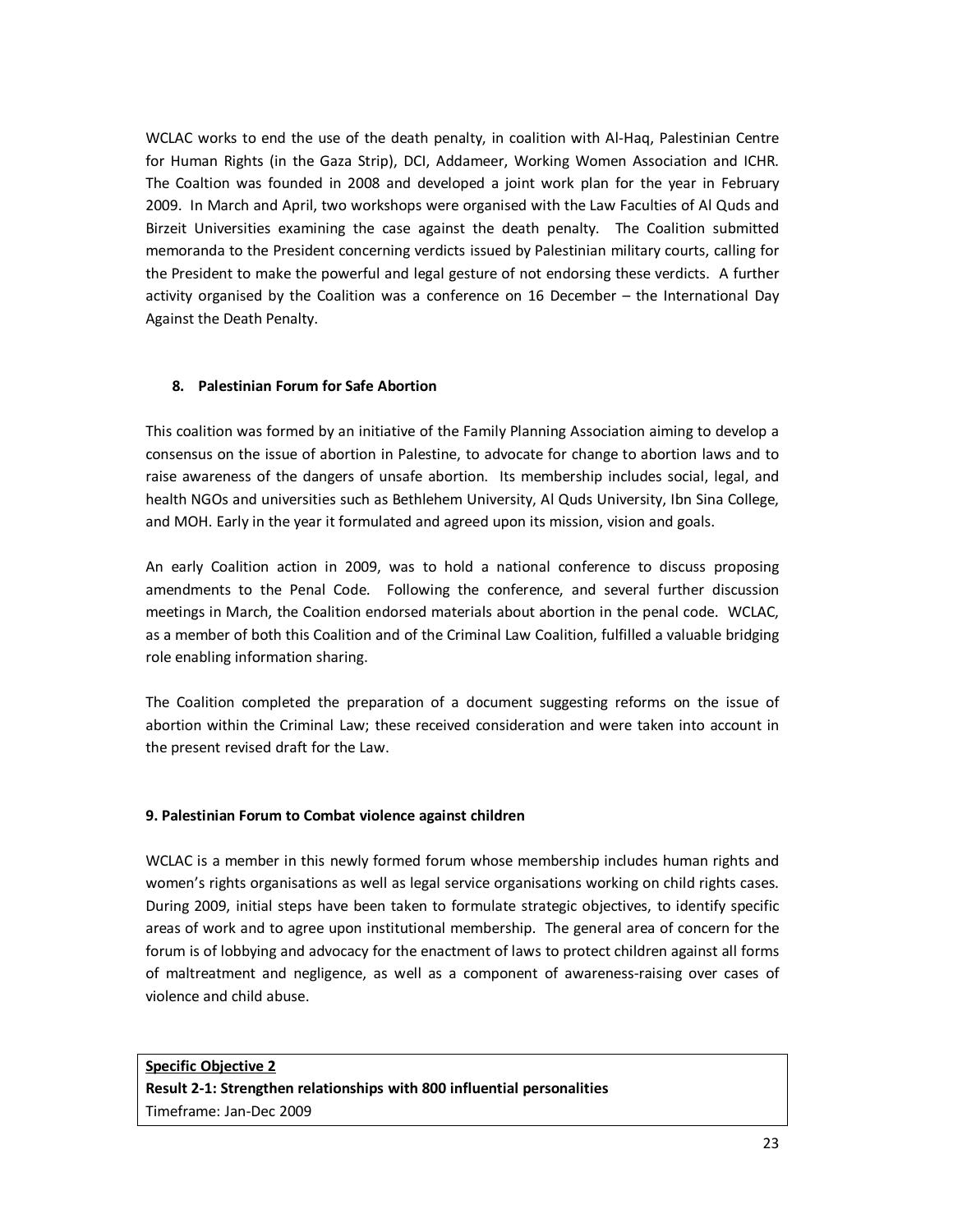WCLAC works to end the use of the death penalty, in coalition with Al-Haq, Palestinian Centre for Human Rights (in the Gaza Strip), DCI, Addameer, Working Women Association and ICHR. The Coaltion was founded in 2008 and developed a joint work plan for the year in February 2009. In March and April, two workshops were organised with the Law Faculties of Al Quds and Birzeit Universities examining the case against the death penalty. The Coalition submitted memoranda to the President concerning verdicts issued by Palestinian military courts, calling for the President to make the powerful and legal gesture of not endorsing these verdicts. A further activity organised by the Coalition was a conference on 16 December – the International Day Against the Death Penalty.

### 8. Palestinian Forum for Safe Abortion

This coalition was formed by an initiative of the Family Planning Association aiming to develop a consensus on the issue of abortion in Palestine, to advocate for change to abortion laws and to raise awareness of the dangers of unsafe abortion. Its membership includes social, legal, and health NGOs and universities such as Bethlehem University, Al Quds University, Ibn Sina College, and MOH. Early in the year it formulated and agreed upon its mission, vision and goals.

An early Coalition action in 2009, was to hold a national conference to discuss proposing amendments to the Penal Code. Following the conference, and several further discussion meetings in March, the Coalition endorsed materials about abortion in the penal code. WCLAC, as a member of both this Coalition and of the Criminal Law Coalition, fulfilled a valuable bridging role enabling information sharing.

The Coalition completed the preparation of a document suggesting reforms on the issue of abortion within the Criminal Law; these received consideration and were taken into account in the present revised draft for the Law.

### 9. Palestinian Forum to Combat violence against children

WCLAC is a member in this newly formed forum whose membership includes human rights and women's rights organisations as well as legal service organisations working on child rights cases. During 2009, initial steps have been taken to formulate strategic objectives, to identify specific areas of work and to agree upon institutional membership. The general area of concern for the forum is of lobbying and advocacy for the enactment of laws to protect children against all forms of maltreatment and negligence, as well as a component of awareness-raising over cases of violence and child abuse.

**Specific Objective 2**
**Result 2-1: Strengthen relationships with 800 influential personalities**
Timeframe: Jan-Dec 2009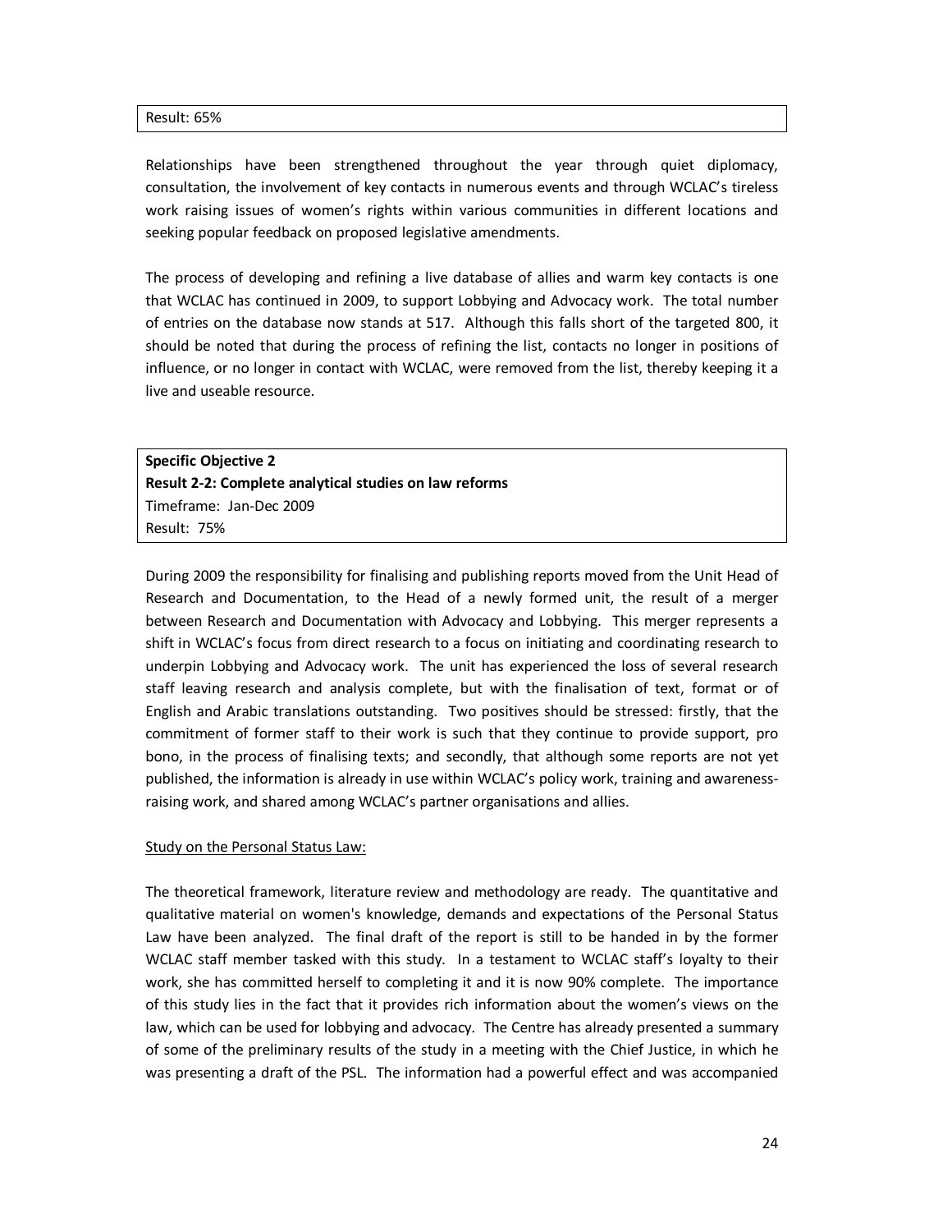Result: 65%

Relationships have been strengthened throughout the year through quiet diplomacy, consultation, the involvement of key contacts in numerous events and through WCLAC's tireless work raising issues of women's rights within various communities in different locations and seeking popular feedback on proposed legislative amendments.

The process of developing and refining a live database of allies and warm key contacts is one that WCLAC has continued in 2009, to support Lobbying and Advocacy work. The total number of entries on the database now stands at 517. Although this falls short of the targeted 800, it should be noted that during the process of refining the list, contacts no longer in positions of influence, or no longer in contact with WCLAC, were removed from the list, thereby keeping it a live and useable resource.

**Specific Objective 2**
**Result 2-2: Complete analytical studies on law reforms**
Timeframe: Jan-Dec 2009
Result: 75%

During 2009 the responsibility for finalising and publishing reports moved from the Unit Head of Research and Documentation, to the Head of a newly formed unit, the result of a merger between Research and Documentation with Advocacy and Lobbying. This merger represents a shift in WCLAC's focus from direct research to a focus on initiating and coordinating research to underpin Lobbying and Advocacy work. The unit has experienced the loss of several research staff leaving research and analysis complete, but with the finalisation of text, format or of English and Arabic translations outstanding. Two positives should be stressed: firstly, that the commitment of former staff to their work is such that they continue to provide support, pro bono, in the process of finalising texts; and secondly, that although some reports are not yet published, the information is already in use within WCLAC's policy work, training and awareness-raising work, and shared among WCLAC's partner organisations and allies.

Study on the Personal Status Law:

The theoretical framework, literature review and methodology are ready. The quantitative and qualitative material on women's knowledge, demands and expectations of the Personal Status Law have been analyzed. The final draft of the report is still to be handed in by the former WCLAC staff member tasked with this study. In a testament to WCLAC staff's loyalty to their work, she has committed herself to completing it and it is now 90% complete. The importance of this study lies in the fact that it provides rich information about the women's views on the law, which can be used for lobbying and advocacy. The Centre has already presented a summary of some of the preliminary results of the study in a meeting with the Chief Justice, in which he was presenting a draft of the PSL. The information had a powerful effect and was accompanied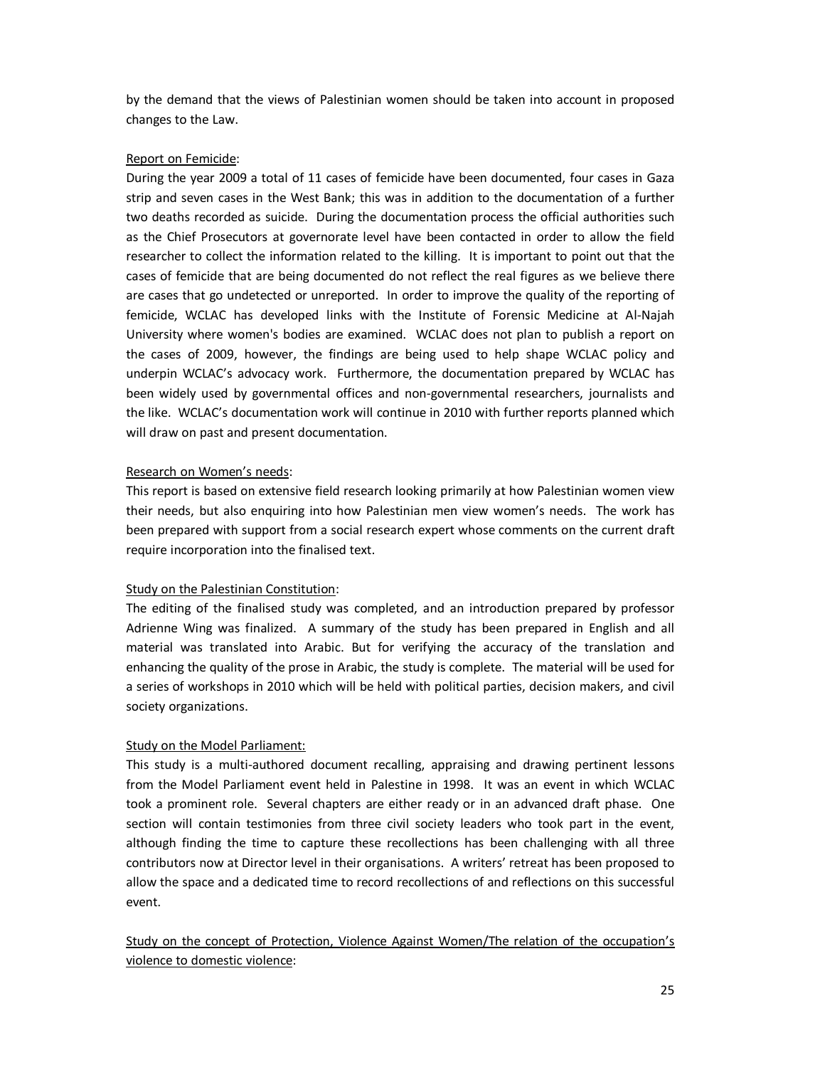by the demand that the views of Palestinian women should be taken into account in proposed changes to the Law.

<u>Report on Femicide</u>:
During the year 2009 a total of 11 cases of femicide have been documented, four cases in Gaza strip and seven cases in the West Bank; this was in addition to the documentation of a further two deaths recorded as suicide. During the documentation process the official authorities such as the Chief Prosecutors at governorate level have been contacted in order to allow the field researcher to collect the information related to the killing. It is important to point out that the cases of femicide that are being documented do not reflect the real figures as we believe there are cases that go undetected or unreported. In order to improve the quality of the reporting of femicide, WCLAC has developed links with the Institute of Forensic Medicine at Al-Najah University where women's bodies are examined. WCLAC does not plan to publish a report on the cases of 2009, however, the findings are being used to help shape WCLAC policy and underpin WCLAC's advocacy work. Furthermore, the documentation prepared by WCLAC has been widely used by governmental offices and non-governmental researchers, journalists and the like. WCLAC's documentation work will continue in 2010 with further reports planned which will draw on past and present documentation.

<u>Research on Women's needs</u>:
This report is based on extensive field research looking primarily at how Palestinian women view their needs, but also enquiring into how Palestinian men view women's needs. The work has been prepared with support from a social research expert whose comments on the current draft require incorporation into the finalised text.

<u>Study on the Palestinian Constitution</u>:
The editing of the finalised study was completed, and an introduction prepared by professor Adrienne Wing was finalized. A summary of the study has been prepared in English and all material was translated into Arabic. But for verifying the accuracy of the translation and enhancing the quality of the prose in Arabic, the study is complete. The material will be used for a series of workshops in 2010 which will be held with political parties, decision makers, and civil society organizations.

<u>Study on the Model Parliament:</u>
This study is a multi-authored document recalling, appraising and drawing pertinent lessons from the Model Parliament event held in Palestine in 1998. It was an event in which WCLAC took a prominent role. Several chapters are either ready or in an advanced draft phase. One section will contain testimonies from three civil society leaders who took part in the event, although finding the time to capture these recollections has been challenging with all three contributors now at Director level in their organisations. A writers' retreat has been proposed to allow the space and a dedicated time to record recollections of and reflections on this successful event.

<u>Study on the concept of Protection, Violence Against Women/The relation of the occupation's violence to domestic violence</u>: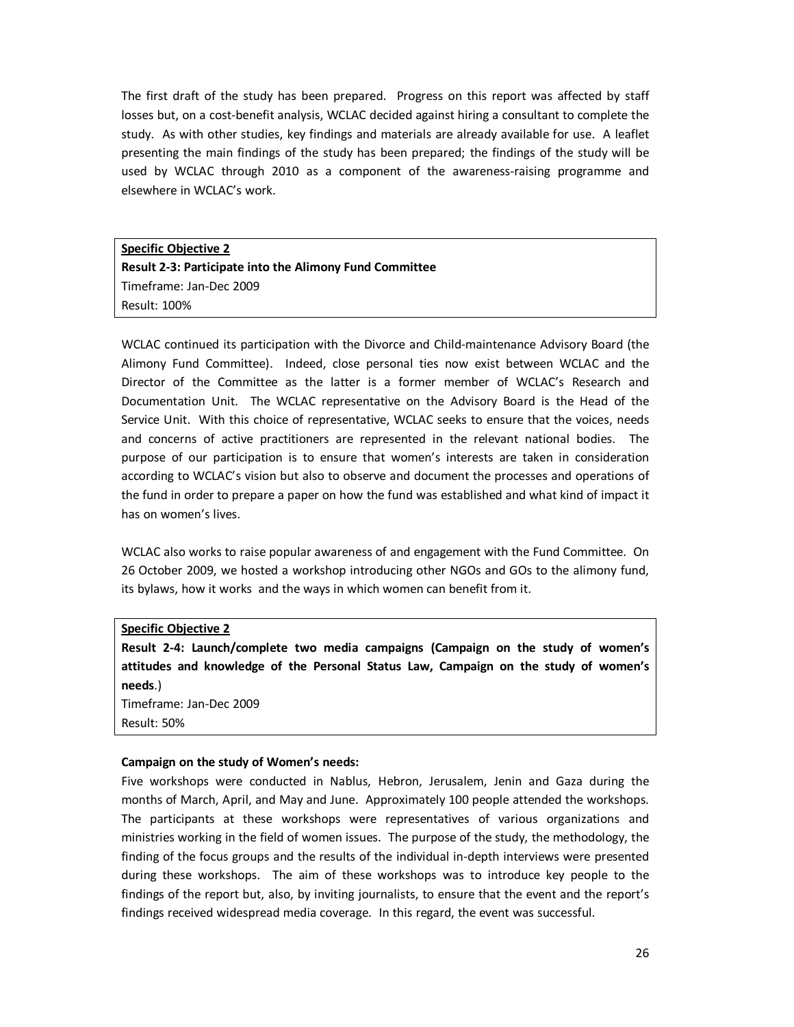The first draft of the study has been prepared. Progress on this report was affected by staff losses but, on a cost-benefit analysis, WCLAC decided against hiring a consultant to complete the study. As with other studies, key findings and materials are already available for use. A leaflet presenting the main findings of the study has been prepared; the findings of the study will be used by WCLAC through 2010 as a component of the awareness-raising programme and elsewhere in WCLAC's work.

**Specific Objective 2**
**Result 2-3: Participate into the Alimony Fund Committee**
Timeframe: Jan-Dec 2009
Result: 100%

WCLAC continued its participation with the Divorce and Child-maintenance Advisory Board (the Alimony Fund Committee). Indeed, close personal ties now exist between WCLAC and the Director of the Committee as the latter is a former member of WCLAC's Research and Documentation Unit. The WCLAC representative on the Advisory Board is the Head of the Service Unit. With this choice of representative, WCLAC seeks to ensure that the voices, needs and concerns of active practitioners are represented in the relevant national bodies. The purpose of our participation is to ensure that women's interests are taken in consideration according to WCLAC's vision but also to observe and document the processes and operations of the fund in order to prepare a paper on how the fund was established and what kind of impact it has on women's lives.

WCLAC also works to raise popular awareness of and engagement with the Fund Committee. On 26 October 2009, we hosted a workshop introducing other NGOs and GOs to the alimony fund, its bylaws, how it works and the ways in which women can benefit from it.

**Specific Objective 2**
**Result 2-4: Launch/complete two media campaigns (Campaign on the study of women's attitudes and knowledge of the Personal Status Law, Campaign on the study of women's needs**.)
Timeframe: Jan-Dec 2009
Result: 50%

**Campaign on the study of Women's needs:**
Five workshops were conducted in Nablus, Hebron, Jerusalem, Jenin and Gaza during the months of March, April, and May and June. Approximately 100 people attended the workshops. The participants at these workshops were representatives of various organizations and ministries working in the field of women issues. The purpose of the study, the methodology, the finding of the focus groups and the results of the individual in-depth interviews were presented during these workshops. The aim of these workshops was to introduce key people to the findings of the report but, also, by inviting journalists, to ensure that the event and the report's findings received widespread media coverage. In this regard, the event was successful.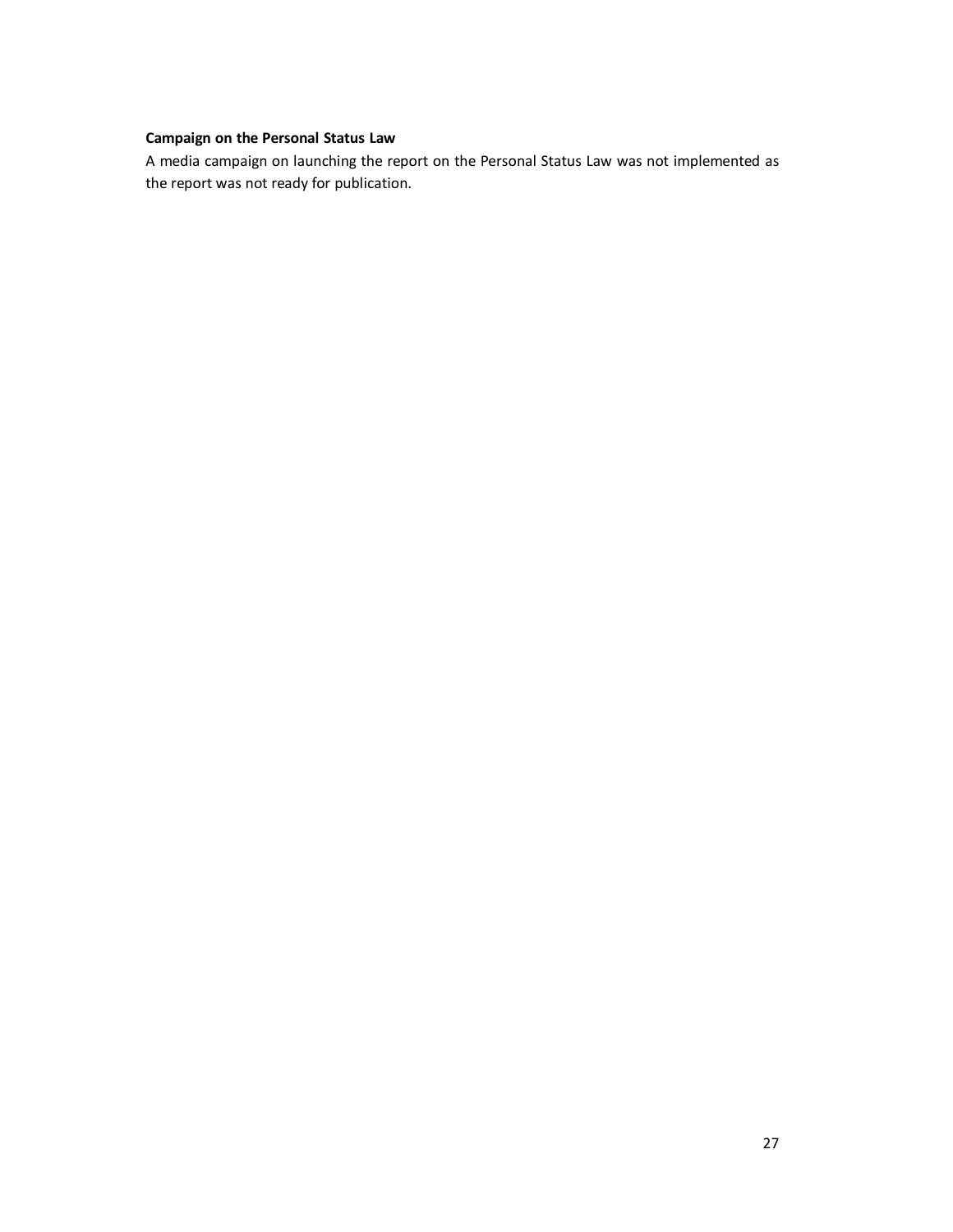**Campaign on the Personal Status Law**

A media campaign on launching the report on the Personal Status Law was not implemented as the report was not ready for publication.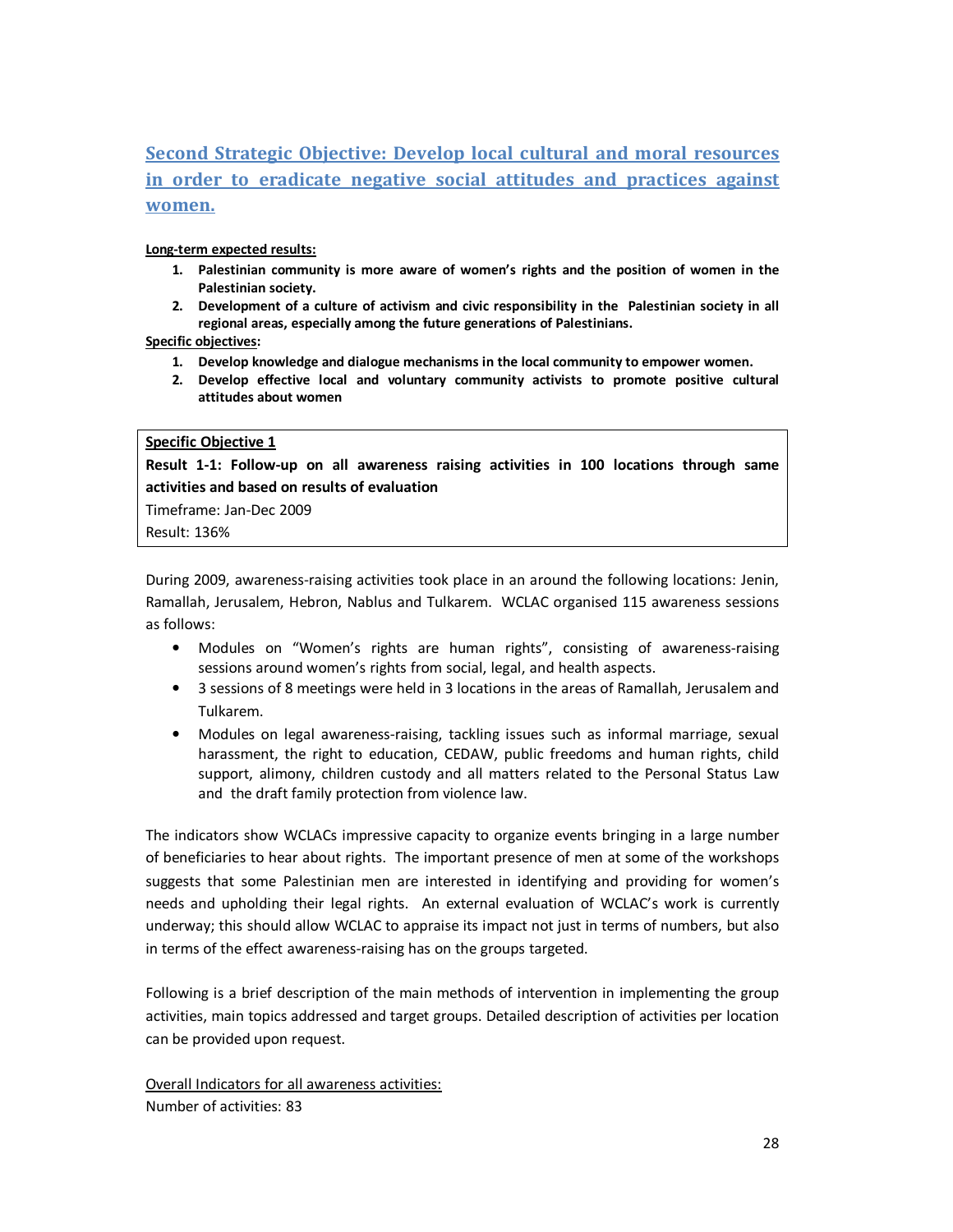## Second Strategic Objective: Develop local cultural and moral resources in order to eradicate negative social attitudes and practices against women.

**Long-term expected results:**

1. **Palestinian community is more aware of women's rights and the position of women in the Palestinian society.**
2. **Development of a culture of activism and civic responsibility in the Palestinian society in all regional areas, especially among the future generations of Palestinians.**

**Specific objectives:**

1. **Develop knowledge and dialogue mechanisms in the local community to empower women.**
2. **Develop effective local and voluntary community activists to promote positive cultural attitudes about women**

**Specific Objective 1**

**Result 1-1: Follow-up on all awareness raising activities in 100 locations through same activities and based on results of evaluation**

Timeframe: Jan-Dec 2009

Result: 136%

During 2009, awareness-raising activities took place in an around the following locations: Jenin, Ramallah, Jerusalem, Hebron, Nablus and Tulkarem. WCLAC organised 115 awareness sessions as follows:

- Modules on "Women's rights are human rights", consisting of awareness-raising sessions around women's rights from social, legal, and health aspects.
- 3 sessions of 8 meetings were held in 3 locations in the areas of Ramallah, Jerusalem and Tulkarem.
- Modules on legal awareness-raising, tackling issues such as informal marriage, sexual harassment, the right to education, CEDAW, public freedoms and human rights, child support, alimony, children custody and all matters related to the Personal Status Law and the draft family protection from violence law.

The indicators show WCLACs impressive capacity to organize events bringing in a large number of beneficiaries to hear about rights. The important presence of men at some of the workshops suggests that some Palestinian men are interested in identifying and providing for women's needs and upholding their legal rights. An external evaluation of WCLAC's work is currently underway; this should allow WCLAC to appraise its impact not just in terms of numbers, but also in terms of the effect awareness-raising has on the groups targeted.

Following is a brief description of the main methods of intervention in implementing the group activities, main topics addressed and target groups. Detailed description of activities per location can be provided upon request.

Overall Indicators for all awareness activities:

Number of activities: 83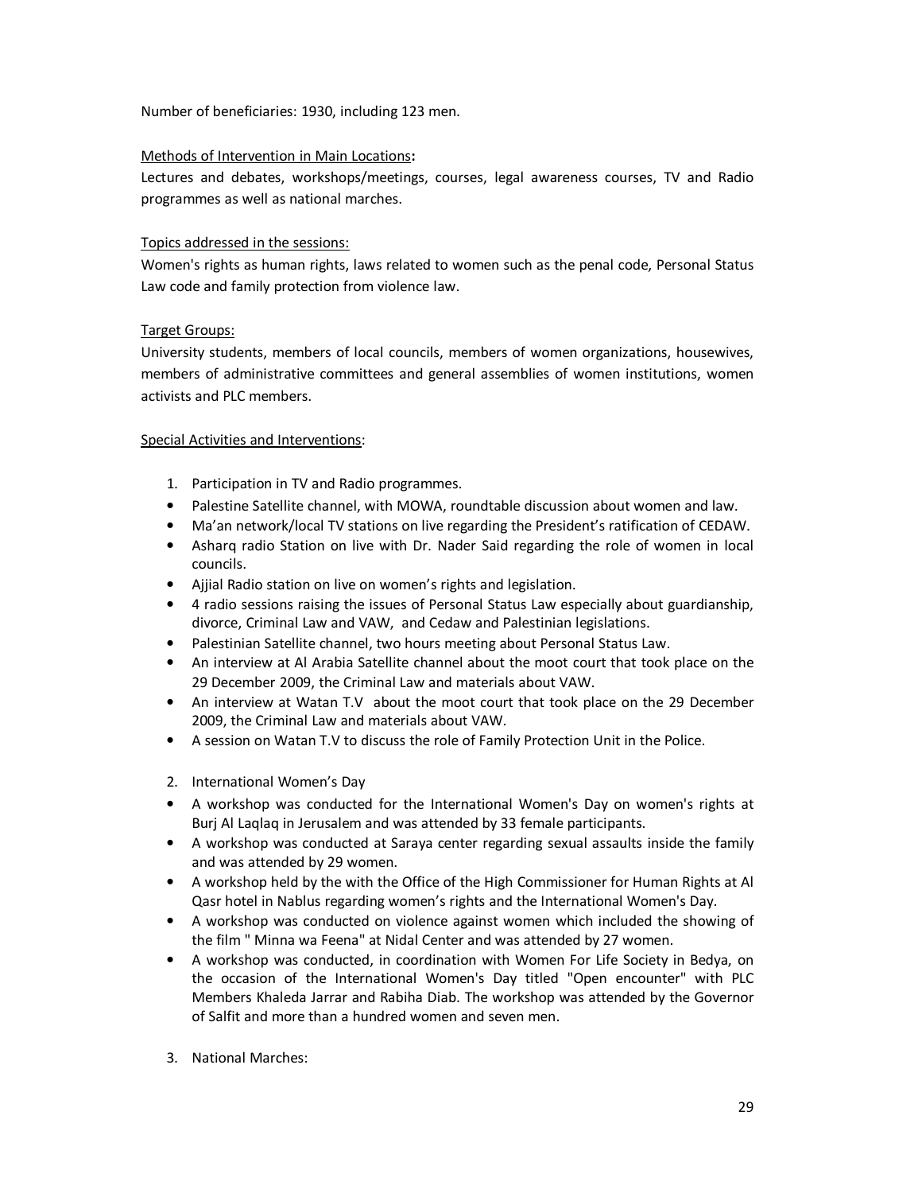Number of beneficiaries: 1930, including 123 men.

Methods of Intervention in Main Locations:
Lectures and debates, workshops/meetings, courses, legal awareness courses, TV and Radio programmes as well as national marches.

Topics addressed in the sessions:
Women's rights as human rights, laws related to women such as the penal code, Personal Status Law code and family protection from violence law.

Target Groups:
University students, members of local councils, members of women organizations, housewives, members of administrative committees and general assemblies of women institutions, women activists and PLC members.

Special Activities and Interventions:

1. Participation in TV and Radio programmes.

- Palestine Satellite channel, with MOWA, roundtable discussion about women and law.
- Ma'an network/local TV stations on live regarding the President's ratification of CEDAW.
- Asharq radio Station on live with Dr. Nader Said regarding the role of women in local councils.
- Ajjial Radio station on live on women's rights and legislation.
- 4 radio sessions raising the issues of Personal Status Law especially about guardianship, divorce, Criminal Law and VAW, and Cedaw and Palestinian legislations.
- Palestinian Satellite channel, two hours meeting about Personal Status Law.
- An interview at Al Arabia Satellite channel about the moot court that took place on the 29 December 2009, the Criminal Law and materials about VAW.
- An interview at Watan T.V about the moot court that took place on the 29 December 2009, the Criminal Law and materials about VAW.
- A session on Watan T.V to discuss the role of Family Protection Unit in the Police.

2. International Women's Day

- A workshop was conducted for the International Women's Day on women's rights at Burj Al Laqlaq in Jerusalem and was attended by 33 female participants.
- A workshop was conducted at Saraya center regarding sexual assaults inside the family and was attended by 29 women.
- A workshop held by the with the Office of the High Commissioner for Human Rights at Al Qasr hotel in Nablus regarding women's rights and the International Women's Day.
- A workshop was conducted on violence against women which included the showing of the film " Minna wa Feena" at Nidal Center and was attended by 27 women.
- A workshop was conducted, in coordination with Women For Life Society in Bedya, on the occasion of the International Women's Day titled "Open encounter" with PLC Members Khaleda Jarrar and Rabiha Diab. The workshop was attended by the Governor of Salfit and more than a hundred women and seven men.

3. National Marches: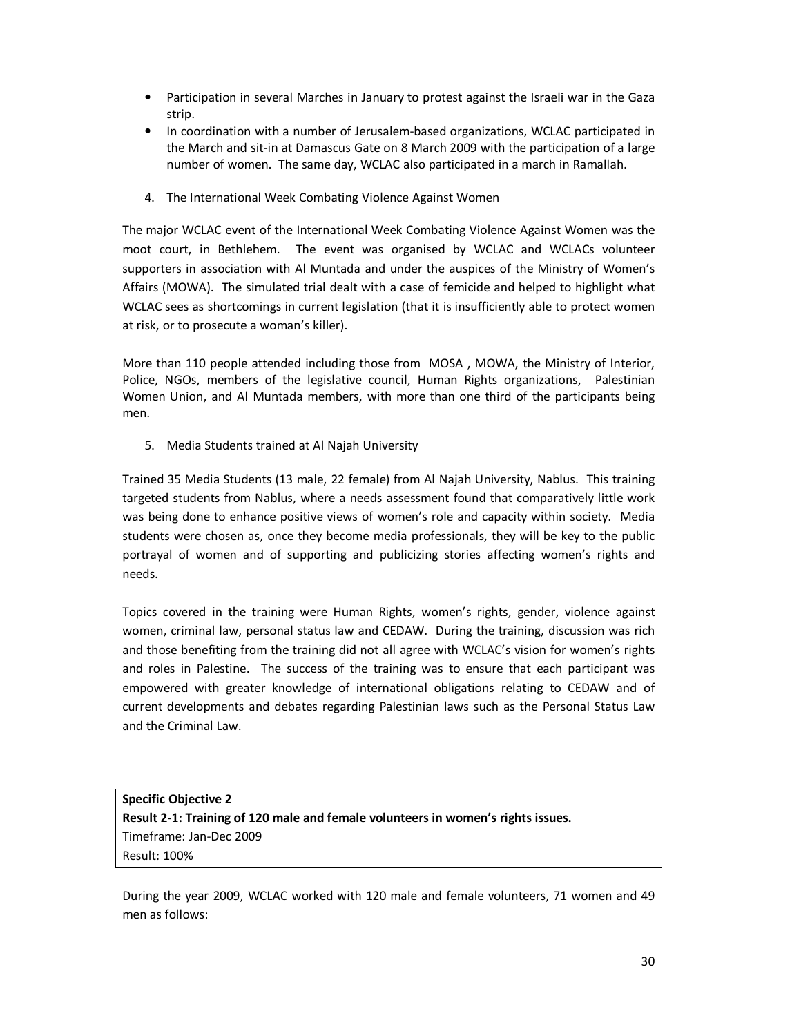- Participation in several Marches in January to protest against the Israeli war in the Gaza strip.
- In coordination with a number of Jerusalem-based organizations, WCLAC participated in the March and sit-in at Damascus Gate on 8 March 2009 with the participation of a large number of women. The same day, WCLAC also participated in a march in Ramallah.

4. The International Week Combating Violence Against Women

The major WCLAC event of the International Week Combating Violence Against Women was the moot court, in Bethlehem. The event was organised by WCLAC and WCLACs volunteer supporters in association with Al Muntada and under the auspices of the Ministry of Women's Affairs (MOWA). The simulated trial dealt with a case of femicide and helped to highlight what WCLAC sees as shortcomings in current legislation (that it is insufficiently able to protect women at risk, or to prosecute a woman's killer).

More than 110 people attended including those from MOSA , MOWA, the Ministry of Interior, Police, NGOs, members of the legislative council, Human Rights organizations, Palestinian Women Union, and Al Muntada members, with more than one third of the participants being men.

5. Media Students trained at Al Najah University

Trained 35 Media Students (13 male, 22 female) from Al Najah University, Nablus. This training targeted students from Nablus, where a needs assessment found that comparatively little work was being done to enhance positive views of women's role and capacity within society. Media students were chosen as, once they become media professionals, they will be key to the public portrayal of women and of supporting and publicizing stories affecting women's rights and needs.

Topics covered in the training were Human Rights, women's rights, gender, violence against women, criminal law, personal status law and CEDAW. During the training, discussion was rich and those benefiting from the training did not all agree with WCLAC's vision for women's rights and roles in Palestine. The success of the training was to ensure that each participant was empowered with greater knowledge of international obligations relating to CEDAW and of current developments and debates regarding Palestinian laws such as the Personal Status Law and the Criminal Law.

**Specific Objective 2**
**Result 2-1: Training of 120 male and female volunteers in women's rights issues.**
Timeframe: Jan-Dec 2009
Result: 100%

During the year 2009, WCLAC worked with 120 male and female volunteers, 71 women and 49 men as follows: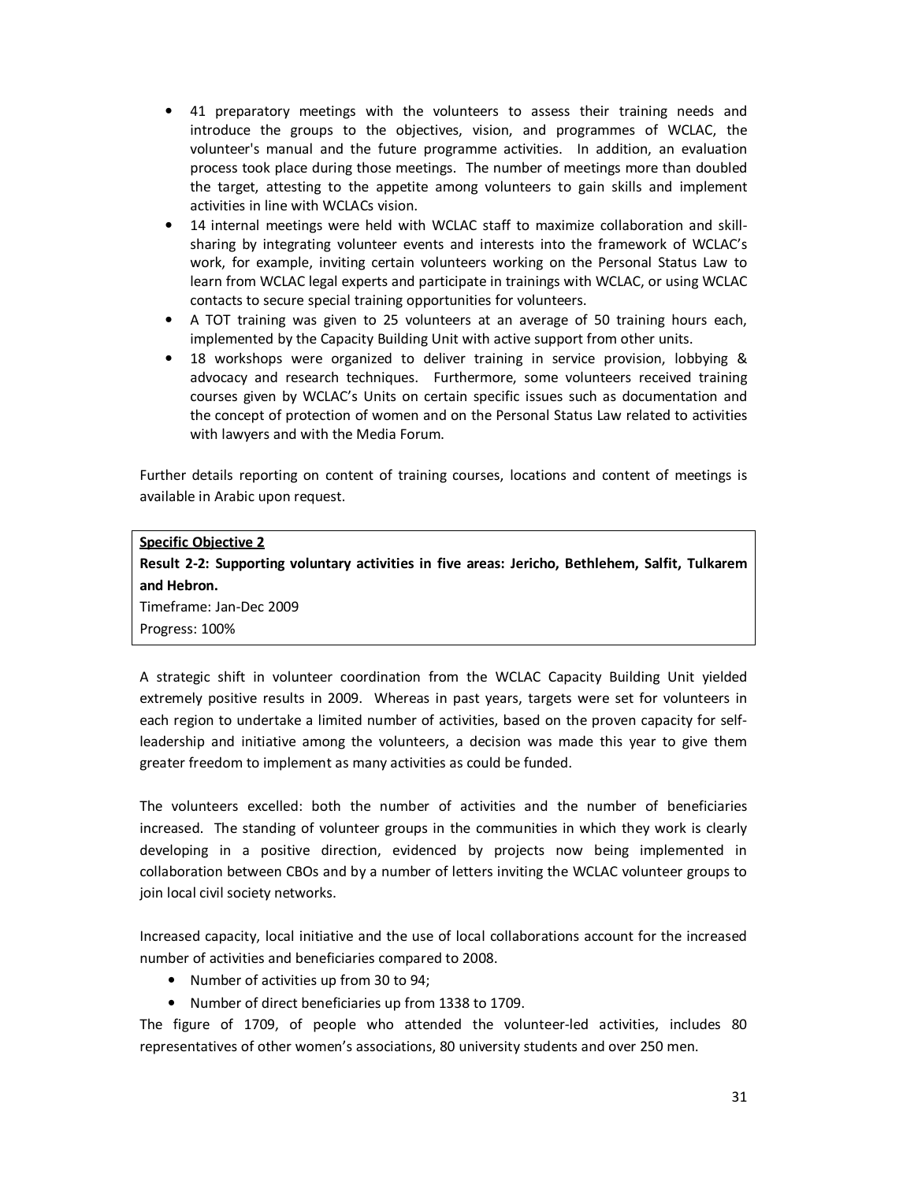- 41 preparatory meetings with the volunteers to assess their training needs and introduce the groups to the objectives, vision, and programmes of WCLAC, the volunteer's manual and the future programme activities. In addition, an evaluation process took place during those meetings. The number of meetings more than doubled the target, attesting to the appetite among volunteers to gain skills and implement activities in line with WCLACs vision.
- 14 internal meetings were held with WCLAC staff to maximize collaboration and skill-sharing by integrating volunteer events and interests into the framework of WCLAC's work, for example, inviting certain volunteers working on the Personal Status Law to learn from WCLAC legal experts and participate in trainings with WCLAC, or using WCLAC contacts to secure special training opportunities for volunteers.
- A TOT training was given to 25 volunteers at an average of 50 training hours each, implemented by the Capacity Building Unit with active support from other units.
- 18 workshops were organized to deliver training in service provision, lobbying & advocacy and research techniques. Furthermore, some volunteers received training courses given by WCLAC's Units on certain specific issues such as documentation and the concept of protection of women and on the Personal Status Law related to activities with lawyers and with the Media Forum.

Further details reporting on content of training courses, locations and content of meetings is available in Arabic upon request.

<u>**Specific Objective 2**</u>

**Result 2-2: Supporting voluntary activities in five areas: Jericho, Bethlehem, Salfit, Tulkarem and Hebron.**

Timeframe: Jan-Dec 2009

Progress: 100%

A strategic shift in volunteer coordination from the WCLAC Capacity Building Unit yielded extremely positive results in 2009. Whereas in past years, targets were set for volunteers in each region to undertake a limited number of activities, based on the proven capacity for self-leadership and initiative among the volunteers, a decision was made this year to give them greater freedom to implement as many activities as could be funded.

The volunteers excelled: both the number of activities and the number of beneficiaries increased. The standing of volunteer groups in the communities in which they work is clearly developing in a positive direction, evidenced by projects now being implemented in collaboration between CBOs and by a number of letters inviting the WCLAC volunteer groups to join local civil society networks.

Increased capacity, local initiative and the use of local collaborations account for the increased number of activities and beneficiaries compared to 2008.

- Number of activities up from 30 to 94;
- Number of direct beneficiaries up from 1338 to 1709.

The figure of 1709, of people who attended the volunteer-led activities, includes 80 representatives of other women's associations, 80 university students and over 250 men.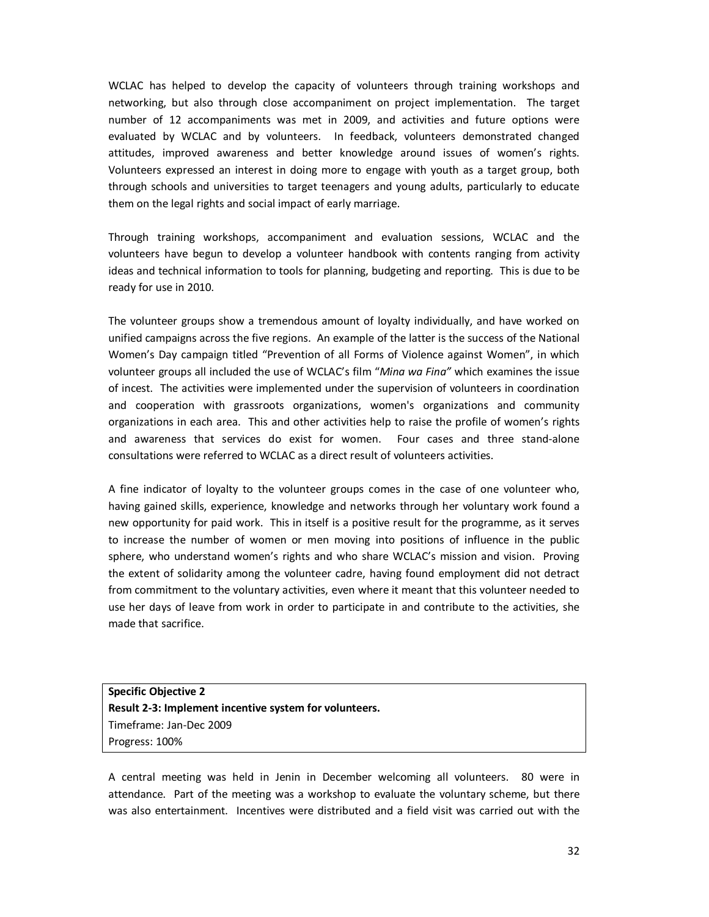WCLAC has helped to develop the capacity of volunteers through training workshops and networking, but also through close accompaniment on project implementation. The target number of 12 accompaniments was met in 2009, and activities and future options were evaluated by WCLAC and by volunteers. In feedback, volunteers demonstrated changed attitudes, improved awareness and better knowledge around issues of women's rights. Volunteers expressed an interest in doing more to engage with youth as a target group, both through schools and universities to target teenagers and young adults, particularly to educate them on the legal rights and social impact of early marriage.

Through training workshops, accompaniment and evaluation sessions, WCLAC and the volunteers have begun to develop a volunteer handbook with contents ranging from activity ideas and technical information to tools for planning, budgeting and reporting. This is due to be ready for use in 2010.

The volunteer groups show a tremendous amount of loyalty individually, and have worked on unified campaigns across the five regions. An example of the latter is the success of the National Women's Day campaign titled "Prevention of all Forms of Violence against Women", in which volunteer groups all included the use of WCLAC's film "*Mina wa Fina"* which examines the issue of incest. The activities were implemented under the supervision of volunteers in coordination and cooperation with grassroots organizations, women's organizations and community organizations in each area. This and other activities help to raise the profile of women's rights and awareness that services do exist for women. Four cases and three stand-alone consultations were referred to WCLAC as a direct result of volunteers activities.

A fine indicator of loyalty to the volunteer groups comes in the case of one volunteer who, having gained skills, experience, knowledge and networks through her voluntary work found a new opportunity for paid work. This in itself is a positive result for the programme, as it serves to increase the number of women or men moving into positions of influence in the public sphere, who understand women's rights and who share WCLAC's mission and vision. Proving the extent of solidarity among the volunteer cadre, having found employment did not detract from commitment to the voluntary activities, even where it meant that this volunteer needed to use her days of leave from work in order to participate in and contribute to the activities, she made that sacrifice.

| **Specific Objective 2**<br>**Result 2-3: Implement incentive system for volunteers.**<br>Timeframe: Jan-Dec 2009<br>Progress: 100% |
|---|

A central meeting was held in Jenin in December welcoming all volunteers. 80 were in attendance. Part of the meeting was a workshop to evaluate the voluntary scheme, but there was also entertainment. Incentives were distributed and a field visit was carried out with the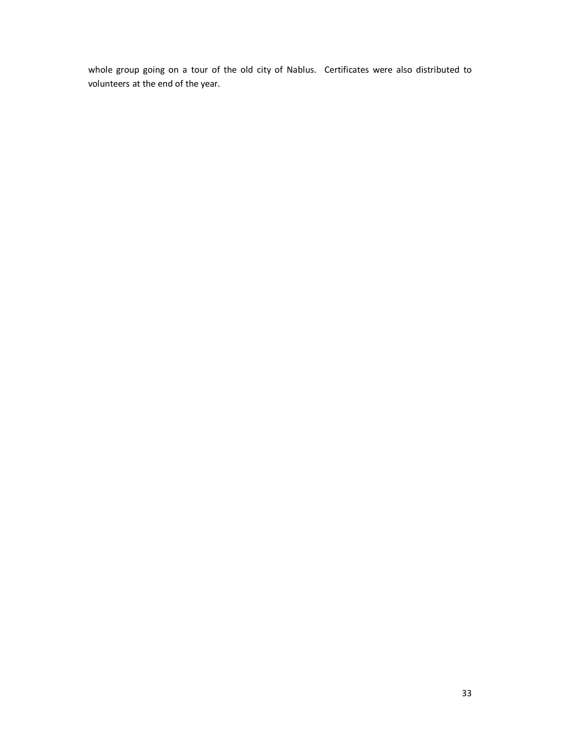whole group going on a tour of the old city of Nablus.  Certificates were also distributed to volunteers at the end of the year.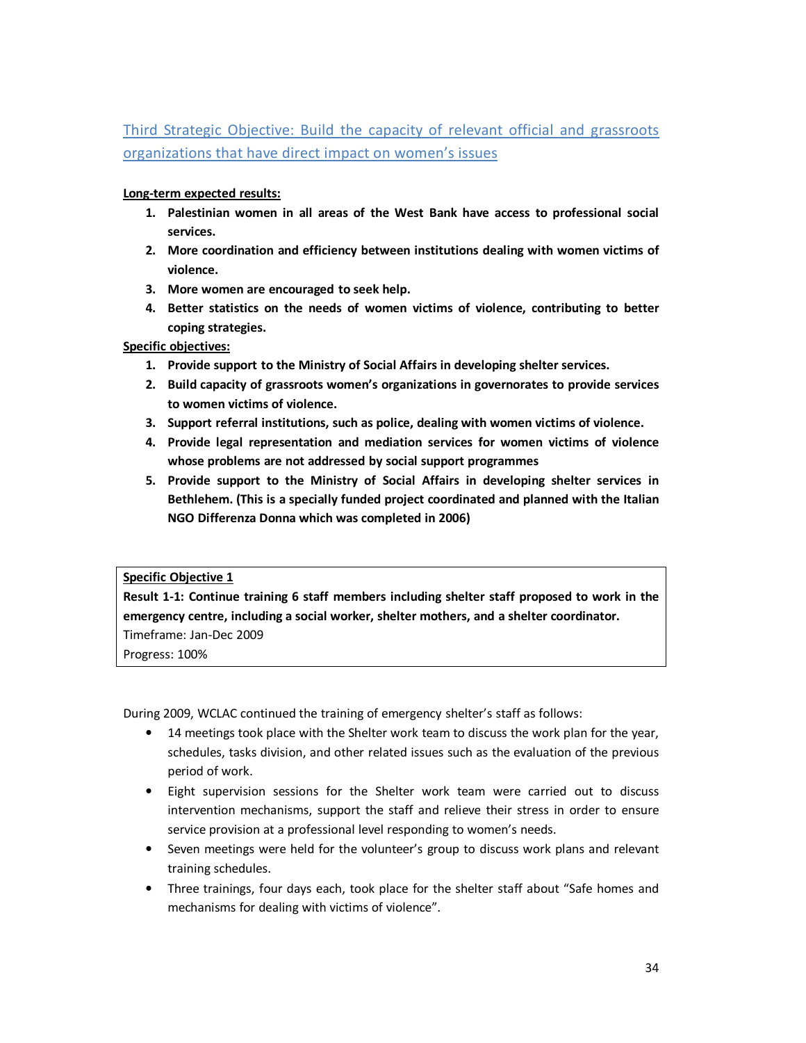## Third Strategic Objective: Build the capacity of relevant official and grassroots organizations that have direct impact on women's issues

**Long-term expected results:**

1. **Palestinian women in all areas of the West Bank have access to professional social services.**
2. **More coordination and efficiency between institutions dealing with women victims of violence.**
3. **More women are encouraged to seek help.**
4. **Better statistics on the needs of women victims of violence, contributing to better coping strategies.**

**Specific objectives:**

1. **Provide support to the Ministry of Social Affairs in developing shelter services.**
2. **Build capacity of grassroots women's organizations in governorates to provide services to women victims of violence.**
3. **Support referral institutions, such as police, dealing with women victims of violence.**
4. **Provide legal representation and mediation services for women victims of violence whose problems are not addressed by social support programmes**
5. **Provide support to the Ministry of Social Affairs in developing shelter services in Bethlehem. (This is a specially funded project coordinated and planned with the Italian NGO Differenza Donna which was completed in 2006)**

| **Specific Objective 1**<br>**Result 1-1: Continue training 6 staff members including shelter staff proposed to work in the emergency centre, including a social worker, shelter mothers, and a shelter coordinator.**<br>Timeframe: Jan-Dec 2009<br>Progress: 100% |
|---|

During 2009, WCLAC continued the training of emergency shelter's staff as follows:

- 14 meetings took place with the Shelter work team to discuss the work plan for the year, schedules, tasks division, and other related issues such as the evaluation of the previous period of work.
- Eight supervision sessions for the Shelter work team were carried out to discuss intervention mechanisms, support the staff and relieve their stress in order to ensure service provision at a professional level responding to women's needs.
- Seven meetings were held for the volunteer's group to discuss work plans and relevant training schedules.
- Three trainings, four days each, took place for the shelter staff about "Safe homes and mechanisms for dealing with victims of violence".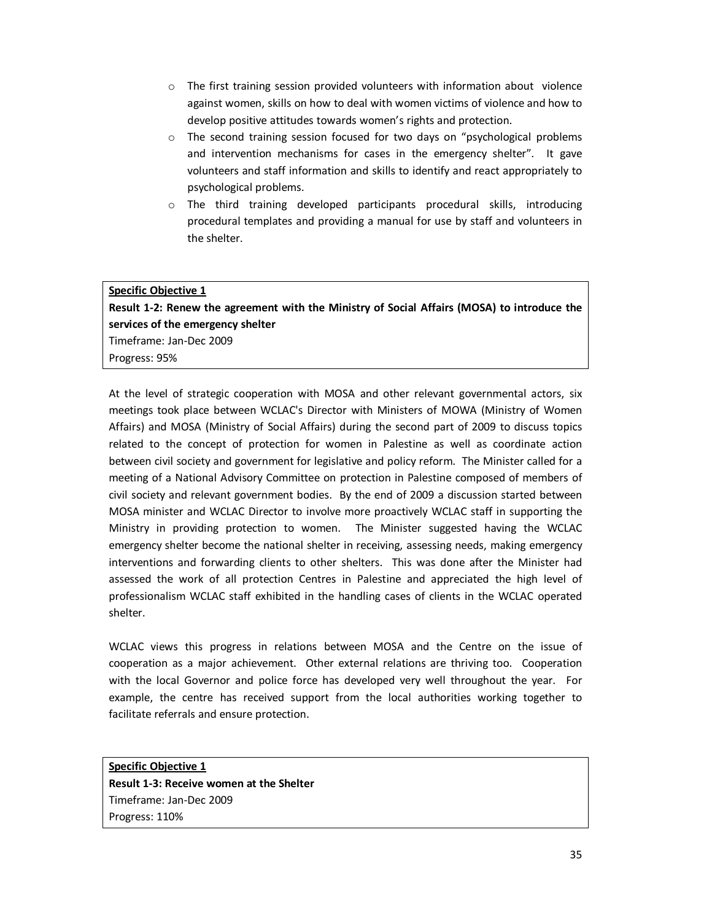- The first training session provided volunteers with information about violence against women, skills on how to deal with women victims of violence and how to develop positive attitudes towards women's rights and protection.
- The second training session focused for two days on "psychological problems and intervention mechanisms for cases in the emergency shelter". It gave volunteers and staff information and skills to identify and react appropriately to psychological problems.
- The third training developed participants procedural skills, introducing procedural templates and providing a manual for use by staff and volunteers in the shelter.

**Specific Objective 1**
**Result 1-2: Renew the agreement with the Ministry of Social Affairs (MOSA) to introduce the services of the emergency shelter**
Timeframe: Jan-Dec 2009
Progress: 95%

At the level of strategic cooperation with MOSA and other relevant governmental actors, six meetings took place between WCLAC's Director with Ministers of MOWA (Ministry of Women Affairs) and MOSA (Ministry of Social Affairs) during the second part of 2009 to discuss topics related to the concept of protection for women in Palestine as well as coordinate action between civil society and government for legislative and policy reform. The Minister called for a meeting of a National Advisory Committee on protection in Palestine composed of members of civil society and relevant government bodies. By the end of 2009 a discussion started between MOSA minister and WCLAC Director to involve more proactively WCLAC staff in supporting the Ministry in providing protection to women. The Minister suggested having the WCLAC emergency shelter become the national shelter in receiving, assessing needs, making emergency interventions and forwarding clients to other shelters. This was done after the Minister had assessed the work of all protection Centres in Palestine and appreciated the high level of professionalism WCLAC staff exhibited in the handling cases of clients in the WCLAC operated shelter.

WCLAC views this progress in relations between MOSA and the Centre on the issue of cooperation as a major achievement. Other external relations are thriving too. Cooperation with the local Governor and police force has developed very well throughout the year. For example, the centre has received support from the local authorities working together to facilitate referrals and ensure protection.

**Specific Objective 1**
**Result 1-3: Receive women at the Shelter**
Timeframe: Jan-Dec 2009
Progress: 110%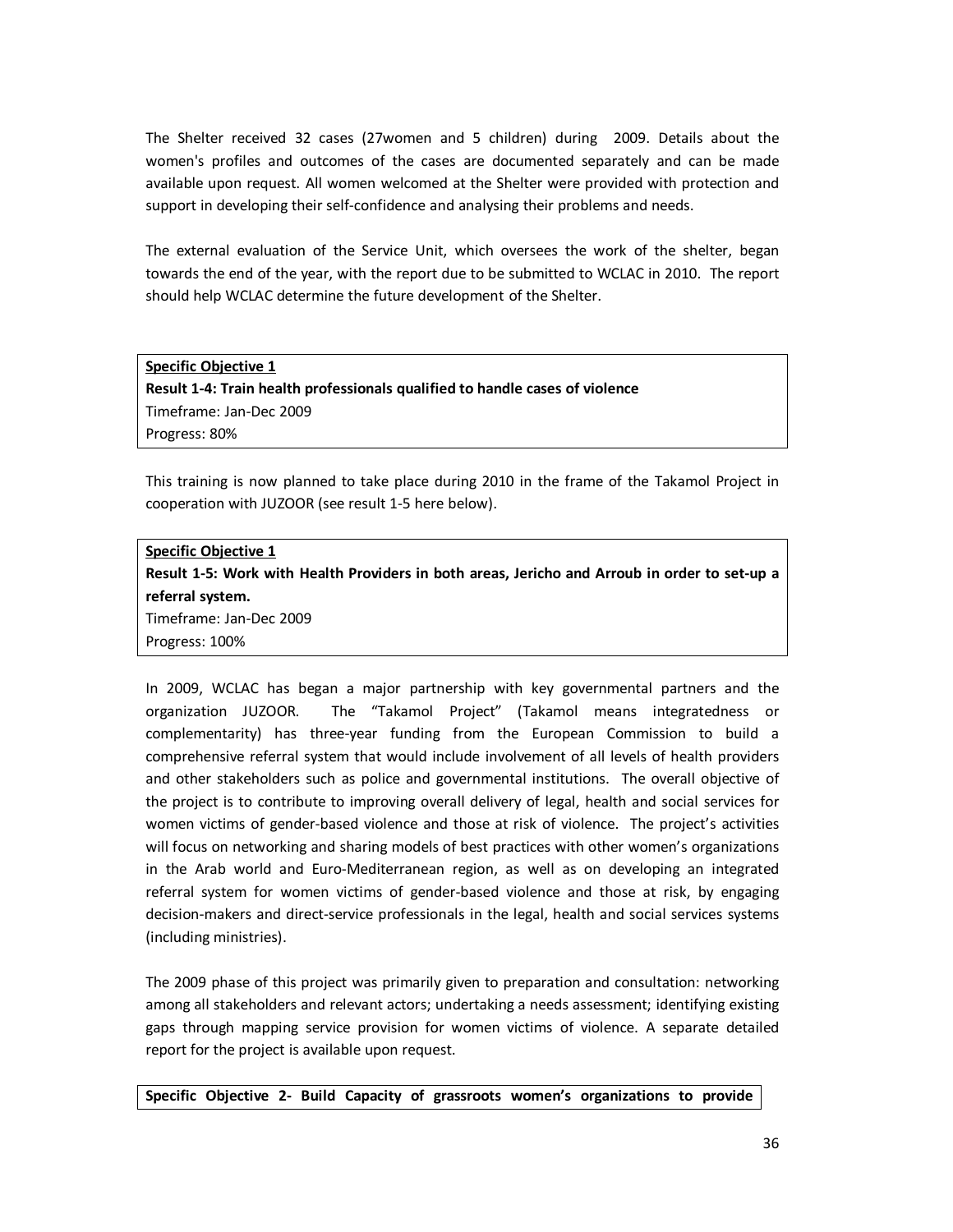The Shelter received 32 cases (27women and 5 children) during 2009. Details about the women's profiles and outcomes of the cases are documented separately and can be made available upon request. All women welcomed at the Shelter were provided with protection and support in developing their self-confidence and analysing their problems and needs.

The external evaluation of the Service Unit, which oversees the work of the shelter, began towards the end of the year, with the report due to be submitted to WCLAC in 2010. The report should help WCLAC determine the future development of the Shelter.

**Specific Objective 1**
**Result 1-4: Train health professionals qualified to handle cases of violence**
Timeframe: Jan-Dec 2009
Progress: 80%

This training is now planned to take place during 2010 in the frame of the Takamol Project in cooperation with JUZOOR (see result 1-5 here below).

**Specific Objective 1**
**Result 1-5: Work with Health Providers in both areas, Jericho and Arroub in order to set-up a referral system.**
Timeframe: Jan-Dec 2009
Progress: 100%

In 2009, WCLAC has began a major partnership with key governmental partners and the organization JUZOOR. The "Takamol Project" (Takamol means integratedness or complementarity) has three-year funding from the European Commission to build a comprehensive referral system that would include involvement of all levels of health providers and other stakeholders such as police and governmental institutions. The overall objective of the project is to contribute to improving overall delivery of legal, health and social services for women victims of gender-based violence and those at risk of violence. The project's activities will focus on networking and sharing models of best practices with other women's organizations in the Arab world and Euro-Mediterranean region, as well as on developing an integrated referral system for women victims of gender-based violence and those at risk, by engaging decision-makers and direct-service professionals in the legal, health and social services systems (including ministries).

The 2009 phase of this project was primarily given to preparation and consultation: networking among all stakeholders and relevant actors; undertaking a needs assessment; identifying existing gaps through mapping service provision for women victims of violence. A separate detailed report for the project is available upon request.

**Specific Objective 2- Build Capacity of grassroots women's organizations to provide**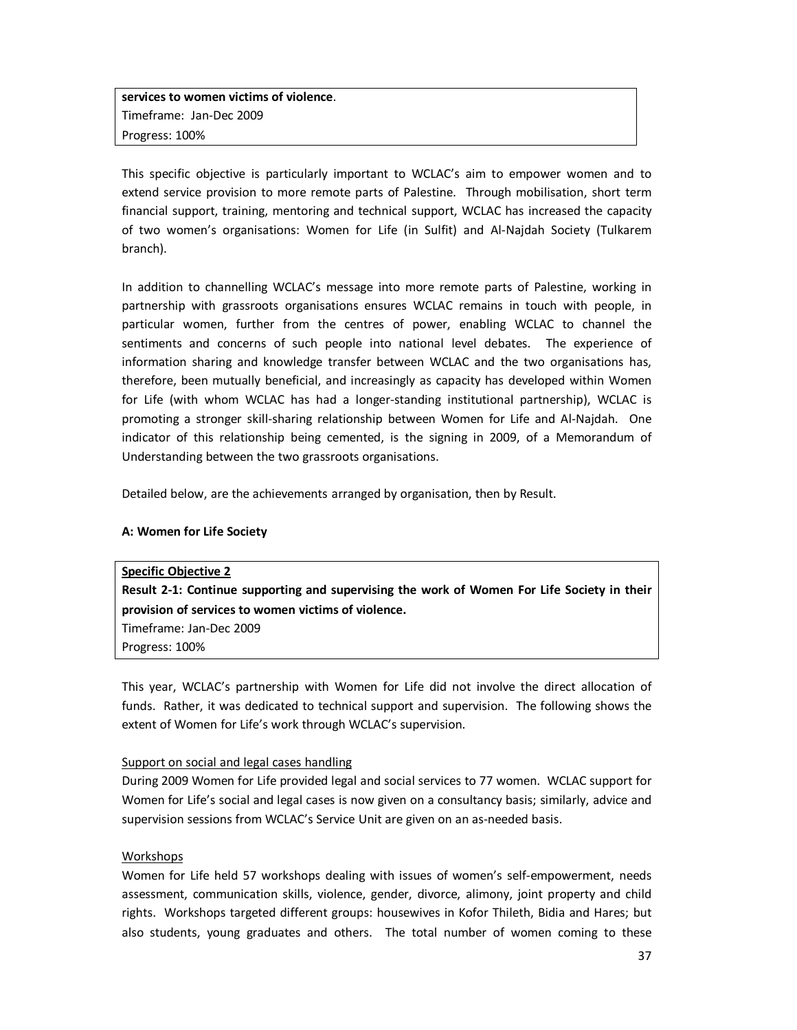**services to women victims of violence**.
Timeframe: Jan-Dec 2009
Progress: 100%

This specific objective is particularly important to WCLAC's aim to empower women and to extend service provision to more remote parts of Palestine. Through mobilisation, short term financial support, training, mentoring and technical support, WCLAC has increased the capacity of two women's organisations: Women for Life (in Sulfit) and Al-Najdah Society (Tulkarem branch).

In addition to channelling WCLAC's message into more remote parts of Palestine, working in partnership with grassroots organisations ensures WCLAC remains in touch with people, in particular women, further from the centres of power, enabling WCLAC to channel the sentiments and concerns of such people into national level debates. The experience of information sharing and knowledge transfer between WCLAC and the two organisations has, therefore, been mutually beneficial, and increasingly as capacity has developed within Women for Life (with whom WCLAC has had a longer-standing institutional partnership), WCLAC is promoting a stronger skill-sharing relationship between Women for Life and Al-Najdah. One indicator of this relationship being cemented, is the signing in 2009, of a Memorandum of Understanding between the two grassroots organisations.

Detailed below, are the achievements arranged by organisation, then by Result.

**A: Women for Life Society**

**Specific Objective 2**
**Result 2-1: Continue supporting and supervising the work of Women For Life Society in their provision of services to women victims of violence.**
Timeframe: Jan-Dec 2009
Progress: 100%

This year, WCLAC's partnership with Women for Life did not involve the direct allocation of funds. Rather, it was dedicated to technical support and supervision. The following shows the extent of Women for Life's work through WCLAC's supervision.

Support on social and legal cases handling

During 2009 Women for Life provided legal and social services to 77 women. WCLAC support for Women for Life's social and legal cases is now given on a consultancy basis; similarly, advice and supervision sessions from WCLAC's Service Unit are given on an as-needed basis.

Workshops

Women for Life held 57 workshops dealing with issues of women's self-empowerment, needs assessment, communication skills, violence, gender, divorce, alimony, joint property and child rights. Workshops targeted different groups: housewives in Kofor Thileth, Bidia and Hares; but also students, young graduates and others. The total number of women coming to these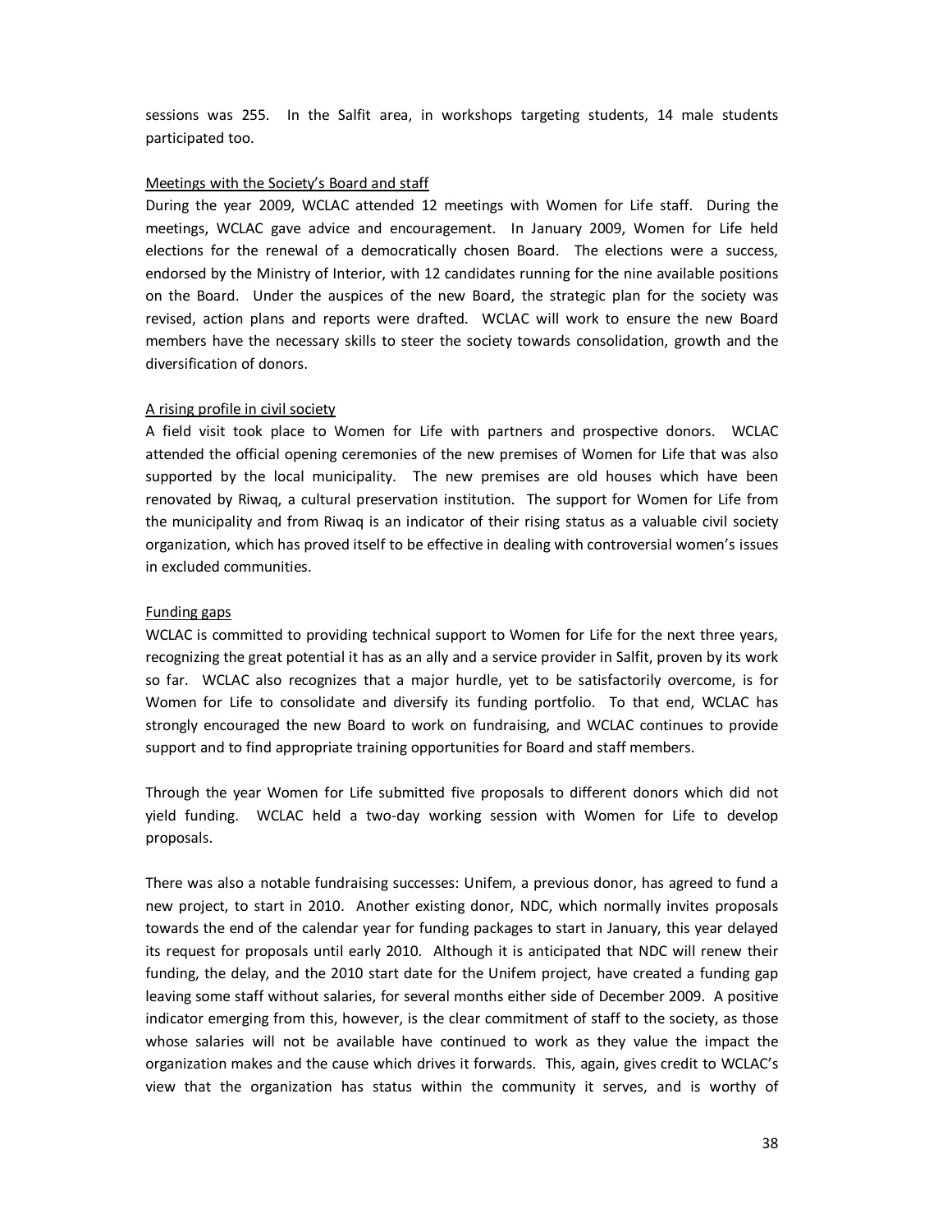sessions was 255. In the Salfit area, in workshops targeting students, 14 male students participated too.

### Meetings with the Society's Board and staff

During the year 2009, WCLAC attended 12 meetings with Women for Life staff. During the meetings, WCLAC gave advice and encouragement. In January 2009, Women for Life held elections for the renewal of a democratically chosen Board. The elections were a success, endorsed by the Ministry of Interior, with 12 candidates running for the nine available positions on the Board. Under the auspices of the new Board, the strategic plan for the society was revised, action plans and reports were drafted. WCLAC will work to ensure the new Board members have the necessary skills to steer the society towards consolidation, growth and the diversification of donors.

### A rising profile in civil society

A field visit took place to Women for Life with partners and prospective donors. WCLAC attended the official opening ceremonies of the new premises of Women for Life that was also supported by the local municipality. The new premises are old houses which have been renovated by Riwaq, a cultural preservation institution. The support for Women for Life from the municipality and from Riwaq is an indicator of their rising status as a valuable civil society organization, which has proved itself to be effective in dealing with controversial women's issues in excluded communities.

### Funding gaps

WCLAC is committed to providing technical support to Women for Life for the next three years, recognizing the great potential it has as an ally and a service provider in Salfit, proven by its work so far. WCLAC also recognizes that a major hurdle, yet to be satisfactorily overcome, is for Women for Life to consolidate and diversify its funding portfolio. To that end, WCLAC has strongly encouraged the new Board to work on fundraising, and WCLAC continues to provide support and to find appropriate training opportunities for Board and staff members.

Through the year Women for Life submitted five proposals to different donors which did not yield funding. WCLAC held a two-day working session with Women for Life to develop proposals.

There was also a notable fundraising successes: Unifem, a previous donor, has agreed to fund a new project, to start in 2010. Another existing donor, NDC, which normally invites proposals towards the end of the calendar year for funding packages to start in January, this year delayed its request for proposals until early 2010. Although it is anticipated that NDC will renew their funding, the delay, and the 2010 start date for the Unifem project, have created a funding gap leaving some staff without salaries, for several months either side of December 2009. A positive indicator emerging from this, however, is the clear commitment of staff to the society, as those whose salaries will not be available have continued to work as they value the impact the organization makes and the cause which drives it forwards. This, again, gives credit to WCLAC's view that the organization has status within the community it serves, and is worthy of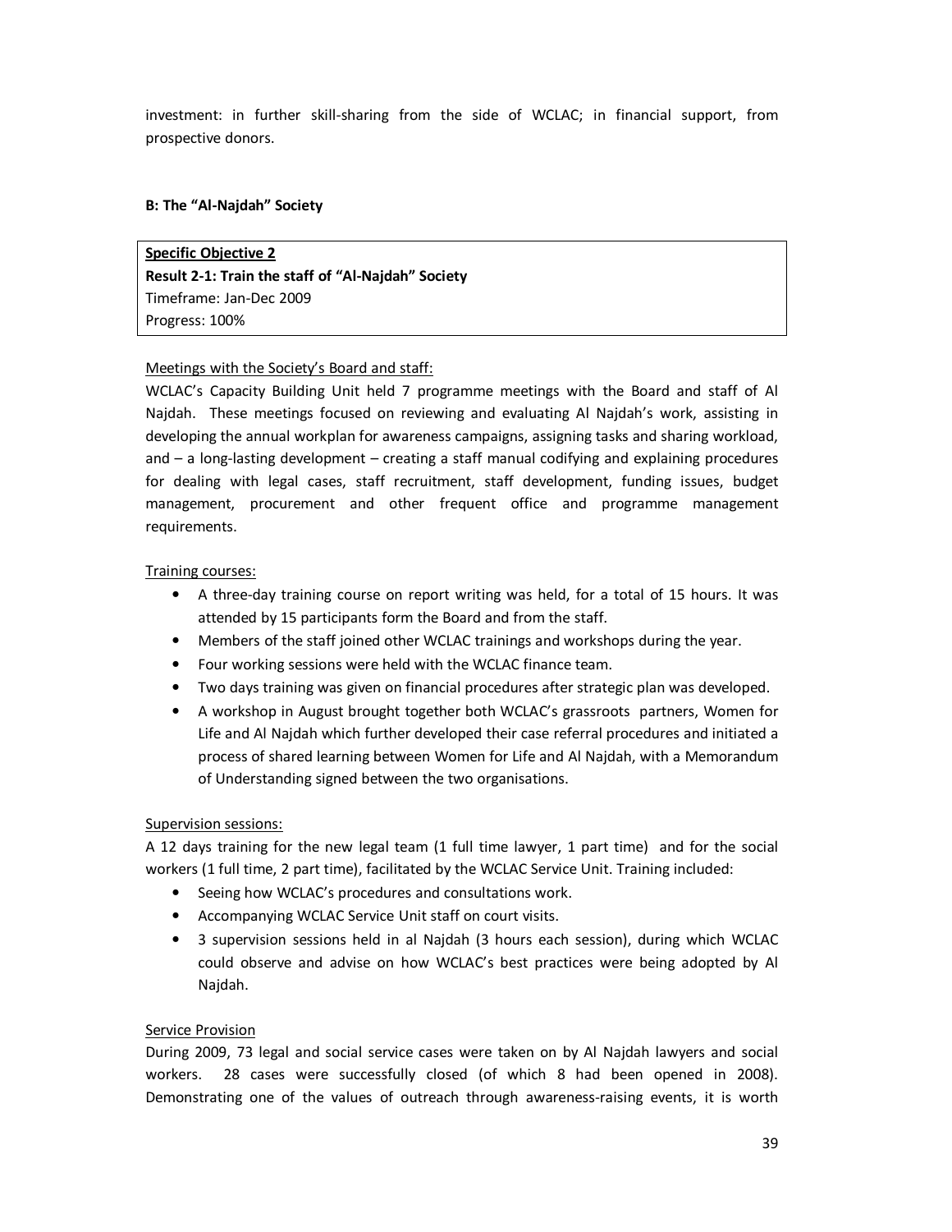investment: in further skill-sharing from the side of WCLAC; in financial support, from prospective donors.

**B: The "Al-Najdah" Society**

**Specific Objective 2**
**Result 2-1: Train the staff of "Al-Najdah" Society**
Timeframe: Jan-Dec 2009
Progress: 100%

Meetings with the Society's Board and staff:
WCLAC's Capacity Building Unit held 7 programme meetings with the Board and staff of Al Najdah. These meetings focused on reviewing and evaluating Al Najdah's work, assisting in developing the annual workplan for awareness campaigns, assigning tasks and sharing workload, and – a long-lasting development – creating a staff manual codifying and explaining procedures for dealing with legal cases, staff recruitment, staff development, funding issues, budget management, procurement and other frequent office and programme management requirements.

Training courses:

- A three-day training course on report writing was held, for a total of 15 hours. It was attended by 15 participants form the Board and from the staff.
- Members of the staff joined other WCLAC trainings and workshops during the year.
- Four working sessions were held with the WCLAC finance team.
- Two days training was given on financial procedures after strategic plan was developed.
- A workshop in August brought together both WCLAC's grassroots partners, Women for Life and Al Najdah which further developed their case referral procedures and initiated a process of shared learning between Women for Life and Al Najdah, with a Memorandum of Understanding signed between the two organisations.

Supervision sessions:
A 12 days training for the new legal team (1 full time lawyer, 1 part time) and for the social workers (1 full time, 2 part time), facilitated by the WCLAC Service Unit. Training included:

- Seeing how WCLAC's procedures and consultations work.
- Accompanying WCLAC Service Unit staff on court visits.
- 3 supervision sessions held in al Najdah (3 hours each session), during which WCLAC could observe and advise on how WCLAC's best practices were being adopted by Al Najdah.

Service Provision
During 2009, 73 legal and social service cases were taken on by Al Najdah lawyers and social workers. 28 cases were successfully closed (of which 8 had been opened in 2008). Demonstrating one of the values of outreach through awareness-raising events, it is worth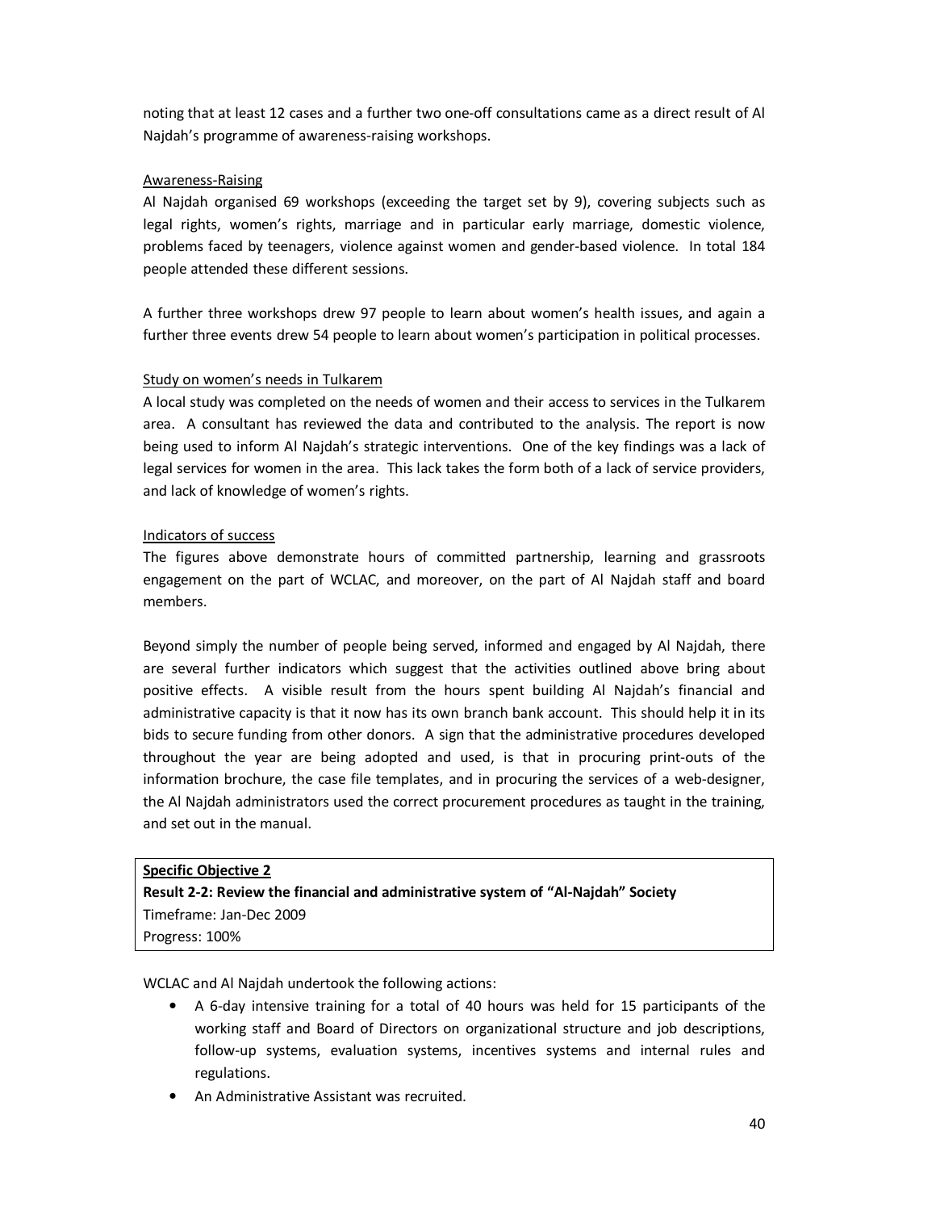noting that at least 12 cases and a further two one-off consultations came as a direct result of Al Najdah's programme of awareness-raising workshops.

Awareness-Raising

Al Najdah organised 69 workshops (exceeding the target set by 9), covering subjects such as legal rights, women's rights, marriage and in particular early marriage, domestic violence, problems faced by teenagers, violence against women and gender-based violence. In total 184 people attended these different sessions.

A further three workshops drew 97 people to learn about women's health issues, and again a further three events drew 54 people to learn about women's participation in political processes.

Study on women's needs in Tulkarem

A local study was completed on the needs of women and their access to services in the Tulkarem area. A consultant has reviewed the data and contributed to the analysis. The report is now being used to inform Al Najdah's strategic interventions. One of the key findings was a lack of legal services for women in the area. This lack takes the form both of a lack of service providers, and lack of knowledge of women's rights.

Indicators of success

The figures above demonstrate hours of committed partnership, learning and grassroots engagement on the part of WCLAC, and moreover, on the part of Al Najdah staff and board members.

Beyond simply the number of people being served, informed and engaged by Al Najdah, there are several further indicators which suggest that the activities outlined above bring about positive effects. A visible result from the hours spent building Al Najdah's financial and administrative capacity is that it now has its own branch bank account. This should help it in its bids to secure funding from other donors. A sign that the administrative procedures developed throughout the year are being adopted and used, is that in procuring print-outs of the information brochure, the case file templates, and in procuring the services of a web-designer, the Al Najdah administrators used the correct procurement procedures as taught in the training, and set out in the manual.

| **Specific Objective 2** |
|---|
| **Result 2-2: Review the financial and administrative system of "Al-Najdah" Society** |
| Timeframe: Jan-Dec 2009 |
| Progress: 100% |

WCLAC and Al Najdah undertook the following actions:

- A 6-day intensive training for a total of 40 hours was held for 15 participants of the working staff and Board of Directors on organizational structure and job descriptions, follow-up systems, evaluation systems, incentives systems and internal rules and regulations.
- An Administrative Assistant was recruited.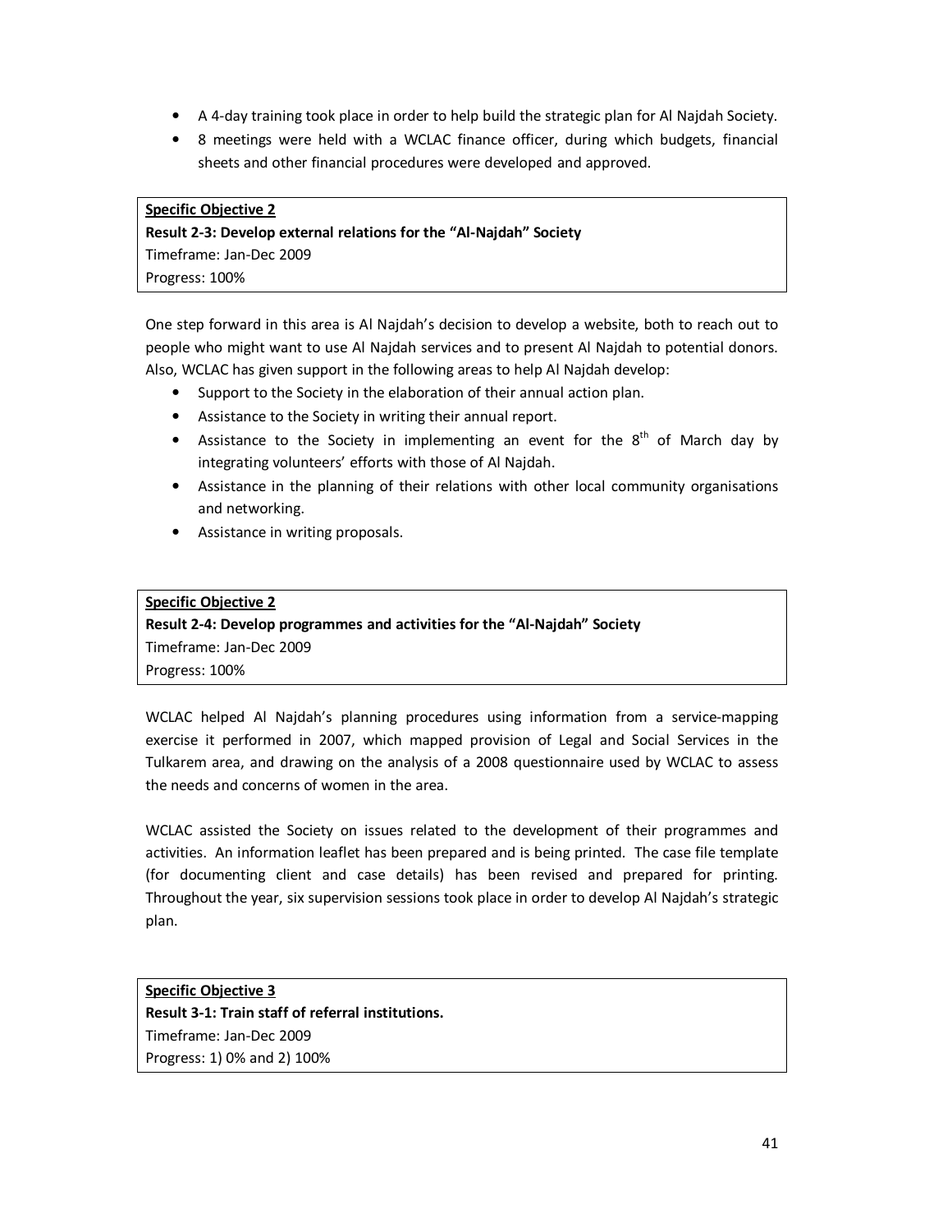- A 4-day training took place in order to help build the strategic plan for Al Najdah Society.
- 8 meetings were held with a WCLAC finance officer, during which budgets, financial sheets and other financial procedures were developed and approved.

**Specific Objective 2**
**Result 2-3: Develop external relations for the "Al-Najdah" Society**
Timeframe: Jan-Dec 2009
Progress: 100%

One step forward in this area is Al Najdah's decision to develop a website, both to reach out to people who might want to use Al Najdah services and to present Al Najdah to potential donors. Also, WCLAC has given support in the following areas to help Al Najdah develop:

- Support to the Society in the elaboration of their annual action plan.
- Assistance to the Society in writing their annual report.
- Assistance to the Society in implementing an event for the 8th of March day by integrating volunteers' efforts with those of Al Najdah.
- Assistance in the planning of their relations with other local community organisations and networking.
- Assistance in writing proposals.

**Specific Objective 2**
**Result 2-4: Develop programmes and activities for the "Al-Najdah" Society**
Timeframe: Jan-Dec 2009
Progress: 100%

WCLAC helped Al Najdah's planning procedures using information from a service-mapping exercise it performed in 2007, which mapped provision of Legal and Social Services in the Tulkarem area, and drawing on the analysis of a 2008 questionnaire used by WCLAC to assess the needs and concerns of women in the area.

WCLAC assisted the Society on issues related to the development of their programmes and activities. An information leaflet has been prepared and is being printed. The case file template (for documenting client and case details) has been revised and prepared for printing. Throughout the year, six supervision sessions took place in order to develop Al Najdah's strategic plan.

**Specific Objective 3**
**Result 3-1: Train staff of referral institutions.**
Timeframe: Jan-Dec 2009
Progress: 1) 0% and 2) 100%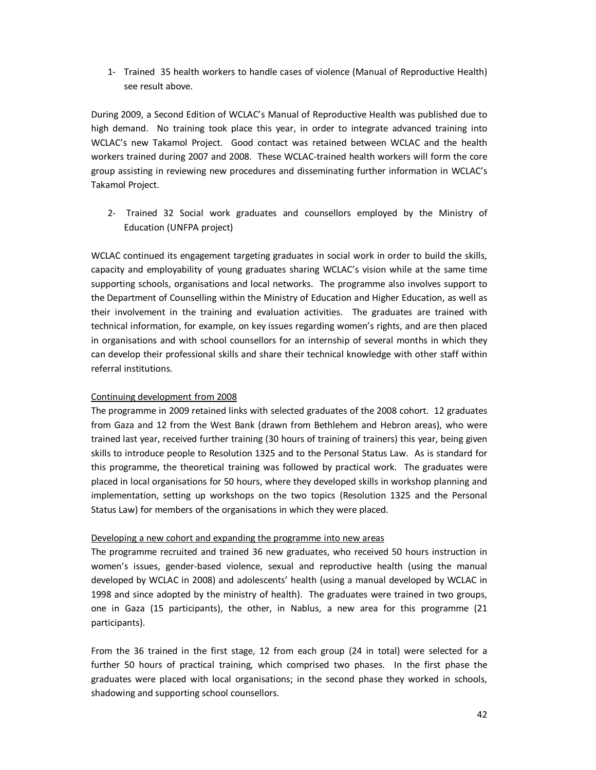1- Trained 35 health workers to handle cases of violence (Manual of Reproductive Health) see result above.

During 2009, a Second Edition of WCLAC's Manual of Reproductive Health was published due to high demand. No training took place this year, in order to integrate advanced training into WCLAC's new Takamol Project. Good contact was retained between WCLAC and the health workers trained during 2007 and 2008. These WCLAC-trained health workers will form the core group assisting in reviewing new procedures and disseminating further information in WCLAC's Takamol Project.

2- Trained 32 Social work graduates and counsellors employed by the Ministry of Education (UNFPA project)

WCLAC continued its engagement targeting graduates in social work in order to build the skills, capacity and employability of young graduates sharing WCLAC's vision while at the same time supporting schools, organisations and local networks. The programme also involves support to the Department of Counselling within the Ministry of Education and Higher Education, as well as their involvement in the training and evaluation activities. The graduates are trained with technical information, for example, on key issues regarding women's rights, and are then placed in organisations and with school counsellors for an internship of several months in which they can develop their professional skills and share their technical knowledge with other staff within referral institutions.

<u>Continuing development from 2008</u>

The programme in 2009 retained links with selected graduates of the 2008 cohort. 12 graduates from Gaza and 12 from the West Bank (drawn from Bethlehem and Hebron areas), who were trained last year, received further training (30 hours of training of trainers) this year, being given skills to introduce people to Resolution 1325 and to the Personal Status Law. As is standard for this programme, the theoretical training was followed by practical work. The graduates were placed in local organisations for 50 hours, where they developed skills in workshop planning and implementation, setting up workshops on the two topics (Resolution 1325 and the Personal Status Law) for members of the organisations in which they were placed.

<u>Developing a new cohort and expanding the programme into new areas</u>

The programme recruited and trained 36 new graduates, who received 50 hours instruction in women's issues, gender-based violence, sexual and reproductive health (using the manual developed by WCLAC in 2008) and adolescents' health (using a manual developed by WCLAC in 1998 and since adopted by the ministry of health). The graduates were trained in two groups, one in Gaza (15 participants), the other, in Nablus, a new area for this programme (21 participants).

From the 36 trained in the first stage, 12 from each group (24 in total) were selected for a further 50 hours of practical training, which comprised two phases. In the first phase the graduates were placed with local organisations; in the second phase they worked in schools, shadowing and supporting school counsellors.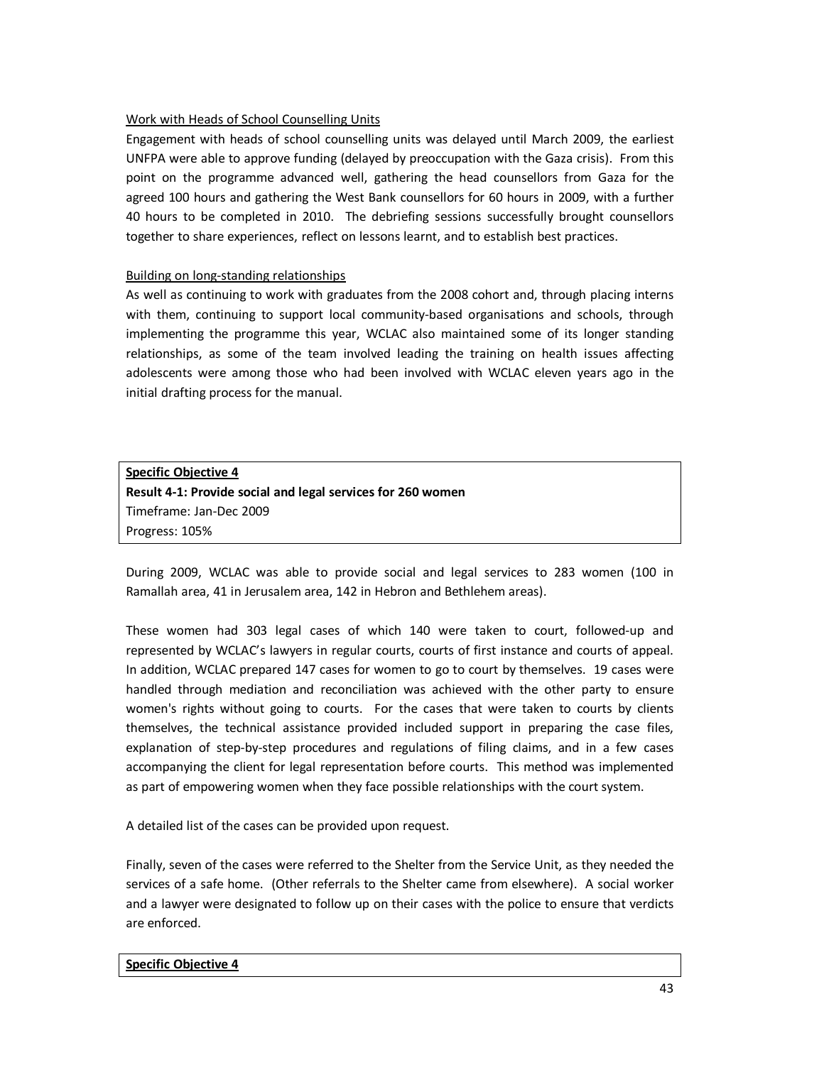Work with Heads of School Counselling Units

Engagement with heads of school counselling units was delayed until March 2009, the earliest UNFPA were able to approve funding (delayed by preoccupation with the Gaza crisis). From this point on the programme advanced well, gathering the head counsellors from Gaza for the agreed 100 hours and gathering the West Bank counsellors for 60 hours in 2009, with a further 40 hours to be completed in 2010. The debriefing sessions successfully brought counsellors together to share experiences, reflect on lessons learnt, and to establish best practices.

Building on long-standing relationships

As well as continuing to work with graduates from the 2008 cohort and, through placing interns with them, continuing to support local community-based organisations and schools, through implementing the programme this year, WCLAC also maintained some of its longer standing relationships, as some of the team involved leading the training on health issues affecting adolescents were among those who had been involved with WCLAC eleven years ago in the initial drafting process for the manual.

| **Specific Objective 4**<br>**Result 4-1: Provide social and legal services for 260 women**<br>Timeframe: Jan-Dec 2009<br>Progress: 105% |
|---|

During 2009, WCLAC was able to provide social and legal services to 283 women (100 in Ramallah area, 41 in Jerusalem area, 142 in Hebron and Bethlehem areas).

These women had 303 legal cases of which 140 were taken to court, followed-up and represented by WCLAC's lawyers in regular courts, courts of first instance and courts of appeal. In addition, WCLAC prepared 147 cases for women to go to court by themselves. 19 cases were handled through mediation and reconciliation was achieved with the other party to ensure women's rights without going to courts. For the cases that were taken to courts by clients themselves, the technical assistance provided included support in preparing the case files, explanation of step-by-step procedures and regulations of filing claims, and in a few cases accompanying the client for legal representation before courts. This method was implemented as part of empowering women when they face possible relationships with the court system.

A detailed list of the cases can be provided upon request.

Finally, seven of the cases were referred to the Shelter from the Service Unit, as they needed the services of a safe home. (Other referrals to the Shelter came from elsewhere). A social worker and a lawyer were designated to follow up on their cases with the police to ensure that verdicts are enforced.

| **Specific Objective 4** |
|---|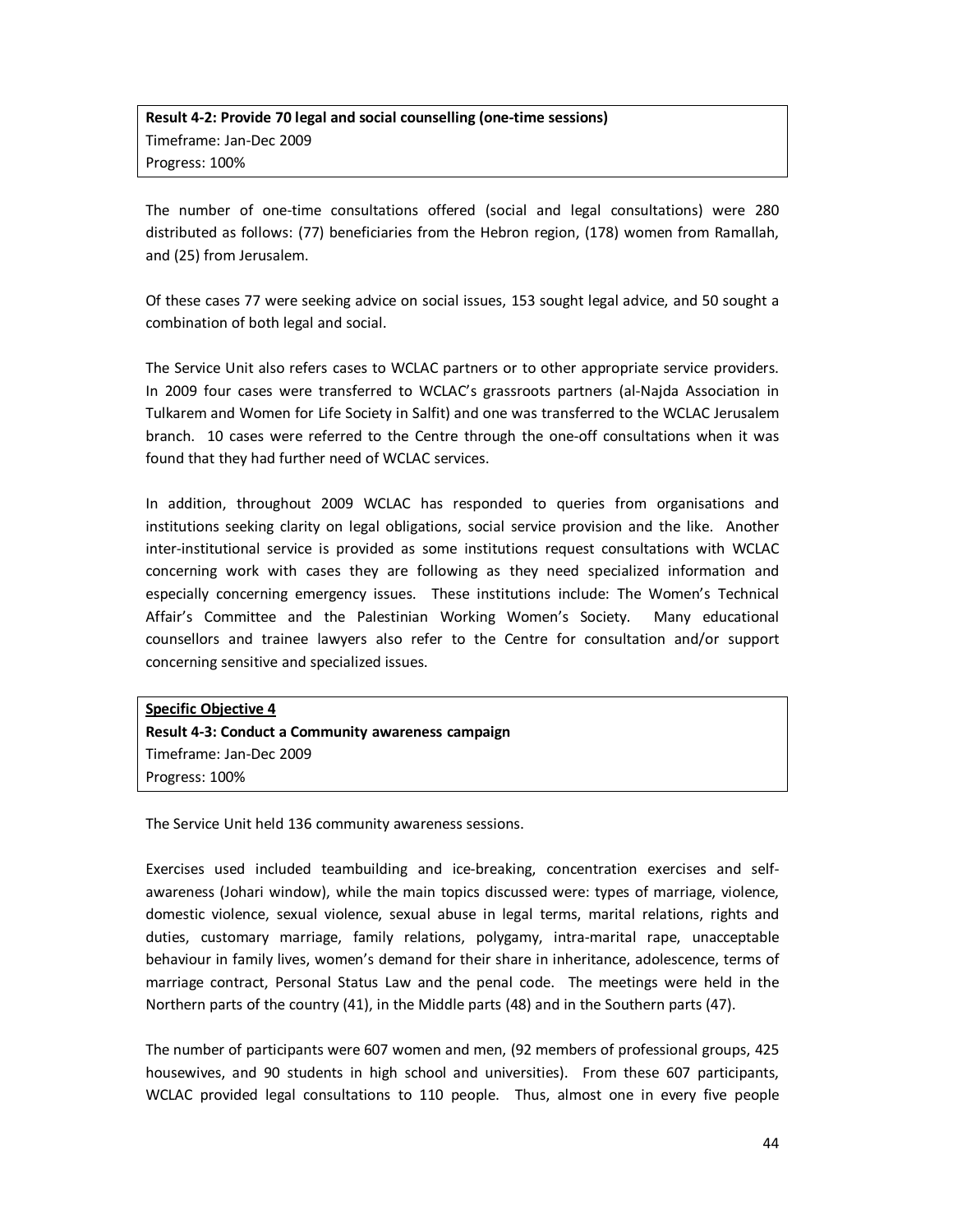**Result 4-2: Provide 70 legal and social counselling (one-time sessions)**
Timeframe: Jan-Dec 2009
Progress: 100%

The number of one-time consultations offered (social and legal consultations) were 280 distributed as follows: (77) beneficiaries from the Hebron region, (178) women from Ramallah, and (25) from Jerusalem.

Of these cases 77 were seeking advice on social issues, 153 sought legal advice, and 50 sought a combination of both legal and social.

The Service Unit also refers cases to WCLAC partners or to other appropriate service providers. In 2009 four cases were transferred to WCLAC's grassroots partners (al-Najda Association in Tulkarem and Women for Life Society in Salfit) and one was transferred to the WCLAC Jerusalem branch. 10 cases were referred to the Centre through the one-off consultations when it was found that they had further need of WCLAC services.

In addition, throughout 2009 WCLAC has responded to queries from organisations and institutions seeking clarity on legal obligations, social service provision and the like. Another inter-institutional service is provided as some institutions request consultations with WCLAC concerning work with cases they are following as they need specialized information and especially concerning emergency issues. These institutions include: The Women's Technical Affair's Committee and the Palestinian Working Women's Society. Many educational counsellors and trainee lawyers also refer to the Centre for consultation and/or support concerning sensitive and specialized issues.

**Specific Objective 4**
**Result 4-3: Conduct a Community awareness campaign**
Timeframe: Jan-Dec 2009
Progress: 100%

The Service Unit held 136 community awareness sessions.

Exercises used included teambuilding and ice-breaking, concentration exercises and self-awareness (Johari window), while the main topics discussed were: types of marriage, violence, domestic violence, sexual violence, sexual abuse in legal terms, marital relations, rights and duties, customary marriage, family relations, polygamy, intra-marital rape, unacceptable behaviour in family lives, women's demand for their share in inheritance, adolescence, terms of marriage contract, Personal Status Law and the penal code. The meetings were held in the Northern parts of the country (41), in the Middle parts (48) and in the Southern parts (47).

The number of participants were 607 women and men, (92 members of professional groups, 425 housewives, and 90 students in high school and universities). From these 607 participants, WCLAC provided legal consultations to 110 people. Thus, almost one in every five people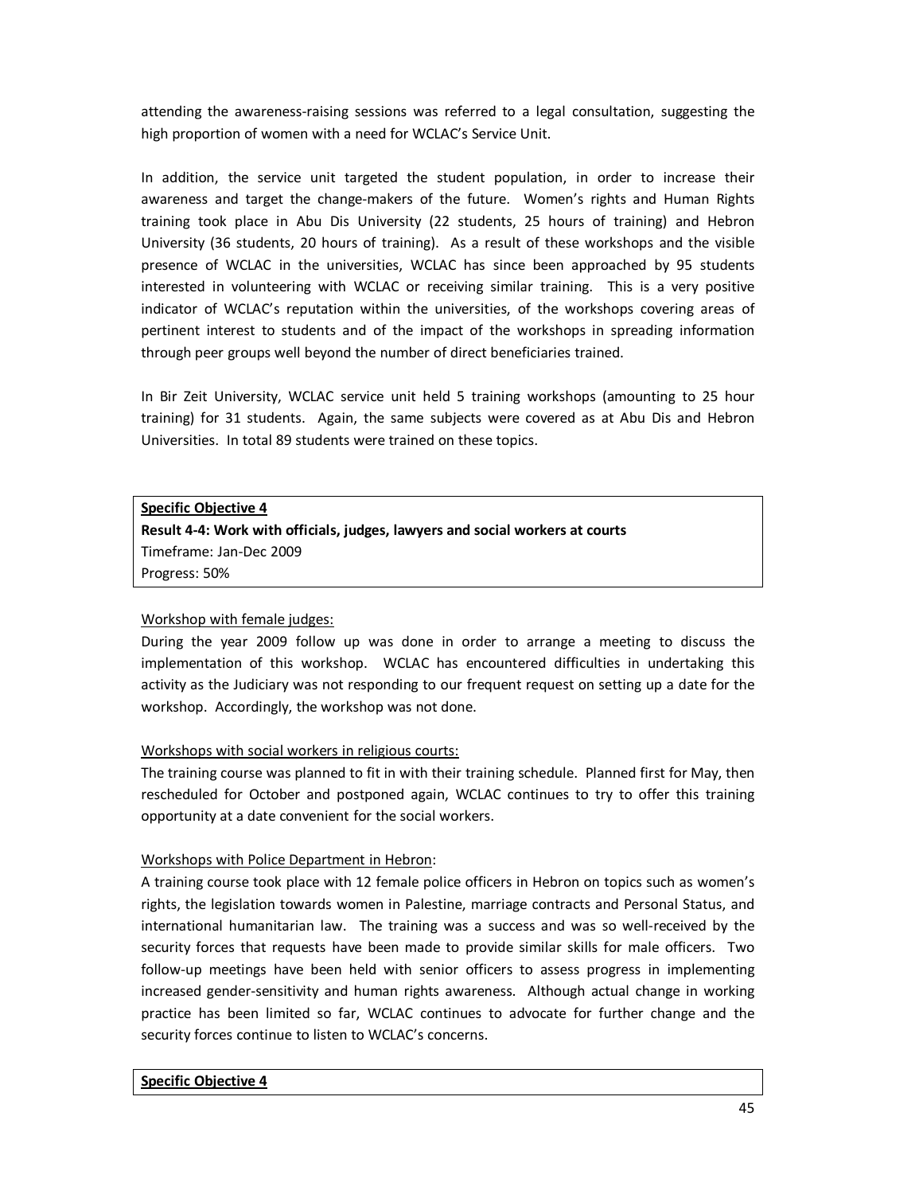attending the awareness-raising sessions was referred to a legal consultation, suggesting the high proportion of women with a need for WCLAC's Service Unit.

In addition, the service unit targeted the student population, in order to increase their awareness and target the change-makers of the future. Women's rights and Human Rights training took place in Abu Dis University (22 students, 25 hours of training) and Hebron University (36 students, 20 hours of training). As a result of these workshops and the visible presence of WCLAC in the universities, WCLAC has since been approached by 95 students interested in volunteering with WCLAC or receiving similar training. This is a very positive indicator of WCLAC's reputation within the universities, of the workshops covering areas of pertinent interest to students and of the impact of the workshops in spreading information through peer groups well beyond the number of direct beneficiaries trained.

In Bir Zeit University, WCLAC service unit held 5 training workshops (amounting to 25 hour training) for 31 students. Again, the same subjects were covered as at Abu Dis and Hebron Universities. In total 89 students were trained on these topics.

| **Specific Objective 4**<br>**Result 4-4: Work with officials, judges, lawyers and social workers at courts**<br>Timeframe: Jan-Dec 2009<br>Progress: 50% |
|---|

Workshop with female judges:

During the year 2009 follow up was done in order to arrange a meeting to discuss the implementation of this workshop. WCLAC has encountered difficulties in undertaking this activity as the Judiciary was not responding to our frequent request on setting up a date for the workshop. Accordingly, the workshop was not done.

Workshops with social workers in religious courts:

The training course was planned to fit in with their training schedule. Planned first for May, then rescheduled for October and postponed again, WCLAC continues to try to offer this training opportunity at a date convenient for the social workers.

Workshops with Police Department in Hebron:

A training course took place with 12 female police officers in Hebron on topics such as women's rights, the legislation towards women in Palestine, marriage contracts and Personal Status, and international humanitarian law. The training was a success and was so well-received by the security forces that requests have been made to provide similar skills for male officers. Two follow-up meetings have been held with senior officers to assess progress in implementing increased gender-sensitivity and human rights awareness. Although actual change in working practice has been limited so far, WCLAC continues to advocate for further change and the security forces continue to listen to WCLAC's concerns.

| **Specific Objective 4** |
|---|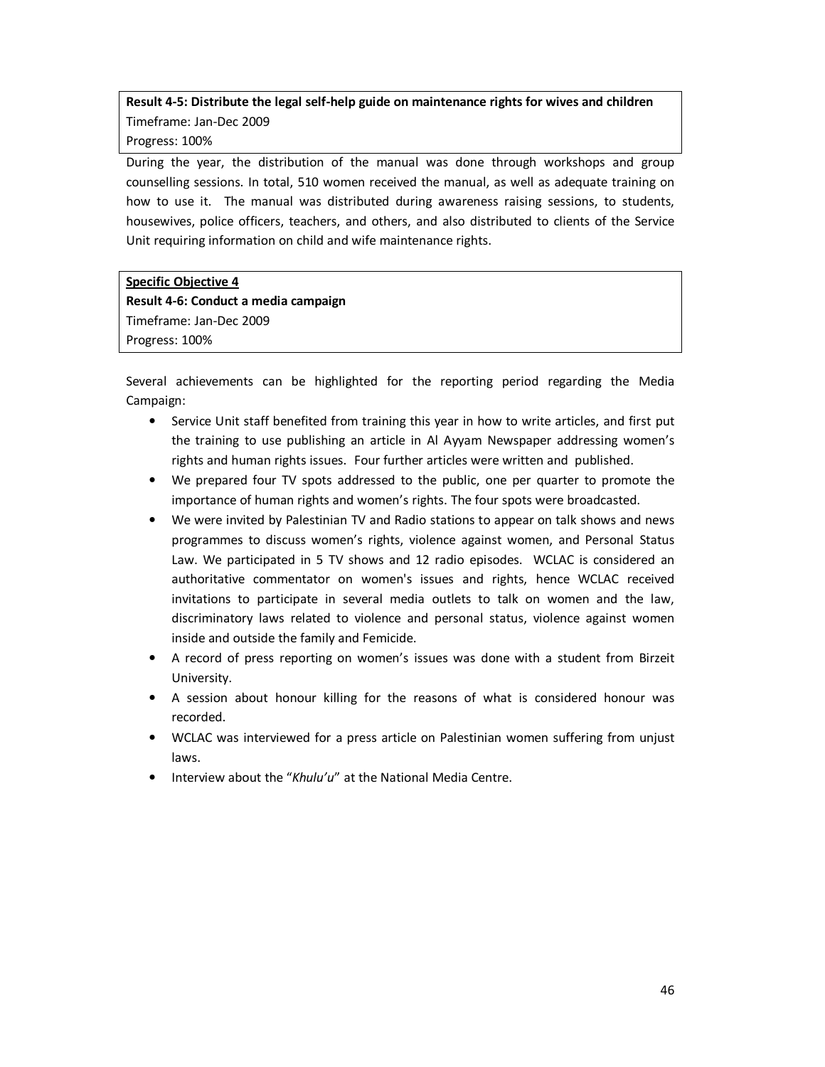**Result 4-5: Distribute the legal self-help guide on maintenance rights for wives and children**
Timeframe: Jan-Dec 2009
Progress: 100%

During the year, the distribution of the manual was done through workshops and group counselling sessions. In total, 510 women received the manual, as well as adequate training on how to use it. The manual was distributed during awareness raising sessions, to students, housewives, police officers, teachers, and others, and also distributed to clients of the Service Unit requiring information on child and wife maintenance rights.

**Specific Objective 4**
**Result 4-6: Conduct a media campaign**
Timeframe: Jan-Dec 2009
Progress: 100%

Several achievements can be highlighted for the reporting period regarding the Media Campaign:

- Service Unit staff benefited from training this year in how to write articles, and first put the training to use publishing an article in Al Ayyam Newspaper addressing women's rights and human rights issues. Four further articles were written and published.
- We prepared four TV spots addressed to the public, one per quarter to promote the importance of human rights and women's rights. The four spots were broadcasted.
- We were invited by Palestinian TV and Radio stations to appear on talk shows and news programmes to discuss women's rights, violence against women, and Personal Status Law. We participated in 5 TV shows and 12 radio episodes. WCLAC is considered an authoritative commentator on women's issues and rights, hence WCLAC received invitations to participate in several media outlets to talk on women and the law, discriminatory laws related to violence and personal status, violence against women inside and outside the family and Femicide.
- A record of press reporting on women's issues was done with a student from Birzeit University.
- A session about honour killing for the reasons of what is considered honour was recorded.
- WCLAC was interviewed for a press article on Palestinian women suffering from unjust laws.
- Interview about the "*Khulu'u*" at the National Media Centre.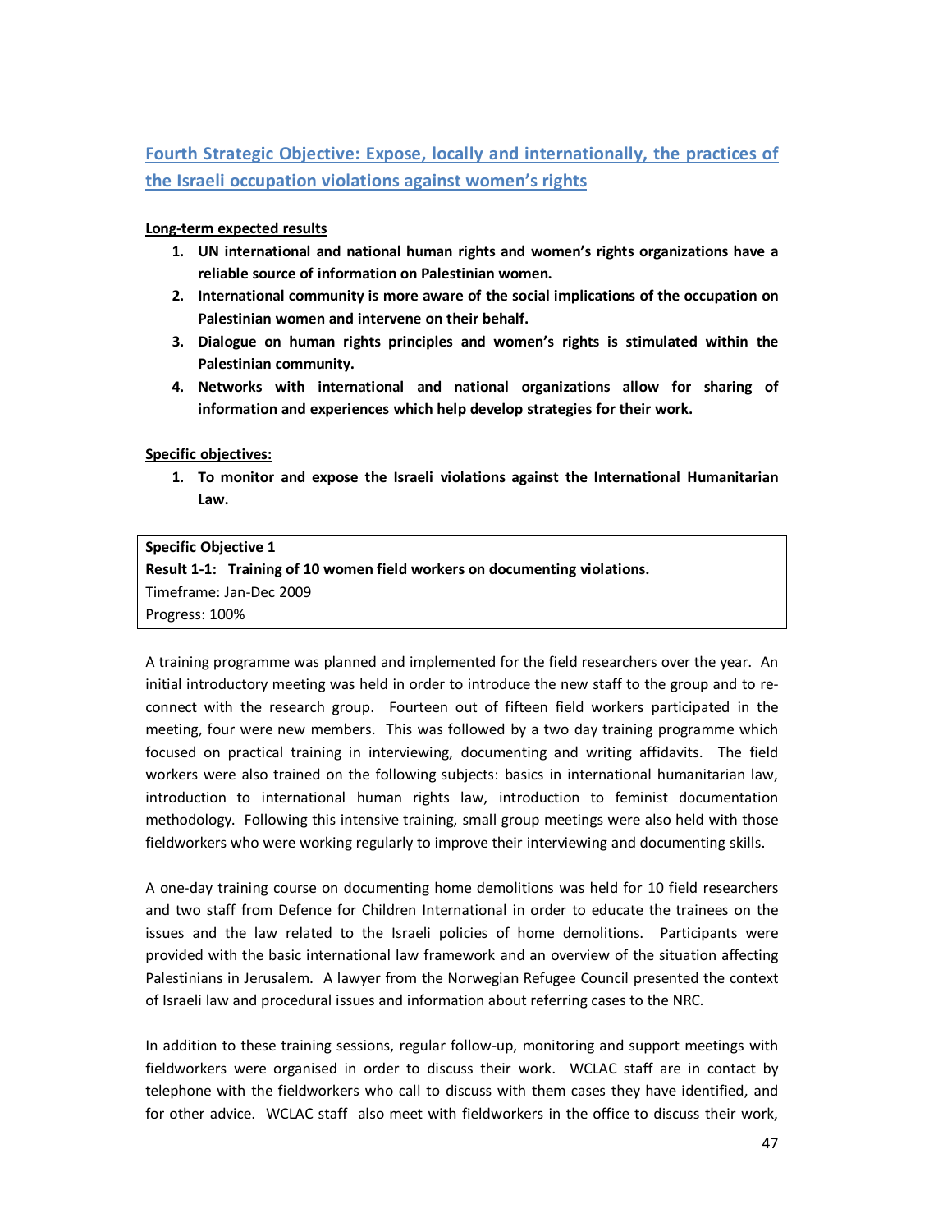## Fourth Strategic Objective: Expose, locally and internationally, the practices of the Israeli occupation violations against women's rights

**Long-term expected results**

1. **UN international and national human rights and women's rights organizations have a reliable source of information on Palestinian women.**
2. **International community is more aware of the social implications of the occupation on Palestinian women and intervene on their behalf.**
3. **Dialogue on human rights principles and women's rights is stimulated within the Palestinian community.**
4. **Networks with international and national organizations allow for sharing of information and experiences which help develop strategies for their work.**

**Specific objectives:**

1. **To monitor and expose the Israeli violations against the International Humanitarian Law.**

| **Specific Objective 1** |
|---|
| **Result 1-1: Training of 10 women field workers on documenting violations.** |
| Timeframe: Jan-Dec 2009 |
| Progress: 100% |

A training programme was planned and implemented for the field researchers over the year. An initial introductory meeting was held in order to introduce the new staff to the group and to re-connect with the research group. Fourteen out of fifteen field workers participated in the meeting, four were new members. This was followed by a two day training programme which focused on practical training in interviewing, documenting and writing affidavits. The field workers were also trained on the following subjects: basics in international humanitarian law, introduction to international human rights law, introduction to feminist documentation methodology. Following this intensive training, small group meetings were also held with those fieldworkers who were working regularly to improve their interviewing and documenting skills.

A one-day training course on documenting home demolitions was held for 10 field researchers and two staff from Defence for Children International in order to educate the trainees on the issues and the law related to the Israeli policies of home demolitions. Participants were provided with the basic international law framework and an overview of the situation affecting Palestinians in Jerusalem. A lawyer from the Norwegian Refugee Council presented the context of Israeli law and procedural issues and information about referring cases to the NRC.

In addition to these training sessions, regular follow-up, monitoring and support meetings with fieldworkers were organised in order to discuss their work. WCLAC staff are in contact by telephone with the fieldworkers who call to discuss with them cases they have identified, and for other advice. WCLAC staff also meet with fieldworkers in the office to discuss their work,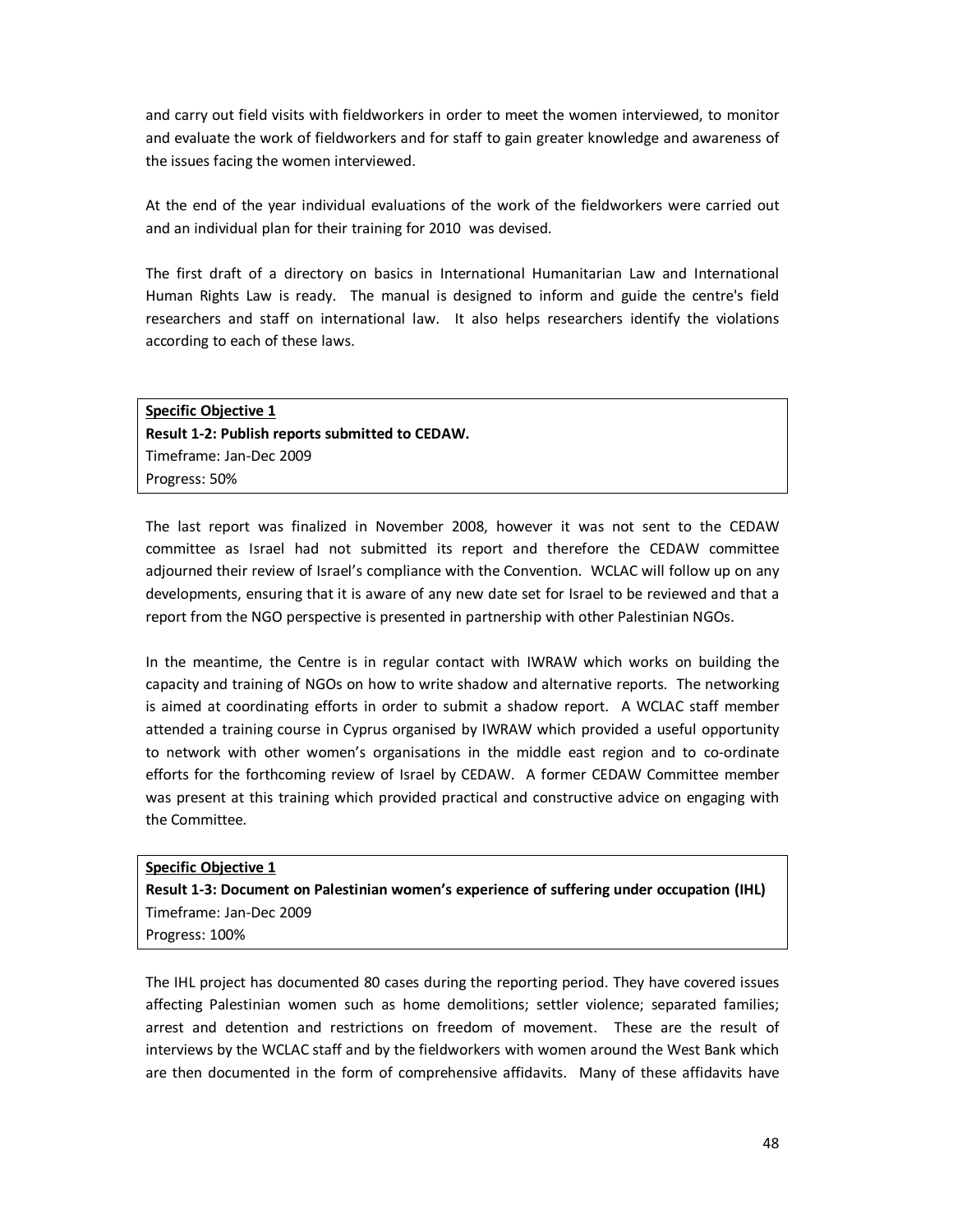and carry out field visits with fieldworkers in order to meet the women interviewed, to monitor and evaluate the work of fieldworkers and for staff to gain greater knowledge and awareness of the issues facing the women interviewed.

At the end of the year individual evaluations of the work of the fieldworkers were carried out and an individual plan for their training for 2010 was devised.

The first draft of a directory on basics in International Humanitarian Law and International Human Rights Law is ready. The manual is designed to inform and guide the centre's field researchers and staff on international law. It also helps researchers identify the violations according to each of these laws.

**Specific Objective 1**
**Result 1-2: Publish reports submitted to CEDAW.**
Timeframe: Jan-Dec 2009
Progress: 50%

The last report was finalized in November 2008, however it was not sent to the CEDAW committee as Israel had not submitted its report and therefore the CEDAW committee adjourned their review of Israel's compliance with the Convention. WCLAC will follow up on any developments, ensuring that it is aware of any new date set for Israel to be reviewed and that a report from the NGO perspective is presented in partnership with other Palestinian NGOs.

In the meantime, the Centre is in regular contact with IWRAW which works on building the capacity and training of NGOs on how to write shadow and alternative reports. The networking is aimed at coordinating efforts in order to submit a shadow report. A WCLAC staff member attended a training course in Cyprus organised by IWRAW which provided a useful opportunity to network with other women's organisations in the middle east region and to co-ordinate efforts for the forthcoming review of Israel by CEDAW. A former CEDAW Committee member was present at this training which provided practical and constructive advice on engaging with the Committee.

**Specific Objective 1**
**Result 1-3: Document on Palestinian women's experience of suffering under occupation (IHL)**
Timeframe: Jan-Dec 2009
Progress: 100%

The IHL project has documented 80 cases during the reporting period. They have covered issues affecting Palestinian women such as home demolitions; settler violence; separated families; arrest and detention and restrictions on freedom of movement. These are the result of interviews by the WCLAC staff and by the fieldworkers with women around the West Bank which are then documented in the form of comprehensive affidavits. Many of these affidavits have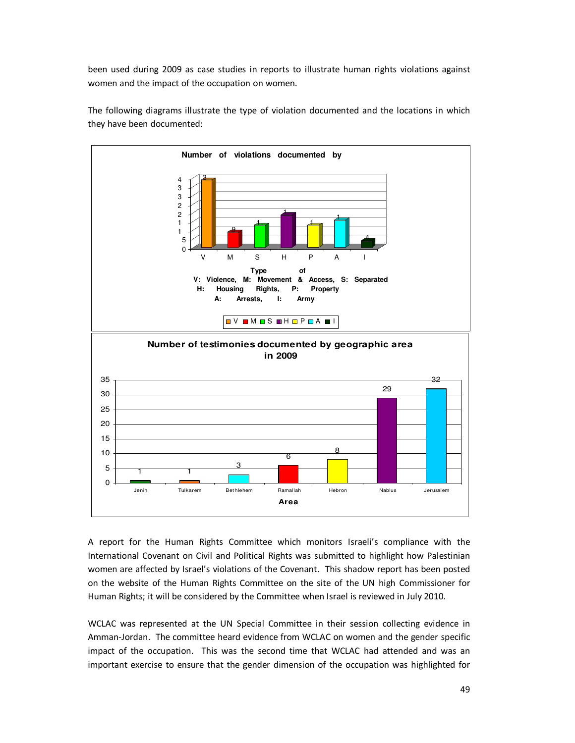been used during 2009 as case studies in reports to illustrate human rights violations against women and the impact of the occupation on women.

The following diagrams illustrate the type of violation documented and the locations in which they have been documented:

**Number of violations documented by**

Type of
V: Violence, M: Movement & Access, S: Separated
H: Housing Rights, P: Property
A: Arrests, I: Army

**Number of testimonies documented by geographic area in 2009**

| Area | Number |
|---|---|
| Jenin | 1 |
| Tulkarem | 1 |
| Bethlehem | 3 |
| Ramallah | 6 |
| Hebron | 8 |
| Nablus | 29 |
| Jerusalem | 32 |

A report for the Human Rights Committee which monitors Israeli's compliance with the International Covenant on Civil and Political Rights was submitted to highlight how Palestinian women are affected by Israel's violations of the Covenant. This shadow report has been posted on the website of the Human Rights Committee on the site of the UN high Commissioner for Human Rights; it will be considered by the Committee when Israel is reviewed in July 2010.

WCLAC was represented at the UN Special Committee in their session collecting evidence in Amman-Jordan. The committee heard evidence from WCLAC on women and the gender specific impact of the occupation. This was the second time that WCLAC had attended and was an important exercise to ensure that the gender dimension of the occupation was highlighted for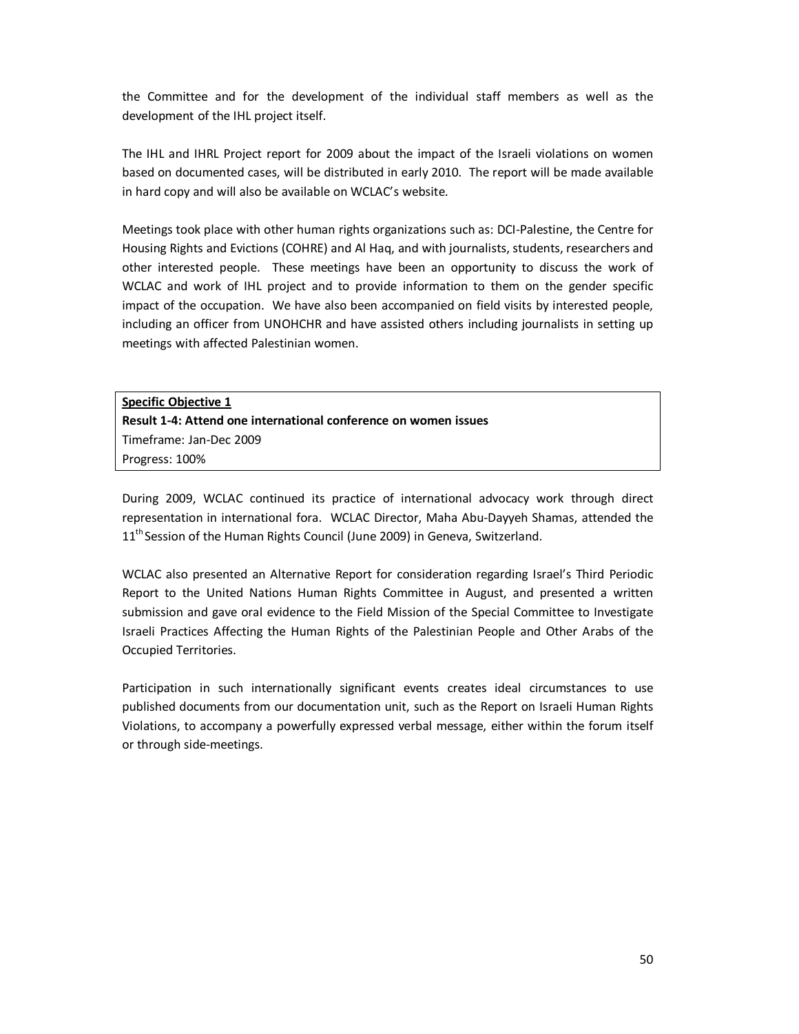the Committee and for the development of the individual staff members as well as the development of the IHL project itself.

The IHL and IHRL Project report for 2009 about the impact of the Israeli violations on women based on documented cases, will be distributed in early 2010. The report will be made available in hard copy and will also be available on WCLAC's website.

Meetings took place with other human rights organizations such as: DCI-Palestine, the Centre for Housing Rights and Evictions (COHRE) and Al Haq, and with journalists, students, researchers and other interested people. These meetings have been an opportunity to discuss the work of WCLAC and work of IHL project and to provide information to them on the gender specific impact of the occupation. We have also been accompanied on field visits by interested people, including an officer from UNOHCHR and have assisted others including journalists in setting up meetings with affected Palestinian women.

**Specific Objective 1**
**Result 1-4: Attend one international conference on women issues**
Timeframe: Jan-Dec 2009
Progress: 100%

During 2009, WCLAC continued its practice of international advocacy work through direct representation in international fora. WCLAC Director, Maha Abu-Dayyeh Shamas, attended the 11th Session of the Human Rights Council (June 2009) in Geneva, Switzerland.

WCLAC also presented an Alternative Report for consideration regarding Israel's Third Periodic Report to the United Nations Human Rights Committee in August, and presented a written submission and gave oral evidence to the Field Mission of the Special Committee to Investigate Israeli Practices Affecting the Human Rights of the Palestinian People and Other Arabs of the Occupied Territories.

Participation in such internationally significant events creates ideal circumstances to use published documents from our documentation unit, such as the Report on Israeli Human Rights Violations, to accompany a powerfully expressed verbal message, either within the forum itself or through side-meetings.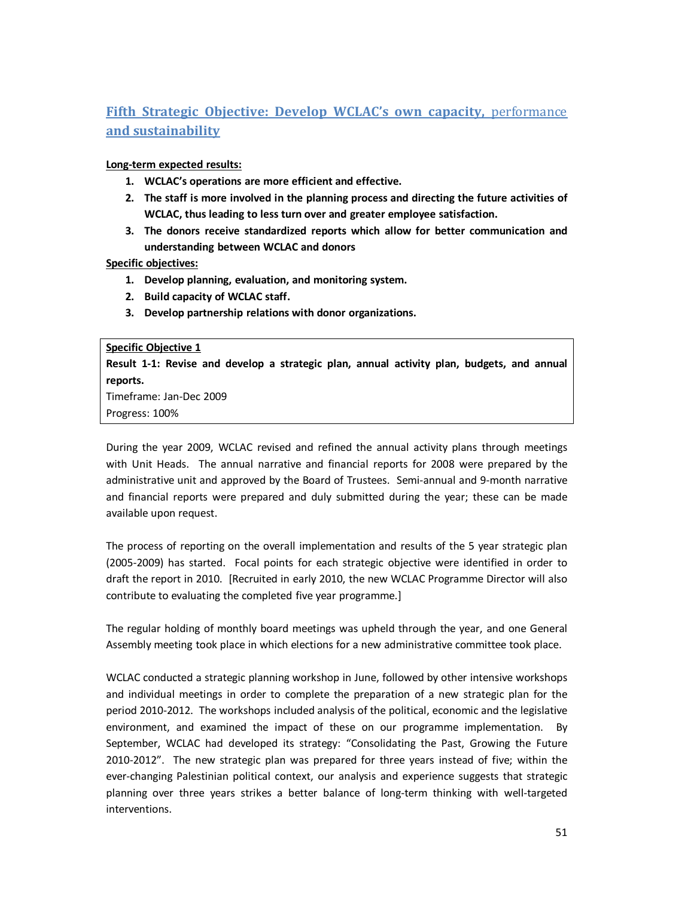## Fifth Strategic Objective: Develop WCLAC's own capacity, performance and sustainability

**Long-term expected results:**

1. **WCLAC's operations are more efficient and effective.**
2. **The staff is more involved in the planning process and directing the future activities of WCLAC, thus leading to less turn over and greater employee satisfaction.**
3. **The donors receive standardized reports which allow for better communication and understanding between WCLAC and donors**

**Specific objectives:**

1. **Develop planning, evaluation, and monitoring system.**
2. **Build capacity of WCLAC staff.**
3. **Develop partnership relations with donor organizations.**

**Specific Objective 1**
**Result 1-1: Revise and develop a strategic plan, annual activity plan, budgets, and annual reports.**
Timeframe: Jan-Dec 2009
Progress: 100%

During the year 2009, WCLAC revised and refined the annual activity plans through meetings with Unit Heads. The annual narrative and financial reports for 2008 were prepared by the administrative unit and approved by the Board of Trustees. Semi-annual and 9-month narrative and financial reports were prepared and duly submitted during the year; these can be made available upon request.

The process of reporting on the overall implementation and results of the 5 year strategic plan (2005-2009) has started. Focal points for each strategic objective were identified in order to draft the report in 2010. [Recruited in early 2010, the new WCLAC Programme Director will also contribute to evaluating the completed five year programme.]

The regular holding of monthly board meetings was upheld through the year, and one General Assembly meeting took place in which elections for a new administrative committee took place.

WCLAC conducted a strategic planning workshop in June, followed by other intensive workshops and individual meetings in order to complete the preparation of a new strategic plan for the period 2010-2012. The workshops included analysis of the political, economic and the legislative environment, and examined the impact of these on our programme implementation. By September, WCLAC had developed its strategy: "Consolidating the Past, Growing the Future 2010-2012". The new strategic plan was prepared for three years instead of five; within the ever-changing Palestinian political context, our analysis and experience suggests that strategic planning over three years strikes a better balance of long-term thinking with well-targeted interventions.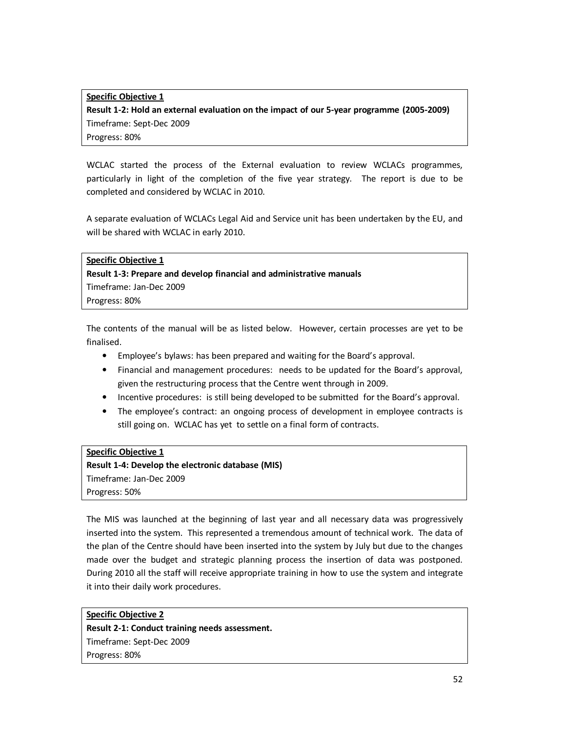**<u>Specific Objective 1</u>**
**Result 1-2: Hold an external evaluation on the impact of our 5-year programme (2005-2009)**
Timeframe: Sept-Dec 2009
Progress: 80%

WCLAC started the process of the External evaluation to review WCLACs programmes, particularly in light of the completion of the five year strategy. The report is due to be completed and considered by WCLAC in 2010.

A separate evaluation of WCLACs Legal Aid and Service unit has been undertaken by the EU, and will be shared with WCLAC in early 2010.

**<u>Specific Objective 1</u>**
**Result 1-3: Prepare and develop financial and administrative manuals**
Timeframe: Jan-Dec 2009
Progress: 80%

The contents of the manual will be as listed below. However, certain processes are yet to be finalised.

- Employee's bylaws: has been prepared and waiting for the Board's approval.
- Financial and management procedures: needs to be updated for the Board's approval, given the restructuring process that the Centre went through in 2009.
- Incentive procedures: is still being developed to be submitted for the Board's approval.
- The employee's contract: an ongoing process of development in employee contracts is still going on. WCLAC has yet to settle on a final form of contracts.

**<u>Specific Objective 1</u>**
**Result 1-4: Develop the electronic database (MIS)**
Timeframe: Jan-Dec 2009
Progress: 50%

The MIS was launched at the beginning of last year and all necessary data was progressively inserted into the system. This represented a tremendous amount of technical work. The data of the plan of the Centre should have been inserted into the system by July but due to the changes made over the budget and strategic planning process the insertion of data was postponed. During 2010 all the staff will receive appropriate training in how to use the system and integrate it into their daily work procedures.

**<u>Specific Objective 2</u>**
**Result 2-1: Conduct training needs assessment.**
Timeframe: Sept-Dec 2009
Progress: 80%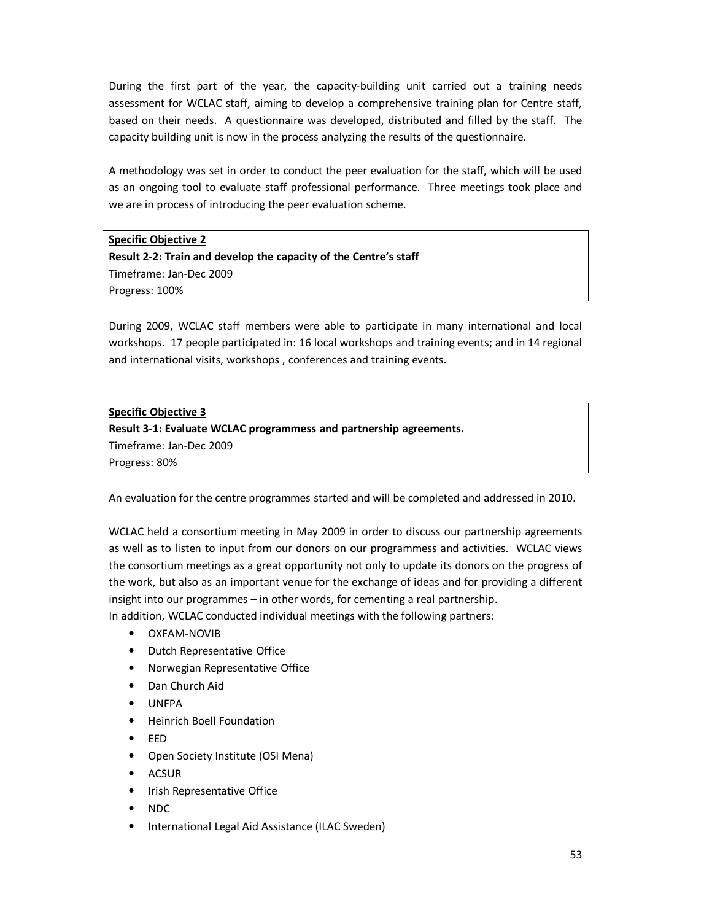During the first part of the year, the capacity-building unit carried out a training needs assessment for WCLAC staff, aiming to develop a comprehensive training plan for Centre staff, based on their needs. A questionnaire was developed, distributed and filled by the staff. The capacity building unit is now in the process analyzing the results of the questionnaire.

A methodology was set in order to conduct the peer evaluation for the staff, which will be used as an ongoing tool to evaluate staff professional performance. Three meetings took place and we are in process of introducing the peer evaluation scheme.

**Specific Objective 2**
**Result 2-2: Train and develop the capacity of the Centre's staff**
Timeframe: Jan-Dec 2009
Progress: 100%

During 2009, WCLAC staff members were able to participate in many international and local workshops. 17 people participated in: 16 local workshops and training events; and in 14 regional and international visits, workshops , conferences and training events.

**Specific Objective 3**
**Result 3-1: Evaluate WCLAC programmess and partnership agreements.**
Timeframe: Jan-Dec 2009
Progress: 80%

An evaluation for the centre programmes started and will be completed and addressed in 2010.

WCLAC held a consortium meeting in May 2009 in order to discuss our partnership agreements as well as to listen to input from our donors on our programmess and activities. WCLAC views the consortium meetings as a great opportunity not only to update its donors on the progress of the work, but also as an important venue for the exchange of ideas and for providing a different insight into our programmes – in other words, for cementing a real partnership.
In addition, WCLAC conducted individual meetings with the following partners:

- OXFAM-NOVIB
- Dutch Representative Office
- Norwegian Representative Office
- Dan Church Aid
- UNFPA
- Heinrich Boell Foundation
- EED
- Open Society Institute (OSI Mena)
- ACSUR
- Irish Representative Office
- NDC
- International Legal Aid Assistance (ILAC Sweden)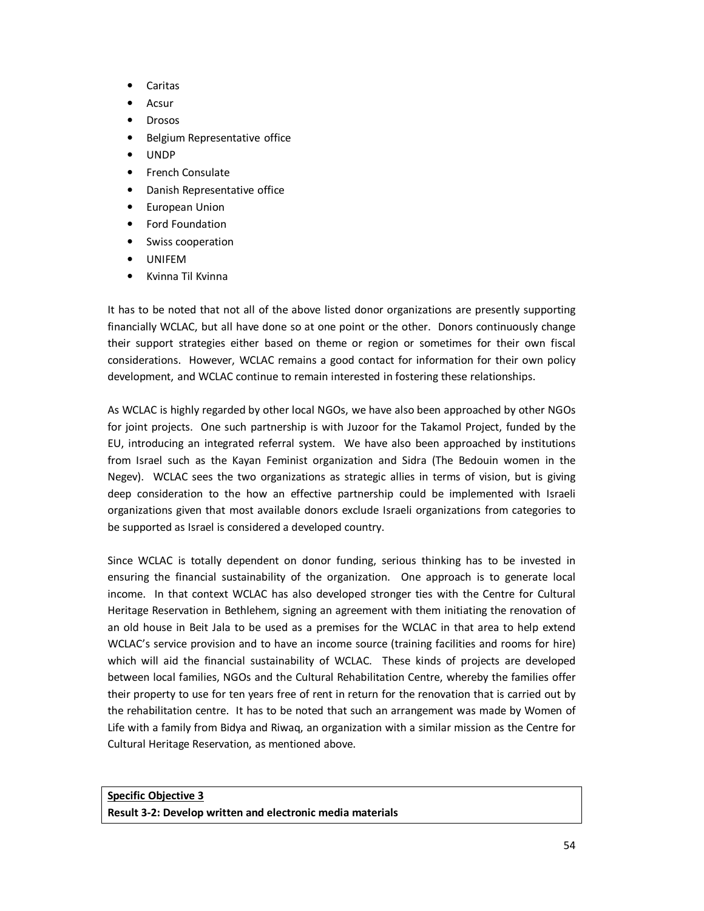- Caritas
- Acsur
- Drosos
- Belgium Representative office
- UNDP
- French Consulate
- Danish Representative office
- European Union
- Ford Foundation
- Swiss cooperation
- UNIFEM
- Kvinna Til Kvinna

It has to be noted that not all of the above listed donor organizations are presently supporting financially WCLAC, but all have done so at one point or the other. Donors continuously change their support strategies either based on theme or region or sometimes for their own fiscal considerations. However, WCLAC remains a good contact for information for their own policy development, and WCLAC continue to remain interested in fostering these relationships.

As WCLAC is highly regarded by other local NGOs, we have also been approached by other NGOs for joint projects. One such partnership is with Juzoor for the Takamol Project, funded by the EU, introducing an integrated referral system. We have also been approached by institutions from Israel such as the Kayan Feminist organization and Sidra (The Bedouin women in the Negev). WCLAC sees the two organizations as strategic allies in terms of vision, but is giving deep consideration to the how an effective partnership could be implemented with Israeli organizations given that most available donors exclude Israeli organizations from categories to be supported as Israel is considered a developed country.

Since WCLAC is totally dependent on donor funding, serious thinking has to be invested in ensuring the financial sustainability of the organization. One approach is to generate local income. In that context WCLAC has also developed stronger ties with the Centre for Cultural Heritage Reservation in Bethlehem, signing an agreement with them initiating the renovation of an old house in Beit Jala to be used as a premises for the WCLAC in that area to help extend WCLAC's service provision and to have an income source (training facilities and rooms for hire) which will aid the financial sustainability of WCLAC. These kinds of projects are developed between local families, NGOs and the Cultural Rehabilitation Centre, whereby the families offer their property to use for ten years free of rent in return for the renovation that is carried out by the rehabilitation centre. It has to be noted that such an arrangement was made by Women of Life with a family from Bidya and Riwaq, an organization with a similar mission as the Centre for Cultural Heritage Reservation, as mentioned above.

| **<u>Specific Objective 3</u>**<br>**Result 3-2: Develop written and electronic media materials** |
|---|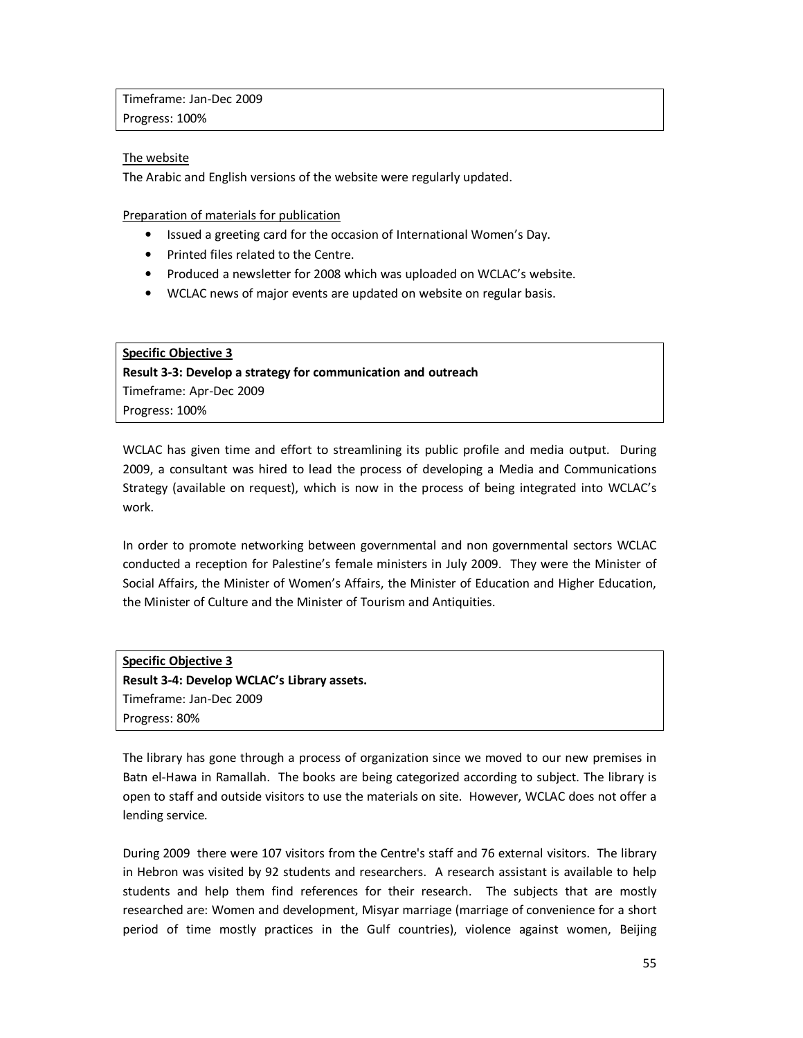Timeframe: Jan-Dec 2009
Progress: 100%

The website

The Arabic and English versions of the website were regularly updated.

Preparation of materials for publication

- Issued a greeting card for the occasion of International Women's Day.
- Printed files related to the Centre.
- Produced a newsletter for 2008 which was uploaded on WCLAC's website.
- WCLAC news of major events are updated on website on regular basis.

**Specific Objective 3**
**Result 3-3: Develop a strategy for communication and outreach**
Timeframe: Apr-Dec 2009
Progress: 100%

WCLAC has given time and effort to streamlining its public profile and media output. During 2009, a consultant was hired to lead the process of developing a Media and Communications Strategy (available on request), which is now in the process of being integrated into WCLAC's work.

In order to promote networking between governmental and non governmental sectors WCLAC conducted a reception for Palestine's female ministers in July 2009. They were the Minister of Social Affairs, the Minister of Women's Affairs, the Minister of Education and Higher Education, the Minister of Culture and the Minister of Tourism and Antiquities.

**Specific Objective 3**
**Result 3-4: Develop WCLAC's Library assets.**
Timeframe: Jan-Dec 2009
Progress: 80%

The library has gone through a process of organization since we moved to our new premises in Batn el-Hawa in Ramallah. The books are being categorized according to subject. The library is open to staff and outside visitors to use the materials on site. However, WCLAC does not offer a lending service.

During 2009 there were 107 visitors from the Centre's staff and 76 external visitors. The library in Hebron was visited by 92 students and researchers. A research assistant is available to help students and help them find references for their research. The subjects that are mostly researched are: Women and development, Misyar marriage (marriage of convenience for a short period of time mostly practices in the Gulf countries), violence against women, Beijing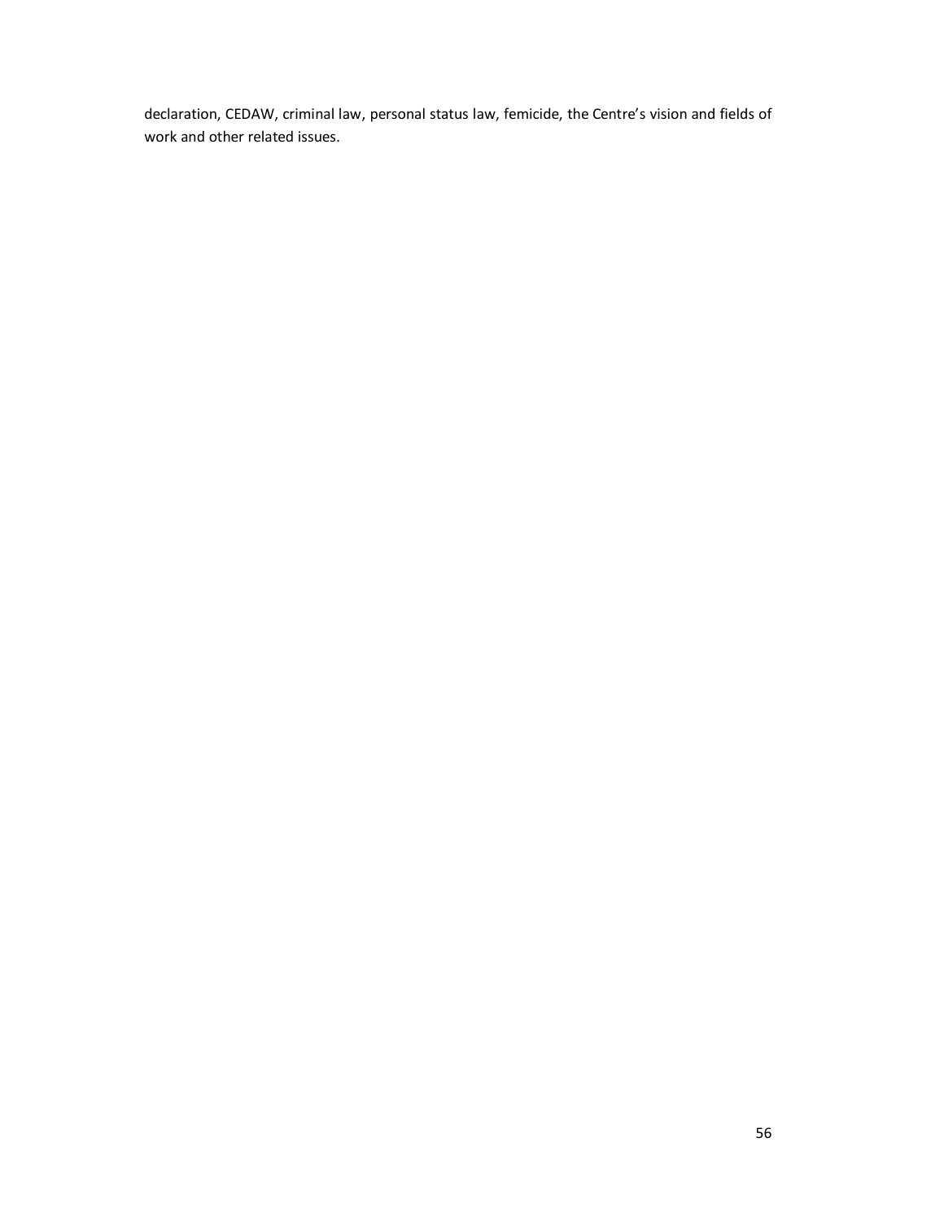declaration, CEDAW, criminal law, personal status law, femicide, the Centre's vision and fields of work and other related issues.